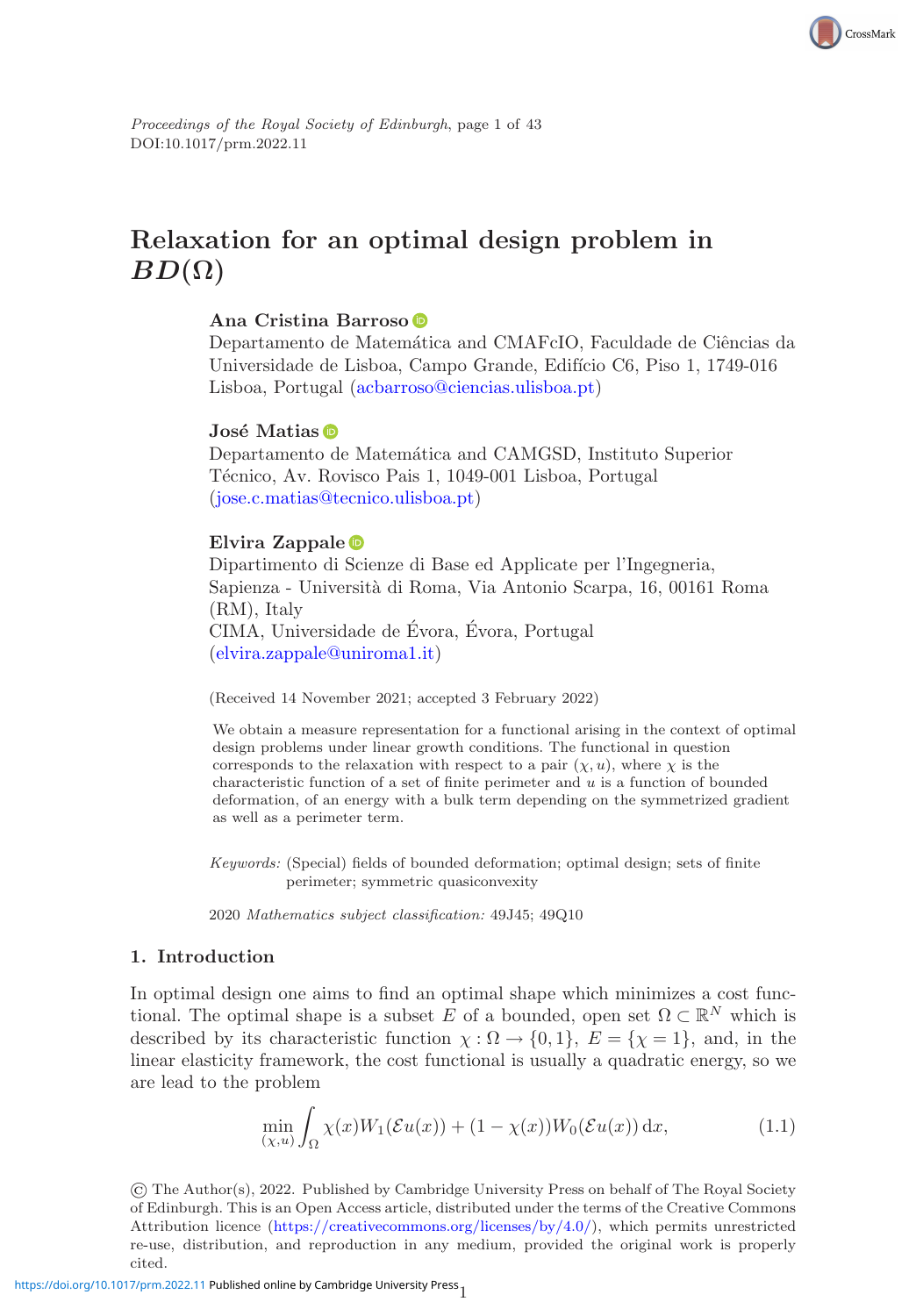# Relaxation for an optimal design problem in $BD(\Omega)$

**Ana Cristina Barroso**
Departamento de Matemática and CMAFcIO, Faculdade de Ciências da Universidade de Lisboa, Campo Grande, Edifício C6, Piso 1, 1749-016 Lisboa, Portugal (acbarroso@ciencias.ulisboa.pt)

**José Matias**
Departamento de Matemática and CAMGSD, Instituto Superior Técnico, Av. Rovisco Pais 1, 1049-001 Lisboa, Portugal (jose.c.matias@tecnico.ulisboa.pt)

**Elvira Zappale**
Dipartimento di Scienze di Base ed Applicate per l'Ingegneria, Sapienza - Università di Roma, Via Antonio Scarpa, 16, 00161 Roma (RM), Italy
CIMA, Universidade de Évora, Évora, Portugal
(elvira.zappale@uniroma1.it)

(Received 14 November 2021; accepted 3 February 2022)

We obtain a measure representation for a functional arising in the context of optimal design problems under linear growth conditions. The functional in question corresponds to the relaxation with respect to a pair $(\chi, u)$, where $\chi$ is the characteristic function of a set of finite perimeter and $u$ is a function of bounded deformation, of an energy with a bulk term depending on the symmetrized gradient as well as a perimeter term.

*Keywords:* (Special) fields of bounded deformation; optimal design; sets of finite perimeter; symmetric quasiconvexity

2020 *Mathematics subject classification:* 49J45; 49Q10

## 1. Introduction

In optimal design one aims to find an optimal shape which minimizes a cost functional. The optimal shape is a subset $E$ of a bounded, open set $\Omega \subset \mathbb{R}^N$ which is described by its characteristic function $\chi : \Omega \to \{0, 1\}$, $E = \{\chi = 1\}$, and, in the linear elasticity framework, the cost functional is usually a quadratic energy, so we are lead to the problem

$$\min_{(\chi,u)} \int_\Omega \chi(x) W_1(\mathcal{E}u(x)) + (1 - \chi(x)) W_0(\mathcal{E}u(x))\, \mathrm{d}x, \tag{1.1}$$

© The Author(s), 2022. Published by Cambridge University Press on behalf of The Royal Society of Edinburgh. This is an Open Access article, distributed under the terms of the Creative Commons Attribution licence (https://creativecommons.org/licenses/by/4.0/), which permits unrestricted re-use, distribution, and reproduction in any medium, provided the original work is properly cited.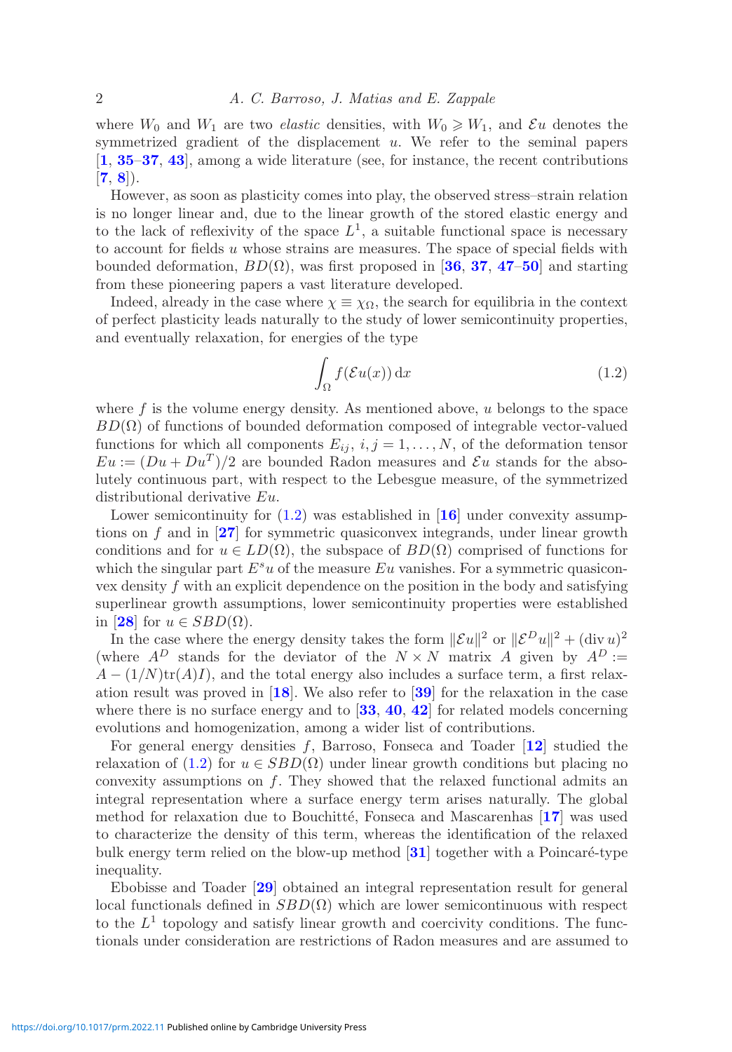where $W_0$ and $W_1$ are two *elastic* densities, with $W_0 \geqslant W_1$, and $\mathcal{E}u$ denotes the symmetrized gradient of the displacement $u$. We refer to the seminal papers [**1**, **35**–**37**, **43**], among a wide literature (see, for instance, the recent contributions [**7**, **8**]).

However, as soon as plasticity comes into play, the observed stress–strain relation is no longer linear and, due to the linear growth of the stored elastic energy and to the lack of reflexivity of the space $L^1$, a suitable functional space is necessary to account for fields $u$ whose strains are measures. The space of special fields with bounded deformation, $BD(\Omega)$, was first proposed in [**36**, **37**, **47**–**50**] and starting from these pioneering papers a vast literature developed.

Indeed, already in the case where $\chi \equiv \chi_\Omega$, the search for equilibria in the context of perfect plasticity leads naturally to the study of lower semicontinuity properties, and eventually relaxation, for energies of the type

$$\int_\Omega f(\mathcal{E}u(x))\,\mathrm{d}x \tag{1.2}$$

where $f$ is the volume energy density. As mentioned above, $u$ belongs to the space $BD(\Omega)$ of functions of bounded deformation composed of integrable vector-valued functions for which all components $E_{ij}$, $i, j = 1, \ldots, N$, of the deformation tensor $Eu := (Du + Du^T)/2$ are bounded Radon measures and $\mathcal{E}u$ stands for the absolutely continuous part, with respect to the Lebesgue measure, of the symmetrized distributional derivative $Eu$.

Lower semicontinuity for (1.2) was established in [**16**] under convexity assumptions on $f$ and in [**27**] for symmetric quasiconvex integrands, under linear growth conditions and for $u \in LD(\Omega)$, the subspace of $BD(\Omega)$ comprised of functions for which the singular part $E^s u$ of the measure $Eu$ vanishes. For a symmetric quasiconvex density $f$ with an explicit dependence on the position in the body and satisfying superlinear growth assumptions, lower semicontinuity properties were established in [**28**] for $u \in SBD(\Omega)$.

In the case where the energy density takes the form $\|\mathcal{E}u\|^2$ or $\|\mathcal{E}^D u\|^2 + (\operatorname{div} u)^2$ (where $A^D$ stands for the deviator of the $N \times N$ matrix $A$ given by $A^D := A - (1/N)\mathrm{tr}(A)I$), and the total energy also includes a surface term, a first relaxation result was proved in [**18**]. We also refer to [**39**] for the relaxation in the case where there is no surface energy and to [**33**, **40**, **42**] for related models concerning evolutions and homogenization, among a wider list of contributions.

For general energy densities $f$, Barroso, Fonseca and Toader [**12**] studied the relaxation of (1.2) for $u \in SBD(\Omega)$ under linear growth conditions but placing no convexity assumptions on $f$. They showed that the relaxed functional admits an integral representation where a surface energy term arises naturally. The global method for relaxation due to Bouchitté, Fonseca and Mascarenhas [**17**] was used to characterize the density of this term, whereas the identification of the relaxed bulk energy term relied on the blow-up method [**31**] together with a Poincaré-type inequality.

Ebobisse and Toader [**29**] obtained an integral representation result for general local functionals defined in $SBD(\Omega)$ which are lower semicontinuous with respect to the $L^1$ topology and satisfy linear growth and coercivity conditions. The functionals under consideration are restrictions of Radon measures and are assumed to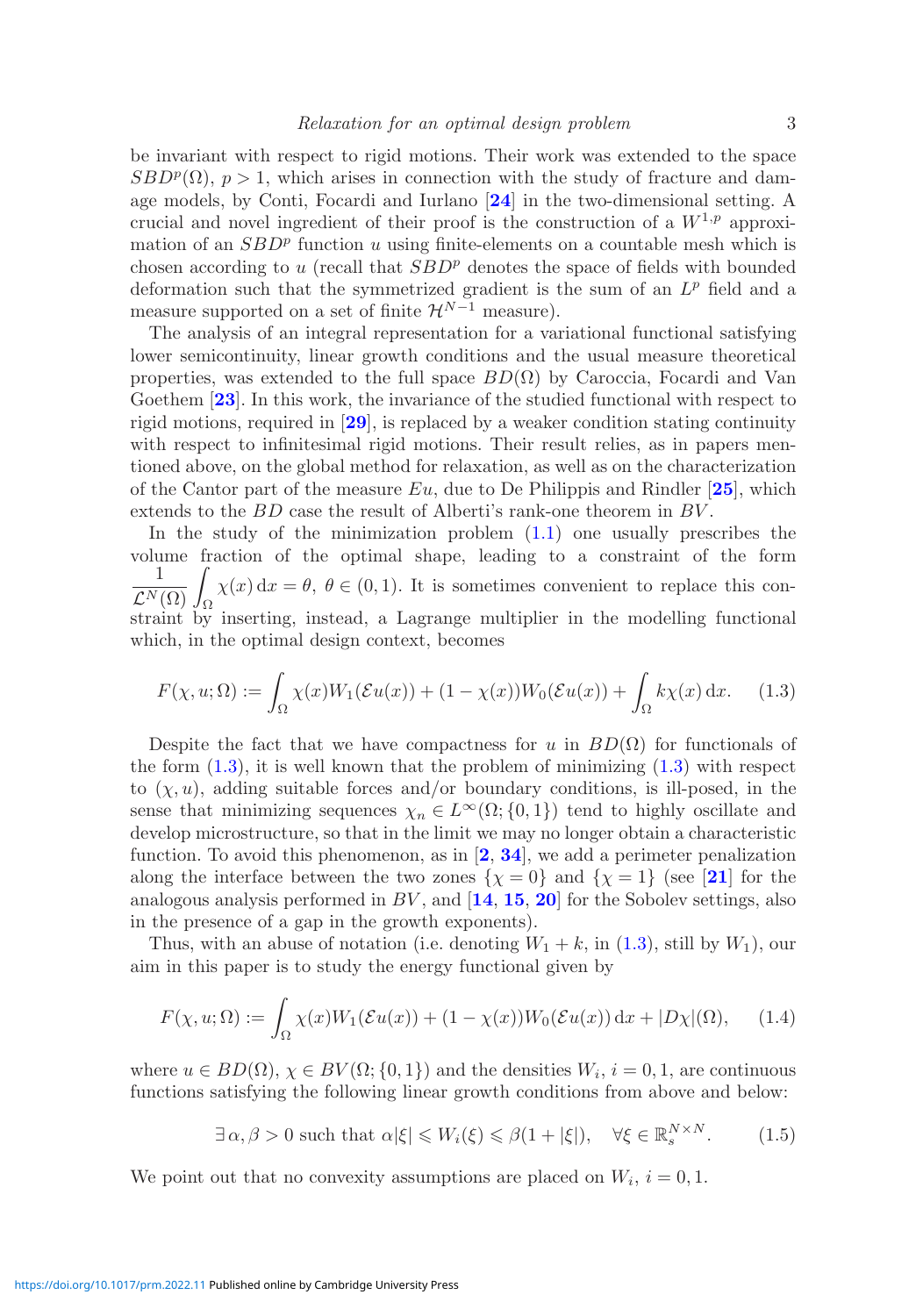be invariant with respect to rigid motions. Their work was extended to the space $SBD^p(\Omega)$, $p > 1$, which arises in connection with the study of fracture and damage models, by Conti, Focardi and Iurlano [**24**] in the two-dimensional setting. A crucial and novel ingredient of their proof is the construction of a $W^{1,p}$ approximation of an $SBD^p$ function $u$ using finite-elements on a countable mesh which is chosen according to $u$ (recall that $SBD^p$ denotes the space of fields with bounded deformation such that the symmetrized gradient is the sum of an $L^p$ field and a measure supported on a set of finite $\mathcal{H}^{N-1}$ measure).

The analysis of an integral representation for a variational functional satisfying lower semicontinuity, linear growth conditions and the usual measure theoretical properties, was extended to the full space $BD(\Omega)$ by Caroccia, Focardi and Van Goethem [**23**]. In this work, the invariance of the studied functional with respect to rigid motions, required in [**29**], is replaced by a weaker condition stating continuity with respect to infinitesimal rigid motions. Their result relies, as in papers mentioned above, on the global method for relaxation, as well as on the characterization of the Cantor part of the measure $Eu$, due to De Philippis and Rindler [**25**], which extends to the $BD$ case the result of Alberti's rank-one theorem in $BV$.

In the study of the minimization problem (1.1) one usually prescribes the volume fraction of the optimal shape, leading to a constraint of the form $\frac{1}{\mathcal{L}^N(\Omega)}\int_\Omega \chi(x)\,\mathrm{d}x = \theta$, $\theta \in (0,1)$. It is sometimes convenient to replace this constraint by inserting, instead, a Lagrange multiplier in the modelling functional which, in the optimal design context, becomes

$$F(\chi, u; \Omega) := \int_\Omega \chi(x) W_1(\mathcal{E}u(x)) + (1-\chi(x)) W_0(\mathcal{E}u(x)) + \int_\Omega k\chi(x)\,\mathrm{d}x. \tag{1.3}$$

Despite the fact that we have compactness for $u$ in $BD(\Omega)$ for functionals of the form (1.3), it is well known that the problem of minimizing (1.3) with respect to $(\chi, u)$, adding suitable forces and/or boundary conditions, is ill-posed, in the sense that minimizing sequences $\chi_n \in L^\infty(\Omega; \{0,1\})$ tend to highly oscillate and develop microstructure, so that in the limit we may no longer obtain a characteristic function. To avoid this phenomenon, as in [**2**, **34**], we add a perimeter penalization along the interface between the two zones $\{\chi = 0\}$ and $\{\chi = 1\}$ (see [**21**] for the analogous analysis performed in $BV$, and [**14**, **15**, **20**] for the Sobolev settings, also in the presence of a gap in the growth exponents).

Thus, with an abuse of notation (i.e. denoting $W_1 + k$, in (1.3), still by $W_1$), our aim in this paper is to study the energy functional given by

$$F(\chi, u; \Omega) := \int_\Omega \chi(x) W_1(\mathcal{E}u(x)) + (1-\chi(x)) W_0(\mathcal{E}u(x))\,\mathrm{d}x + |D\chi|(\Omega), \tag{1.4}$$

where $u \in BD(\Omega)$, $\chi \in BV(\Omega; \{0,1\})$ and the densities $W_i$, $i = 0,1$, are continuous functions satisfying the following linear growth conditions from above and below:

$$\exists\, \alpha, \beta > 0 \text{ such that } \alpha|\xi| \leqslant W_i(\xi) \leqslant \beta(1+|\xi|), \quad \forall \xi \in \mathbb{R}^{N\times N}_s. \tag{1.5}$$

We point out that no convexity assumptions are placed on $W_i$, $i = 0,1$.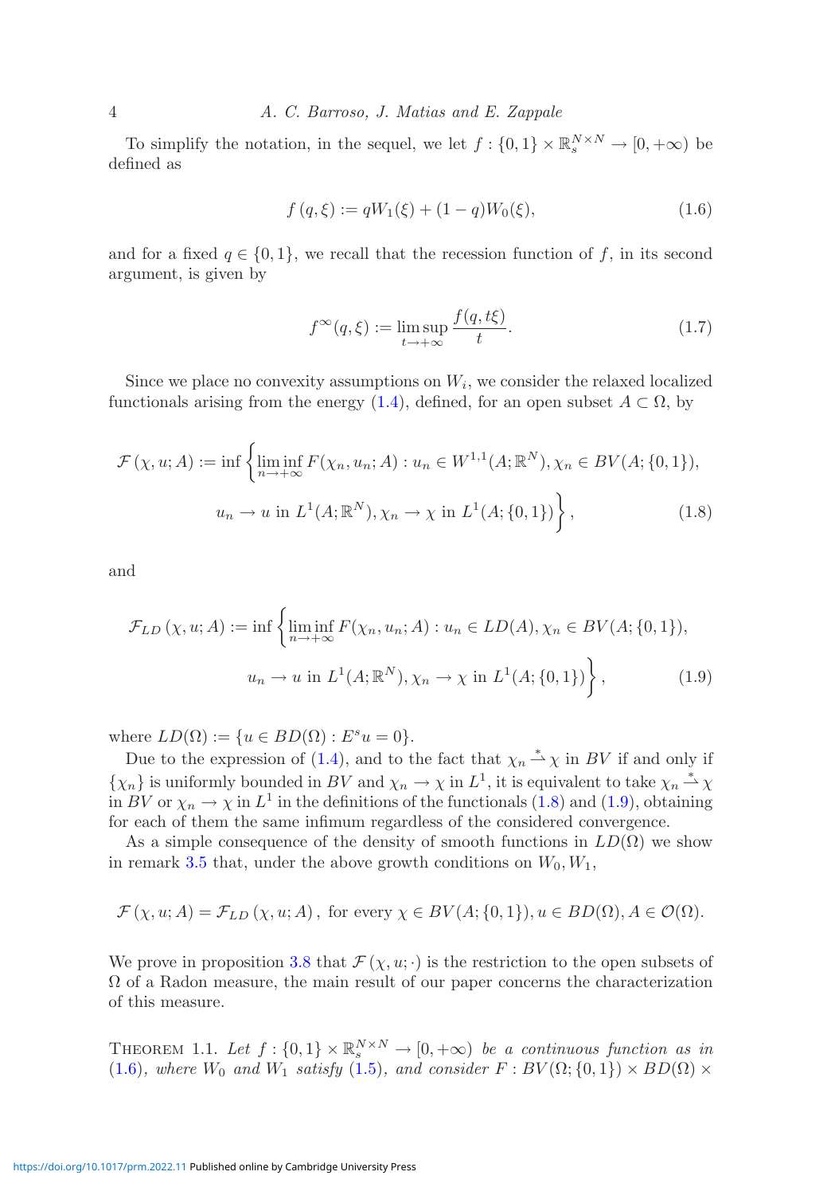To simplify the notation, in the sequel, we let $f : \{0,1\} \times \mathbb{R}^{N\times N}_s \to [0,+\infty)$ be defined as

$$f(q,\xi) := qW_1(\xi) + (1-q)W_0(\xi), \tag{1.6}$$

and for a fixed $q \in \{0,1\}$, we recall that the recession function of $f$, in its second argument, is given by

$$f^\infty(q,\xi) := \limsup_{t\to+\infty} \frac{f(q,t\xi)}{t}. \tag{1.7}$$

Since we place no convexity assumptions on $W_i$, we consider the relaxed localized functionals arising from the energy (1.4), defined, for an open subset $A \subset \Omega$, by

$$\mathcal{F}(\chi,u;A) := \inf\left\{\liminf_{n\to+\infty} F(\chi_n,u_n;A) : u_n \in W^{1,1}(A;\mathbb{R}^N), \chi_n \in BV(A;\{0,1\}),\right.$$
$$\left. u_n \to u \text{ in } L^1(A;\mathbb{R}^N), \chi_n \to \chi \text{ in } L^1(A;\{0,1\})\right\}, \tag{1.8}$$

and

$$\mathcal{F}_{LD}(\chi,u;A) := \inf\left\{\liminf_{n\to+\infty} F(\chi_n,u_n;A) : u_n \in LD(A), \chi_n \in BV(A;\{0,1\}),\right.$$
$$\left. u_n \to u \text{ in } L^1(A;\mathbb{R}^N), \chi_n \to \chi \text{ in } L^1(A;\{0,1\})\right\}, \tag{1.9}$$

where $LD(\Omega) := \{u \in BD(\Omega) : E^s u = 0\}$.

Due to the expression of (1.4), and to the fact that $\chi_n \overset{*}{\rightharpoonup} \chi$ in $BV$ if and only if $\{\chi_n\}$ is uniformly bounded in $BV$ and $\chi_n \to \chi$ in $L^1$, it is equivalent to take $\chi_n \overset{*}{\rightharpoonup} \chi$ in $BV$ or $\chi_n \to \chi$ in $L^1$ in the definitions of the functionals (1.8) and (1.9), obtaining for each of them the same infimum regardless of the considered convergence.

As a simple consequence of the density of smooth functions in $LD(\Omega)$ we show in remark 3.5 that, under the above growth conditions on $W_0, W_1$,

$$\mathcal{F}(\chi,u;A) = \mathcal{F}_{LD}(\chi,u;A), \text{ for every } \chi \in BV(A;\{0,1\}), u \in BD(\Omega), A \in \mathcal{O}(\Omega).$$

We prove in proposition 3.8 that $\mathcal{F}(\chi,u;\cdot)$ is the restriction to the open subsets of $\Omega$ of a Radon measure, the main result of our paper concerns the characterization of this measure.

THEOREM 1.1. *Let $f : \{0,1\} \times \mathbb{R}^{N\times N}_s \to [0,+\infty)$ be a continuous function as in (1.6), where $W_0$ and $W_1$ satisfy (1.5), and consider $F : BV(\Omega;\{0,1\}) \times BD(\Omega) \times$*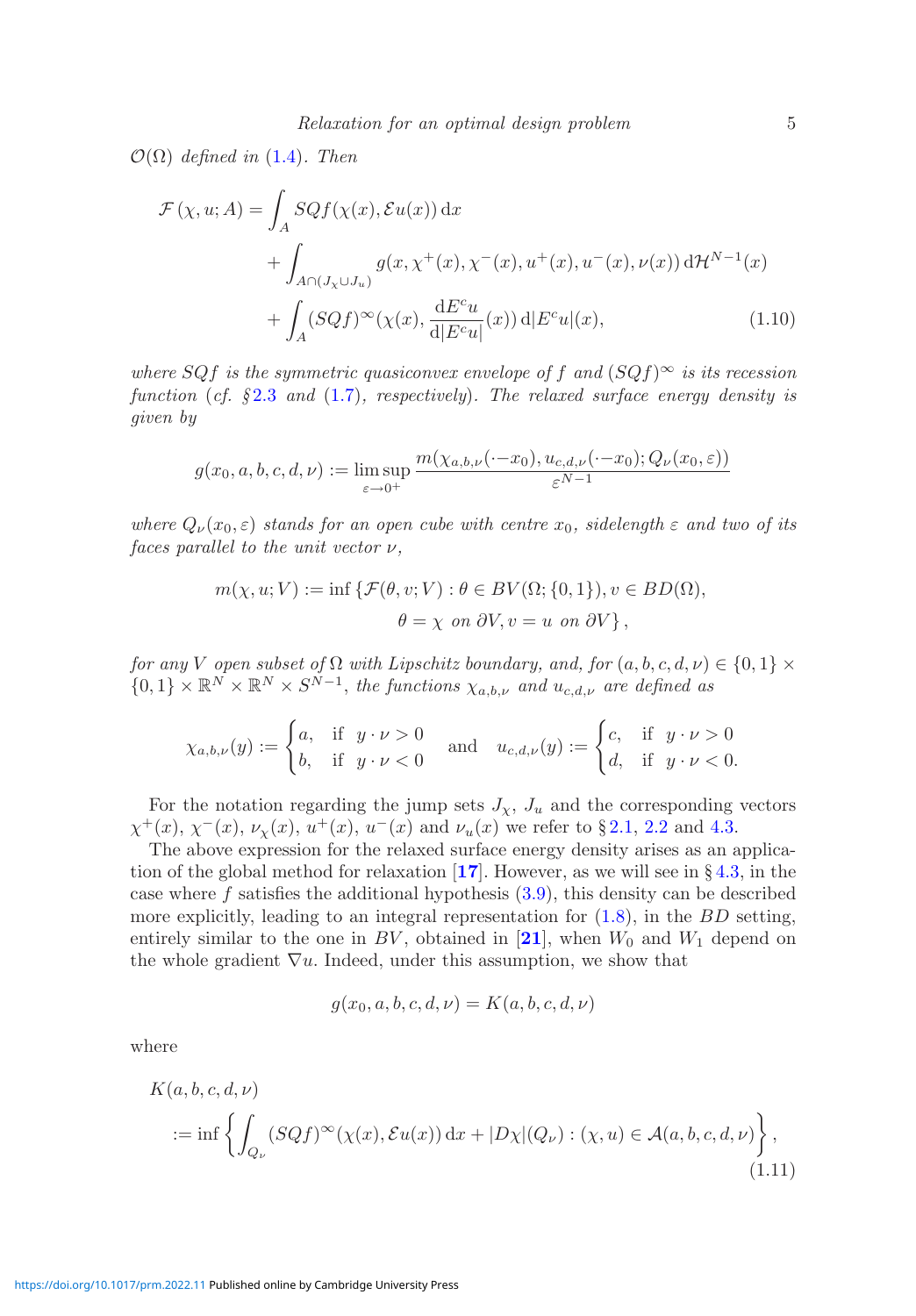*$\mathcal{O}(\Omega)$ defined in (1.4). Then*

$$\begin{aligned}\mathcal{F}(\chi, u; A) = &\int_A SQf(\chi(x), \mathcal{E}u(x))\,\mathrm{d}x \\ &+ \int_{A\cap(J_\chi \cup J_u)} g(x, \chi^+(x), \chi^-(x), u^+(x), u^-(x), \nu(x))\,\mathrm{d}\mathcal{H}^{N-1}(x) \\ &+ \int_A (SQf)^\infty(\chi(x), \frac{\mathrm{d}E^c u}{\mathrm{d}|E^c u|}(x))\,\mathrm{d}|E^c u|(x), \end{aligned} \tag{1.10}$$

*where $SQf$ is the symmetric quasiconvex envelope of $f$ and $(SQf)^\infty$ is its recession function (cf. §2.3 and (1.7), respectively). The relaxed surface energy density is given by*

$$g(x_0, a, b, c, d, \nu) := \limsup_{\varepsilon\to 0^+} \frac{m(\chi_{a,b,\nu}(\cdot - x_0), u_{c,d,\nu}(\cdot - x_0); Q_\nu(x_0, \varepsilon))}{\varepsilon^{N-1}}$$

*where $Q_\nu(x_0, \varepsilon)$ stands for an open cube with centre $x_0$, sidelength $\varepsilon$ and two of its faces parallel to the unit vector $\nu$,*

$$m(\chi, u; V) := \inf\{\mathcal{F}(\theta, v; V) : \theta \in BV(\Omega; \{0, 1\}), v \in BD(\Omega),$$
$$\theta = \chi \text{ on } \partial V, v = u \text{ on } \partial V\},$$

*for any $V$ open subset of $\Omega$ with Lipschitz boundary, and, for $(a, b, c, d, \nu) \in \{0, 1\} \times \{0, 1\} \times \mathbb{R}^N \times \mathbb{R}^N \times S^{N-1}$, the functions $\chi_{a,b,\nu}$ and $u_{c,d,\nu}$ are defined as*

$$\chi_{a,b,\nu}(y) := \begin{cases} a, & \text{if } y\cdot\nu > 0 \\ b, & \text{if } y\cdot\nu < 0 \end{cases} \quad \text{and} \quad u_{c,d,\nu}(y) := \begin{cases} c, & \text{if } y\cdot\nu > 0 \\ d, & \text{if } y\cdot\nu < 0. \end{cases}$$

For the notation regarding the jump sets $J_\chi$, $J_u$ and the corresponding vectors $\chi^+(x)$, $\chi^-(x)$, $\nu_\chi(x)$, $u^+(x)$, $u^-(x)$ and $\nu_u(x)$ we refer to § 2.1, 2.2 and 4.3.

The above expression for the relaxed surface energy density arises as an application of the global method for relaxation [**17**]. However, as we will see in § 4.3, in the case where $f$ satisfies the additional hypothesis (3.9), this density can be described more explicitly, leading to an integral representation for (1.8), in the $BD$ setting, entirely similar to the one in $BV$, obtained in [**21**], when $W_0$ and $W_1$ depend on the whole gradient $\nabla u$. Indeed, under this assumption, we show that

$$g(x_0, a, b, c, d, \nu) = K(a, b, c, d, \nu)$$

where

$$\begin{aligned} &K(a, b, c, d, \nu) \\ &:= \inf\left\{\int_{Q_\nu} (SQf)^\infty(\chi(x), \mathcal{E}u(x))\,\mathrm{d}x + |D\chi|(Q_\nu) : (\chi, u) \in \mathcal{A}(a, b, c, d, \nu)\right\}, \end{aligned} \tag{1.11}$$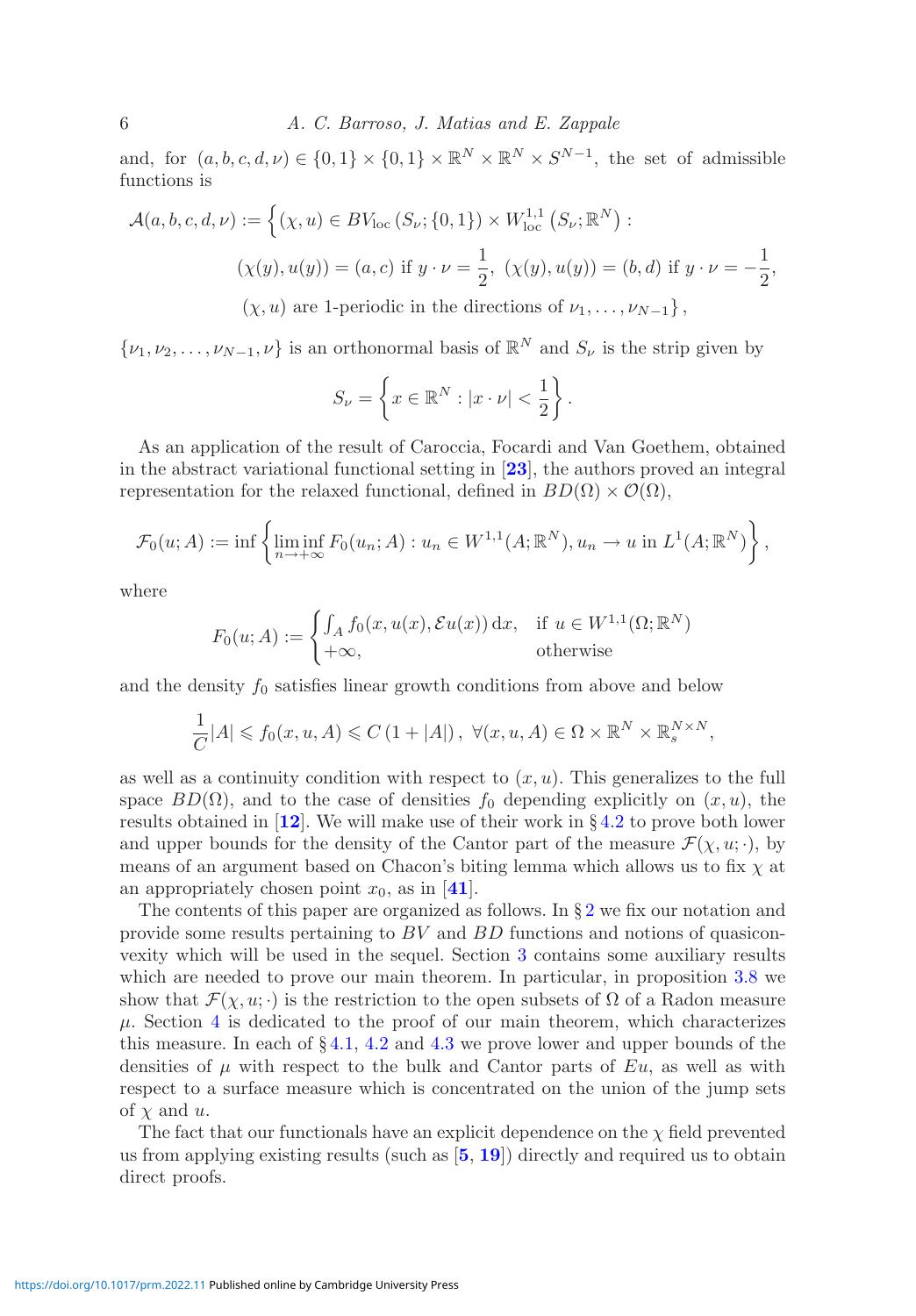and, for $(a, b, c, d, \nu) \in \{0, 1\} \times \{0, 1\} \times \mathbb{R}^N \times \mathbb{R}^N \times S^{N-1}$, the set of admissible functions is

$$
\begin{aligned}
\mathcal{A}(a, b, c, d, \nu) := \Big\{ &(\chi, u) \in BV_{\text{loc}}\left(S_\nu; \{0, 1\}\right) \times W^{1,1}_{\text{loc}}\left(S_\nu; \mathbb{R}^N\right) : \\
&(\chi(y), u(y)) = (a, c) \text{ if } y \cdot \nu = \frac{1}{2},\ (\chi(y), u(y)) = (b, d) \text{ if } y \cdot \nu = -\frac{1}{2}, \\
&(\chi, u) \text{ are 1-periodic in the directions of } \nu_1, \ldots, \nu_{N-1} \Big\},
\end{aligned}
$$

$\{\nu_1, \nu_2, \ldots, \nu_{N-1}, \nu\}$ is an orthonormal basis of $\mathbb{R}^N$ and $S_\nu$ is the strip given by

$$
S_\nu = \left\{ x \in \mathbb{R}^N : |x \cdot \nu| < \frac{1}{2} \right\}.
$$

As an application of the result of Caroccia, Focardi and Van Goethem, obtained in the abstract variational functional setting in [**23**], the authors proved an integral representation for the relaxed functional, defined in $BD(\Omega) \times \mathcal{O}(\Omega)$,

$$
\mathcal{F}_0(u; A) := \inf \left\{ \liminf_{n \to +\infty} F_0(u_n; A) : u_n \in W^{1,1}(A; \mathbb{R}^N), u_n \to u \text{ in } L^1(A; \mathbb{R}^N) \right\},
$$

where

$$
F_0(u; A) := \begin{cases} \int_A f_0(x, u(x), \mathcal{E}u(x))\, \mathrm{d}x, & \text{if } u \in W^{1,1}(\Omega; \mathbb{R}^N) \\ +\infty, & \text{otherwise} \end{cases}
$$

and the density $f_0$ satisfies linear growth conditions from above and below

$$
\frac{1}{C}|A| \leqslant f_0(x, u, A) \leqslant C\left(1 + |A|\right),\ \forall (x, u, A) \in \Omega \times \mathbb{R}^N \times \mathbb{R}^{N \times N}_s,
$$

as well as a continuity condition with respect to $(x, u)$. This generalizes to the full space $BD(\Omega)$, and to the case of densities $f_0$ depending explicitly on $(x, u)$, the results obtained in [**12**]. We will make use of their work in § 4.2 to prove both lower and upper bounds for the density of the Cantor part of the measure $\mathcal{F}(\chi, u; \cdot)$, by means of an argument based on Chacon's biting lemma which allows us to fix $\chi$ at an appropriately chosen point $x_0$, as in [**41**].

The contents of this paper are organized as follows. In § 2 we fix our notation and provide some results pertaining to $BV$ and $BD$ functions and notions of quasiconvexity which will be used in the sequel. Section 3 contains some auxiliary results which are needed to prove our main theorem. In particular, in proposition 3.8 we show that $\mathcal{F}(\chi, u; \cdot)$ is the restriction to the open subsets of $\Omega$ of a Radon measure $\mu$. Section 4 is dedicated to the proof of our main theorem, which characterizes this measure. In each of § 4.1, 4.2 and 4.3 we prove lower and upper bounds of the densities of $\mu$ with respect to the bulk and Cantor parts of $Eu$, as well as with respect to a surface measure which is concentrated on the union of the jump sets of $\chi$ and $u$.

The fact that our functionals have an explicit dependence on the $\chi$ field prevented us from applying existing results (such as [**5**, **19**]) directly and required us to obtain direct proofs.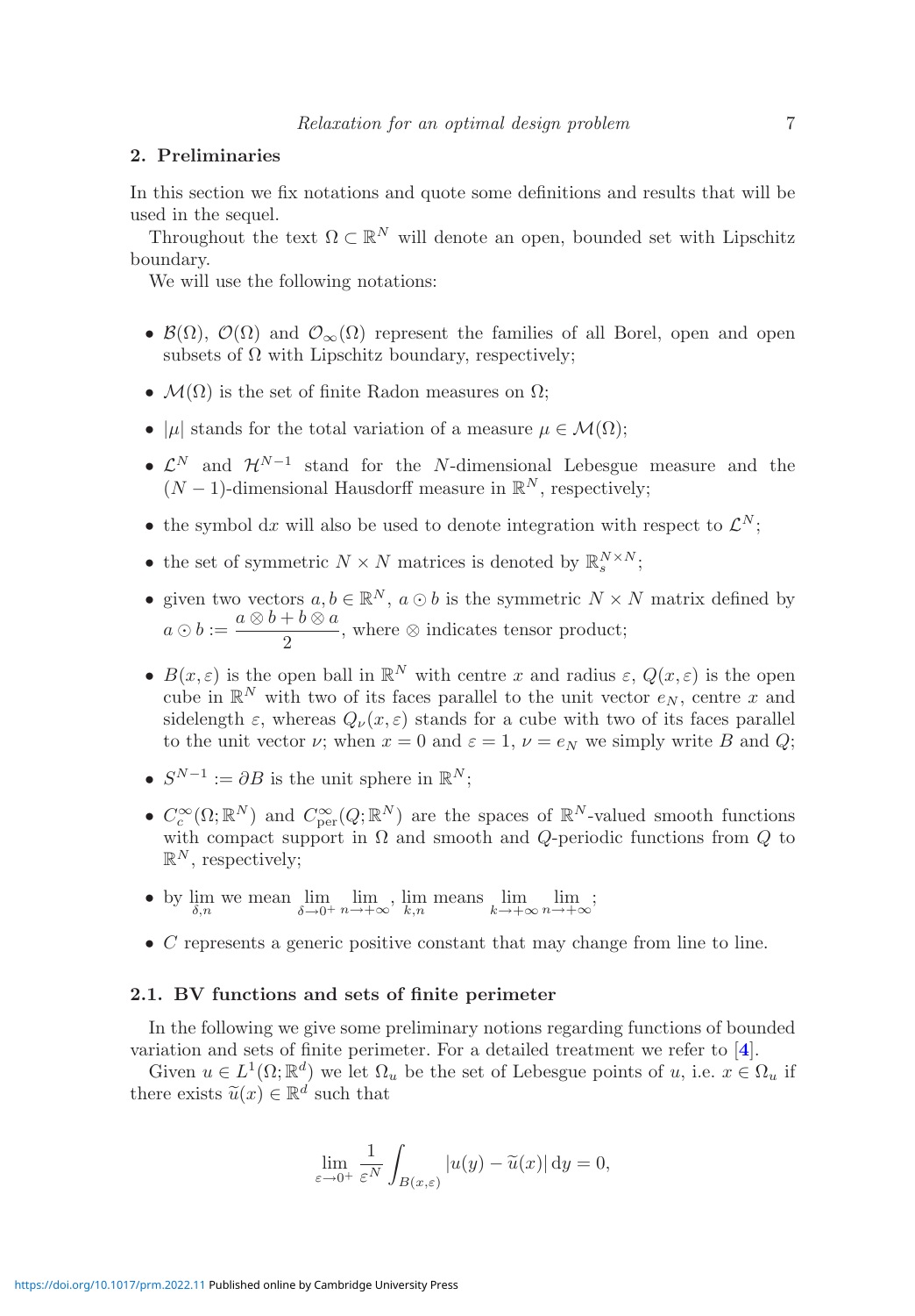## 2. Preliminaries

In this section we fix notations and quote some definitions and results that will be used in the sequel.

Throughout the text $\Omega \subset \mathbb{R}^N$ will denote an open, bounded set with Lipschitz boundary.

We will use the following notations:

- $\mathcal{B}(\Omega)$, $\mathcal{O}(\Omega)$ and $\mathcal{O}_\infty(\Omega)$ represent the families of all Borel, open and open subsets of $\Omega$ with Lipschitz boundary, respectively;
- $\mathcal{M}(\Omega)$ is the set of finite Radon measures on $\Omega$;
- $|\mu|$ stands for the total variation of a measure $\mu \in \mathcal{M}(\Omega)$;
- $\mathcal{L}^N$ and $\mathcal{H}^{N-1}$ stand for the $N$-dimensional Lebesgue measure and the $(N-1)$-dimensional Hausdorff measure in $\mathbb{R}^N$, respectively;
- the symbol d$x$ will also be used to denote integration with respect to $\mathcal{L}^N$;
- the set of symmetric $N \times N$ matrices is denoted by $\mathbb{R}^{N\times N}_s$;
- given two vectors $a, b \in \mathbb{R}^N$, $a \odot b$ is the symmetric $N \times N$ matrix defined by $a \odot b := \dfrac{a \otimes b + b \otimes a}{2}$, where $\otimes$ indicates tensor product;
- $B(x, \varepsilon)$ is the open ball in $\mathbb{R}^N$ with centre $x$ and radius $\varepsilon$, $Q(x, \varepsilon)$ is the open cube in $\mathbb{R}^N$ with two of its faces parallel to the unit vector $e_N$, centre $x$ and sidelength $\varepsilon$, whereas $Q_\nu(x, \varepsilon)$ stands for a cube with two of its faces parallel to the unit vector $\nu$; when $x = 0$ and $\varepsilon = 1$, $\nu = e_N$ we simply write $B$ and $Q$;
- $S^{N-1} := \partial B$ is the unit sphere in $\mathbb{R}^N$;
- $C^\infty_c(\Omega; \mathbb{R}^N)$ and $C^\infty_{\text{per}}(Q; \mathbb{R}^N)$ are the spaces of $\mathbb{R}^N$-valued smooth functions with compact support in $\Omega$ and smooth and $Q$-periodic functions from $Q$ to $\mathbb{R}^N$, respectively;
- by $\lim\limits_{\delta,n}$ we mean $\lim\limits_{\delta\to 0^+} \lim\limits_{n\to+\infty}$, $\lim\limits_{k,n}$ means $\lim\limits_{k\to+\infty} \lim\limits_{n\to+\infty}$;
- $C$ represents a generic positive constant that may change from line to line.

### 2.1. BV functions and sets of finite perimeter

In the following we give some preliminary notions regarding functions of bounded variation and sets of finite perimeter. For a detailed treatment we refer to [4].

Given $u \in L^1(\Omega; \mathbb{R}^d)$ we let $\Omega_u$ be the set of Lebesgue points of $u$, i.e. $x \in \Omega_u$ if there exists $\widetilde{u}(x) \in \mathbb{R}^d$ such that

$$\lim_{\varepsilon\to 0^+} \frac{1}{\varepsilon^N} \int_{B(x,\varepsilon)} |u(y) - \widetilde{u}(x)|\, \mathrm{d}y = 0,$$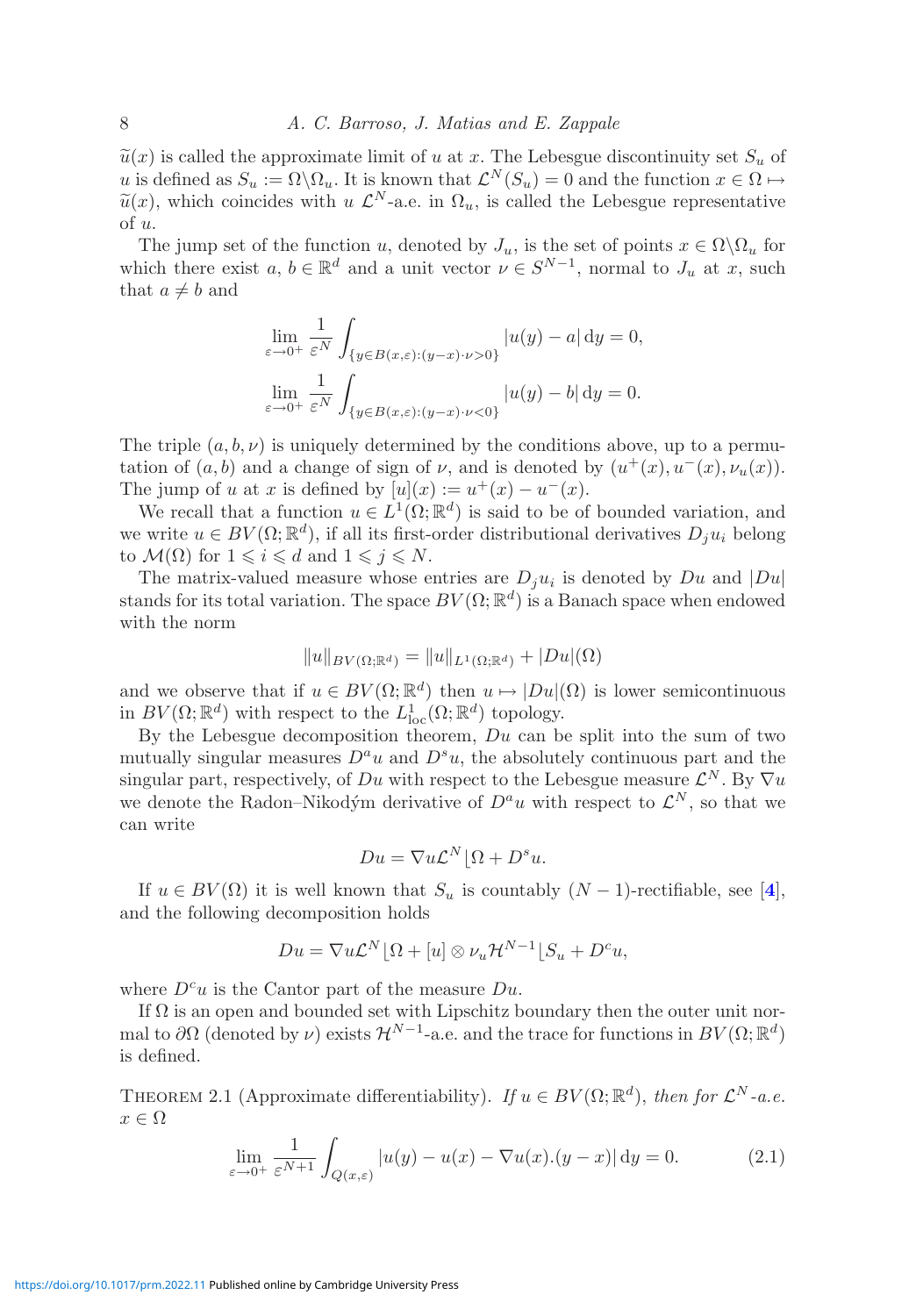$\widetilde{u}(x)$ is called the approximate limit of $u$ at $x$. The Lebesgue discontinuity set $S_u$ of $u$ is defined as $S_u := \Omega\backslash\Omega_u$. It is known that $\mathcal{L}^N(S_u) = 0$ and the function $x \in \Omega \mapsto \widetilde{u}(x)$, which coincides with $u$ $\mathcal{L}^N$-a.e. in $\Omega_u$, is called the Lebesgue representative of $u$.

The jump set of the function $u$, denoted by $J_u$, is the set of points $x \in \Omega\backslash\Omega_u$ for which there exist $a, b \in \mathbb{R}^d$ and a unit vector $\nu \in S^{N-1}$, normal to $J_u$ at $x$, such that $a \neq b$ and

$$\lim_{\varepsilon\to 0^+} \frac{1}{\varepsilon^N} \int_{\{y\in B(x,\varepsilon):(y-x)\cdot\nu>0\}} |u(y) - a|\,\mathrm{d}y = 0,$$

$$\lim_{\varepsilon\to 0^+} \frac{1}{\varepsilon^N} \int_{\{y\in B(x,\varepsilon):(y-x)\cdot\nu<0\}} |u(y) - b|\,\mathrm{d}y = 0.$$

The triple $(a, b, \nu)$ is uniquely determined by the conditions above, up to a permutation of $(a, b)$ and a change of sign of $\nu$, and is denoted by $(u^+(x), u^-(x), \nu_u(x))$. The jump of $u$ at $x$ is defined by $[u](x) := u^+(x) - u^-(x)$.

We recall that a function $u \in L^1(\Omega; \mathbb{R}^d)$ is said to be of bounded variation, and we write $u \in BV(\Omega; \mathbb{R}^d)$, if all its first-order distributional derivatives $D_j u_i$ belong to $\mathcal{M}(\Omega)$ for $1 \leqslant i \leqslant d$ and $1 \leqslant j \leqslant N$.

The matrix-valued measure whose entries are $D_j u_i$ is denoted by $Du$ and $|Du|$ stands for its total variation. The space $BV(\Omega; \mathbb{R}^d)$ is a Banach space when endowed with the norm

$$\|u\|_{BV(\Omega;\mathbb{R}^d)} = \|u\|_{L^1(\Omega;\mathbb{R}^d)} + |Du|(\Omega)$$

and we observe that if $u \in BV(\Omega; \mathbb{R}^d)$ then $u \mapsto |Du|(\Omega)$ is lower semicontinuous in $BV(\Omega; \mathbb{R}^d)$ with respect to the $L^1_{\mathrm{loc}}(\Omega; \mathbb{R}^d)$ topology.

By the Lebesgue decomposition theorem, $Du$ can be split into the sum of two mutually singular measures $D^a u$ and $D^s u$, the absolutely continuous part and the singular part, respectively, of $Du$ with respect to the Lebesgue measure $\mathcal{L}^N$. By $\nabla u$ we denote the Radon–Nikodým derivative of $D^a u$ with respect to $\mathcal{L}^N$, so that we can write

$$Du = \nabla u \mathcal{L}^N \lfloor \Omega + D^s u.$$

If $u \in BV(\Omega)$ it is well known that $S_u$ is countably $(N-1)$-rectifiable, see [4], and the following decomposition holds

$$Du = \nabla u \mathcal{L}^N \lfloor \Omega + [u] \otimes \nu_u \mathcal{H}^{N-1} \lfloor S_u + D^c u,$$

where $D^c u$ is the Cantor part of the measure $Du$.

If $\Omega$ is an open and bounded set with Lipschitz boundary then the outer unit normal to $\partial\Omega$ (denoted by $\nu$) exists $\mathcal{H}^{N-1}$-a.e. and the trace for functions in $BV(\Omega; \mathbb{R}^d)$ is defined.

Theorem 2.1 (Approximate differentiability). *If $u \in BV(\Omega; \mathbb{R}^d)$, then for $\mathcal{L}^N$-a.e. $x \in \Omega$*

$$\lim_{\varepsilon\to 0^+} \frac{1}{\varepsilon^{N+1}} \int_{Q(x,\varepsilon)} |u(y) - u(x) - \nabla u(x).(y - x)|\,\mathrm{d}y = 0. \tag{2.1}$$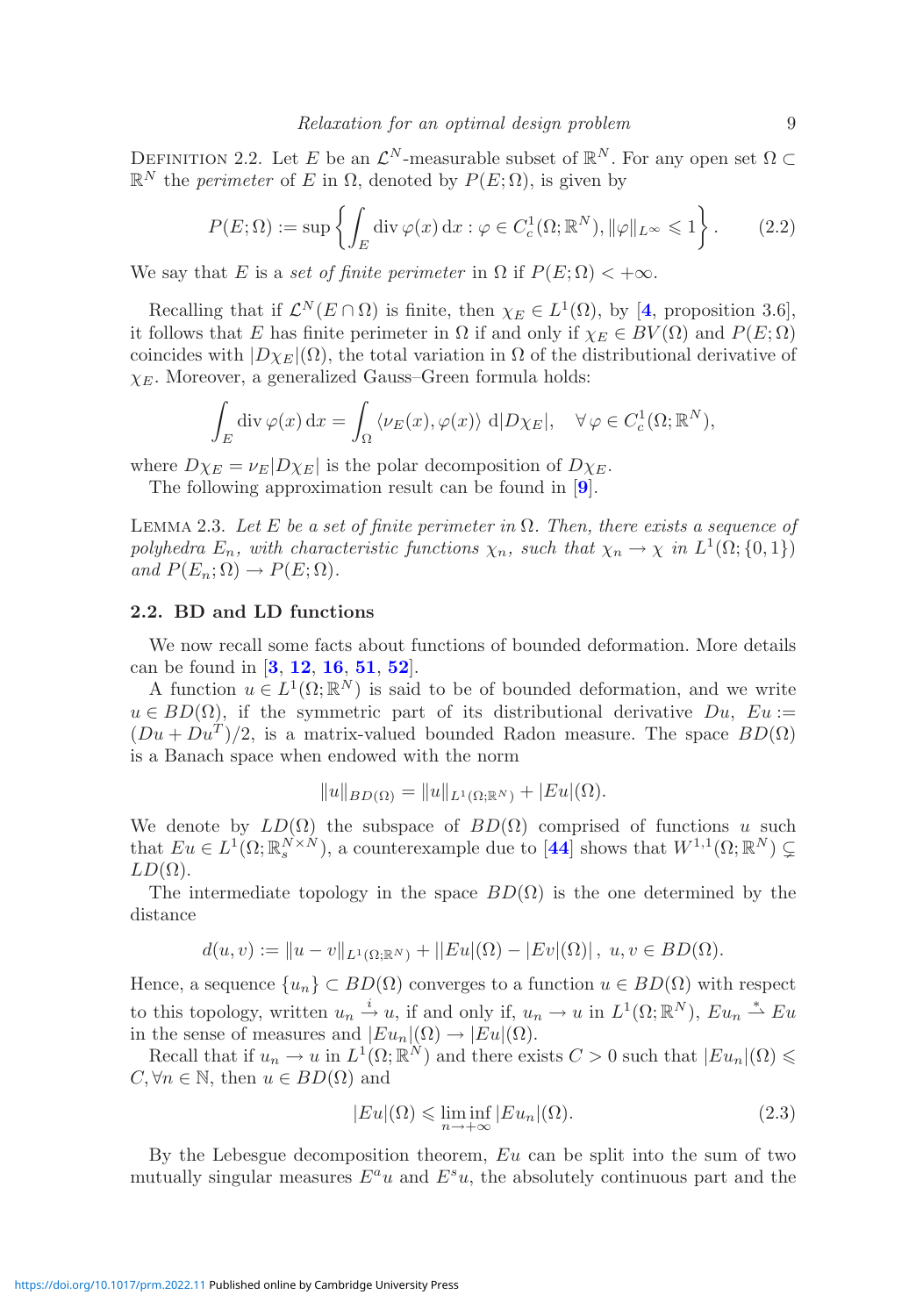Definition 2.2. Let $E$ be an $\mathcal{L}^N$-measurable subset of $\mathbb{R}^N$. For any open set $\Omega \subset \mathbb{R}^N$ the *perimeter* of $E$ in $\Omega$, denoted by $P(E;\Omega)$, is given by

$$P(E;\Omega) := \sup\left\{\int_E \operatorname{div}\varphi(x)\,\mathrm{d}x : \varphi \in C_c^1(\Omega;\mathbb{R}^N), \|\varphi\|_{L^\infty} \leqslant 1\right\}. \tag{2.2}$$

We say that $E$ is a *set of finite perimeter* in $\Omega$ if $P(E;\Omega) < +\infty$.

Recalling that if $\mathcal{L}^N(E \cap \Omega)$ is finite, then $\chi_E \in L^1(\Omega)$, by [**4**, proposition 3.6], it follows that $E$ has finite perimeter in $\Omega$ if and only if $\chi_E \in BV(\Omega)$ and $P(E;\Omega)$ coincides with $|D\chi_E|(\Omega)$, the total variation in $\Omega$ of the distributional derivative of $\chi_E$. Moreover, a generalized Gauss–Green formula holds:

$$\int_E \operatorname{div}\varphi(x)\,\mathrm{d}x = \int_\Omega \langle \nu_E(x), \varphi(x)\rangle\,\mathrm{d}|D\chi_E|, \quad \forall\,\varphi \in C_c^1(\Omega;\mathbb{R}^N),$$

where $D\chi_E = \nu_E|D\chi_E|$ is the polar decomposition of $D\chi_E$.

The following approximation result can be found in [**9**].

Lemma 2.3. *Let $E$ be a set of finite perimeter in $\Omega$. Then, there exists a sequence of polyhedra $E_n$, with characteristic functions $\chi_n$, such that $\chi_n \to \chi$ in $L^1(\Omega;\{0,1\})$ and $P(E_n;\Omega) \to P(E;\Omega)$.*

## 2.2. BD and LD functions

We now recall some facts about functions of bounded deformation. More details can be found in [**3**, **12**, **16**, **51**, **52**].

A function $u \in L^1(\Omega;\mathbb{R}^N)$ is said to be of bounded deformation, and we write $u \in BD(\Omega)$, if the symmetric part of its distributional derivative $Du$, $Eu := (Du + Du^T)/2$, is a matrix-valued bounded Radon measure. The space $BD(\Omega)$ is a Banach space when endowed with the norm

$$\|u\|_{BD(\Omega)} = \|u\|_{L^1(\Omega;\mathbb{R}^N)} + |Eu|(\Omega).$$

We denote by $LD(\Omega)$ the subspace of $BD(\Omega)$ comprised of functions $u$ such that $Eu \in L^1(\Omega;\mathbb{R}^{N\times N}_s)$, a counterexample due to [**44**] shows that $W^{1,1}(\Omega;\mathbb{R}^N) \subsetneq LD(\Omega)$.

The intermediate topology in the space $BD(\Omega)$ is the one determined by the distance

$$d(u,v) := \|u - v\|_{L^1(\Omega;\mathbb{R}^N)} + \left||Eu|(\Omega) - |Ev|(\Omega)\right|,\ u,v \in BD(\Omega).$$

Hence, a sequence $\{u_n\} \subset BD(\Omega)$ converges to a function $u \in BD(\Omega)$ with respect to this topology, written $u_n \xrightarrow{i} u$, if and only if, $u_n \to u$ in $L^1(\Omega;\mathbb{R}^N)$, $Eu_n \xrightarrow{*} Eu$ in the sense of measures and $|Eu_n|(\Omega) \to |Eu|(\Omega)$.

Recall that if $u_n \to u$ in $L^1(\Omega;\mathbb{R}^N)$ and there exists $C > 0$ such that $|Eu_n|(\Omega) \leqslant C, \forall n \in \mathbb{N}$, then $u \in BD(\Omega)$ and

$$|Eu|(\Omega) \leqslant \liminf_{n\to+\infty} |Eu_n|(\Omega). \tag{2.3}$$

By the Lebesgue decomposition theorem, $Eu$ can be split into the sum of two mutually singular measures $E^a u$ and $E^s u$, the absolutely continuous part and the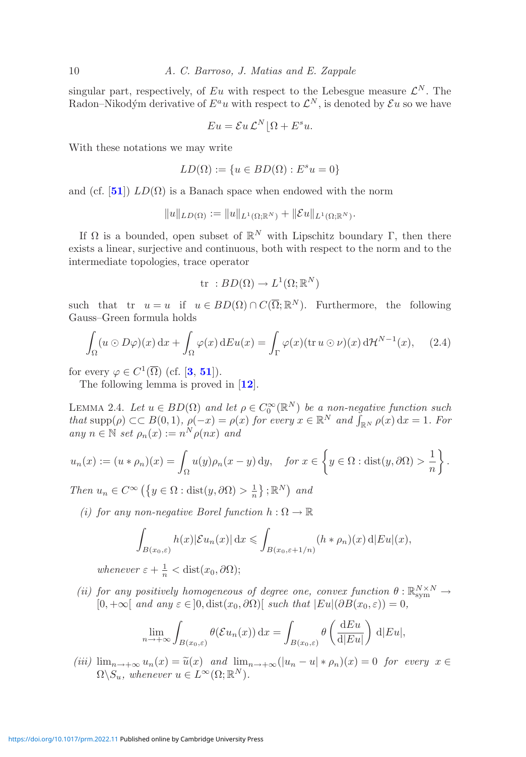singular part, respectively, of $Eu$ with respect to the Lebesgue measure $\mathcal{L}^N$. The Radon–Nikodým derivative of $E^a u$ with respect to $\mathcal{L}^N$, is denoted by $\mathcal{E}u$ so we have

$$Eu = \mathcal{E}u\,\mathcal{L}^N\lfloor\Omega + E^s u.$$

With these notations we may write

$$LD(\Omega) := \{u \in BD(\Omega) : E^s u = 0\}$$

and (cf. [51]) $LD(\Omega)$ is a Banach space when endowed with the norm

$$\|u\|_{LD(\Omega)} := \|u\|_{L^1(\Omega;\mathbb{R}^N)} + \|\mathcal{E}u\|_{L^1(\Omega;\mathbb{R}^N)}.$$

If $\Omega$ is a bounded, open subset of $\mathbb{R}^N$ with Lipschitz boundary $\Gamma$, then there exists a linear, surjective and continuous, both with respect to the norm and to the intermediate topologies, trace operator

$$\text{tr}\ : BD(\Omega) \to L^1(\Omega;\mathbb{R}^N)$$

such that $\text{tr}\ u = u$ if $u \in BD(\Omega) \cap C(\overline{\Omega};\mathbb{R}^N)$. Furthermore, the following Gauss–Green formula holds

$$\int_\Omega (u \odot D\varphi)(x)\,\mathrm{d}x + \int_\Omega \varphi(x)\,\mathrm{d}Eu(x) = \int_\Gamma \varphi(x)(\text{tr}\,u \odot \nu)(x)\,\mathrm{d}\mathcal{H}^{N-1}(x), \tag{2.4}$$

for every $\varphi \in C^1(\overline{\Omega})$ (cf. [3, 51]).

The following lemma is proved in [12].

Lemma 2.4. *Let $u \in BD(\Omega)$ and let $\rho \in C_0^\infty(\mathbb{R}^N)$ be a non-negative function such that $\operatorname{supp}(\rho) \subset\subset B(0,1)$, $\rho(-x) = \rho(x)$ for every $x \in \mathbb{R}^N$ and $\int_{\mathbb{R}^N} \rho(x)\,\mathrm{d}x = 1$. For any $n \in \mathbb{N}$ set $\rho_n(x) := n^N \rho(nx)$ and*

$$u_n(x) := (u * \rho_n)(x) = \int_\Omega u(y)\rho_n(x-y)\,\mathrm{d}y, \quad \text{for } x \in \left\{y \in \Omega : \operatorname{dist}(y,\partial\Omega) > \frac{1}{n}\right\}.$$

*Then $u_n \in C^\infty\left(\left\{y \in \Omega : \operatorname{dist}(y,\partial\Omega) > \frac{1}{n}\right\};\mathbb{R}^N\right)$ and*

*(i) for any non-negative Borel function $h : \Omega \to \mathbb{R}$*

$$\int_{B(x_0,\varepsilon)} h(x)|\mathcal{E}u_n(x)|\,\mathrm{d}x \leqslant \int_{B(x_0,\varepsilon+1/n)} (h * \rho_n)(x)\,\mathrm{d}|Eu|(x),$$

*whenever $\varepsilon + \frac{1}{n} < \operatorname{dist}(x_0,\partial\Omega)$;*

*(ii) for any positively homogeneous of degree one, convex function $\theta : \mathbb{R}^{N\times N}_{\text{sym}} \to [0,+\infty[$ and any $\varepsilon \in ]0,\operatorname{dist}(x_0,\partial\Omega)[$ such that $|Eu|(\partial B(x_0,\varepsilon)) = 0$,*

$$\lim_{n\to+\infty} \int_{B(x_0,\varepsilon)} \theta(\mathcal{E}u_n(x))\,\mathrm{d}x = \int_{B(x_0,\varepsilon)} \theta\left(\frac{\mathrm{d}Eu}{\mathrm{d}|Eu|}\right)\,\mathrm{d}|Eu|,$$

*(iii) $\lim_{n\to+\infty} u_n(x) = \widetilde{u}(x)$ and $\lim_{n\to+\infty}(|u_n - u| * \rho_n)(x) = 0$ for every $x \in \Omega\backslash S_u$, whenever $u \in L^\infty(\Omega;\mathbb{R}^N)$.*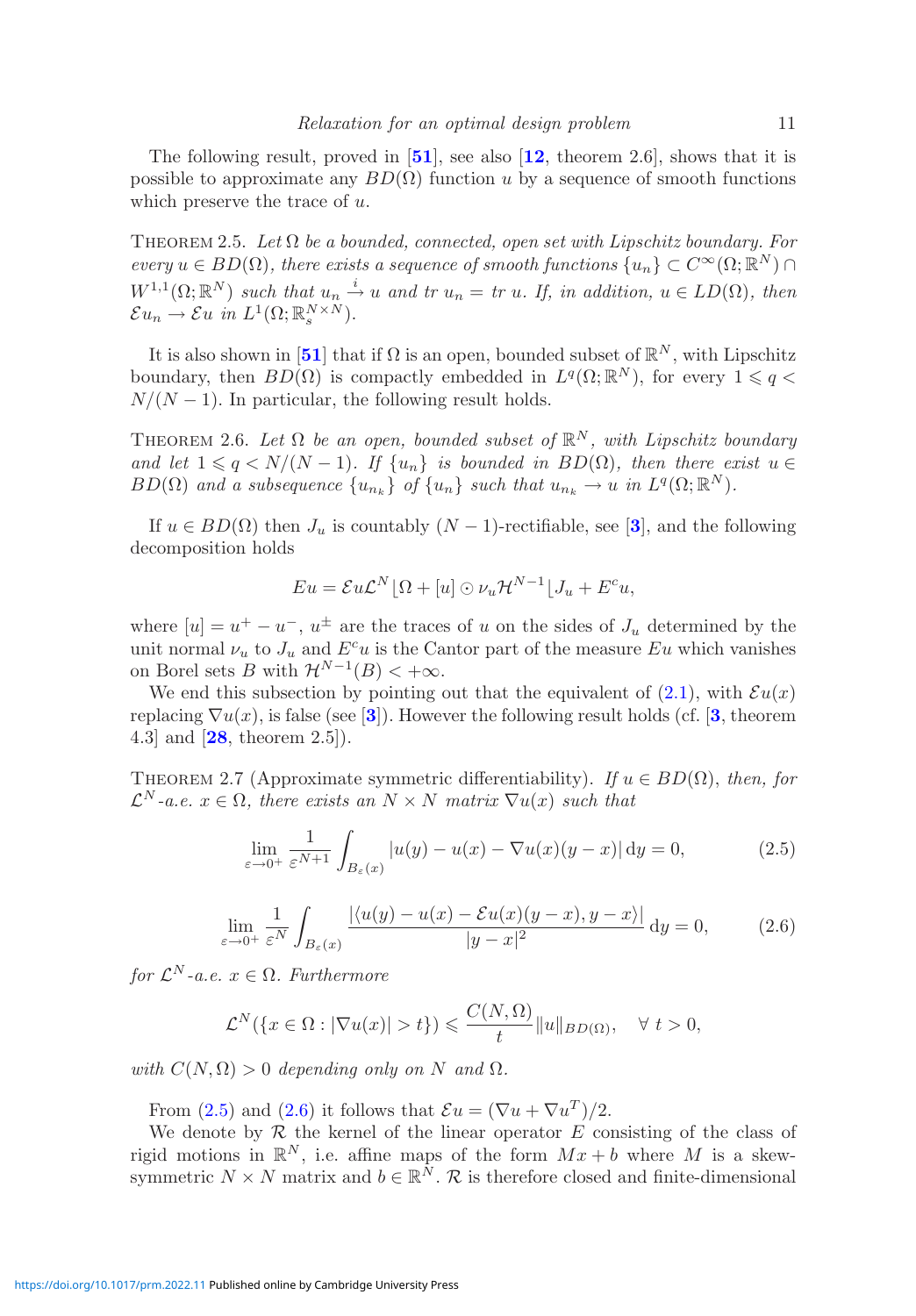The following result, proved in [**51**], see also [**12**, theorem 2.6], shows that it is possible to approximate any $BD(\Omega)$ function $u$ by a sequence of smooth functions which preserve the trace of $u$.

THEOREM 2.5. *Let $\Omega$ be a bounded, connected, open set with Lipschitz boundary. For every $u \in BD(\Omega)$, there exists a sequence of smooth functions $\{u_n\} \subset C^\infty(\Omega;\mathbb{R}^N) \cap W^{1,1}(\Omega;\mathbb{R}^N)$ such that $u_n \xrightarrow{i} u$ and $tr\ u_n = tr\ u$. If, in addition, $u \in LD(\Omega)$, then $\mathcal{E}u_n \to \mathcal{E}u$ in $L^1(\Omega;\mathbb{R}^{N\times N}_s)$.*

It is also shown in [**51**] that if $\Omega$ is an open, bounded subset of $\mathbb{R}^N$, with Lipschitz boundary, then $BD(\Omega)$ is compactly embedded in $L^q(\Omega;\mathbb{R}^N)$, for every $1 \leqslant q < N/(N-1)$. In particular, the following result holds.

THEOREM 2.6. *Let $\Omega$ be an open, bounded subset of $\mathbb{R}^N$, with Lipschitz boundary and let $1 \leqslant q < N/(N-1)$. If $\{u_n\}$ is bounded in $BD(\Omega)$, then there exist $u \in BD(\Omega)$ and a subsequence $\{u_{n_k}\}$ of $\{u_n\}$ such that $u_{n_k} \to u$ in $L^q(\Omega;\mathbb{R}^N)$.*

If $u \in BD(\Omega)$ then $J_u$ is countably $(N-1)$-rectifiable, see [**3**], and the following decomposition holds

$$Eu = \mathcal{E}u\mathcal{L}^N\lfloor\Omega + [u] \odot \nu_u \mathcal{H}^{N-1}\lfloor J_u + E^c u,$$

where $[u] = u^+ - u^-$, $u^\pm$ are the traces of $u$ on the sides of $J_u$ determined by the unit normal $\nu_u$ to $J_u$ and $E^c u$ is the Cantor part of the measure $Eu$ which vanishes on Borel sets $B$ with $\mathcal{H}^{N-1}(B) < +\infty$.

We end this subsection by pointing out that the equivalent of (2.1), with $\mathcal{E}u(x)$ replacing $\nabla u(x)$, is false (see [**3**]). However the following result holds (cf. [**3**, theorem 4.3] and [**28**, theorem 2.5]).

THEOREM 2.7 (Approximate symmetric differentiability). *If $u \in BD(\Omega)$, then, for $\mathcal{L}^N$-a.e. $x \in \Omega$, there exists an $N \times N$ matrix $\nabla u(x)$ such that*

$$\lim_{\varepsilon\to 0^+} \frac{1}{\varepsilon^{N+1}} \int_{B_\varepsilon(x)} |u(y) - u(x) - \nabla u(x)(y-x)|\,\mathrm{d}y = 0, \tag{2.5}$$

$$\lim_{\varepsilon\to 0^+} \frac{1}{\varepsilon^{N}} \int_{B_\varepsilon(x)} \frac{|\langle u(y) - u(x) - \mathcal{E}u(x)(y-x), y-x\rangle|}{|y-x|^2}\,\mathrm{d}y = 0, \tag{2.6}$$

*for $\mathcal{L}^N$-a.e. $x \in \Omega$. Furthermore*

$$\mathcal{L}^N(\{x \in \Omega : |\nabla u(x)| > t\}) \leqslant \frac{C(N,\Omega)}{t}\|u\|_{BD(\Omega)}, \quad \forall\ t > 0,$$

*with $C(N,\Omega) > 0$ depending only on $N$ and $\Omega$.*

From (2.5) and (2.6) it follows that $\mathcal{E}u = (\nabla u + \nabla u^T)/2$.

We denote by $\mathcal{R}$ the kernel of the linear operator $E$ consisting of the class of rigid motions in $\mathbb{R}^N$, i.e. affine maps of the form $Mx + b$ where $M$ is a skew-symmetric $N \times N$ matrix and $b \in \mathbb{R}^N$. $\mathcal{R}$ is therefore closed and finite-dimensional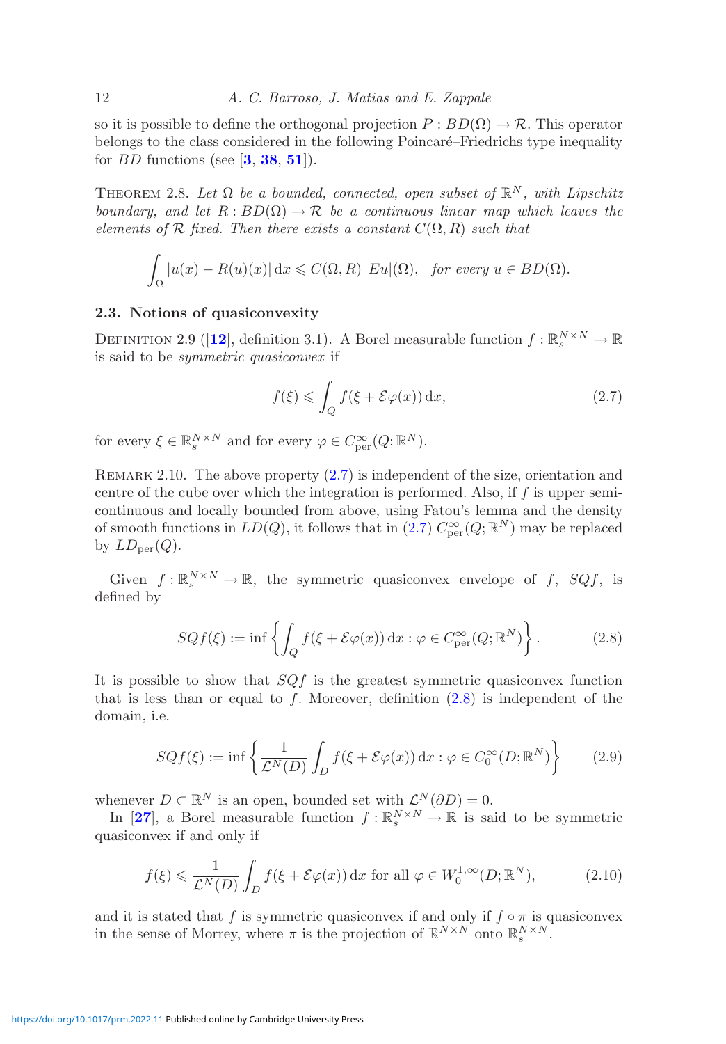so it is possible to define the orthogonal projection $P : BD(\Omega) \to \mathcal{R}$. This operator belongs to the class considered in the following Poincaré–Friedrichs type inequality for $BD$ functions (see [**3**, **38**, **51**]).

Theorem 2.8. *Let $\Omega$ be a bounded, connected, open subset of $\mathbb{R}^N$, with Lipschitz boundary, and let $R : BD(\Omega) \to \mathcal{R}$ be a continuous linear map which leaves the elements of $\mathcal{R}$ fixed. Then there exists a constant $C(\Omega, R)$ such that*

$$\int_\Omega |u(x) - R(u)(x)| \, \mathrm{d}x \leqslant C(\Omega, R)\, |Eu|(\Omega), \quad \text{for every } u \in BD(\Omega).$$

### 2.3. Notions of quasiconvexity

Definition 2.9 ([**12**], definition 3.1). A Borel measurable function $f : \mathbb{R}^{N\times N}_s \to \mathbb{R}$ is said to be *symmetric quasiconvex* if

$$f(\xi) \leqslant \int_Q f(\xi + \mathcal{E}\varphi(x))\, \mathrm{d}x, \tag{2.7}$$

for every $\xi \in \mathbb{R}^{N\times N}_s$ and for every $\varphi \in C^\infty_{\rm per}(Q; \mathbb{R}^N)$.

Remark 2.10. The above property (2.7) is independent of the size, orientation and centre of the cube over which the integration is performed. Also, if $f$ is upper semicontinuous and locally bounded from above, using Fatou's lemma and the density of smooth functions in $LD(Q)$, it follows that in (2.7) $C^\infty_{\rm per}(Q; \mathbb{R}^N)$ may be replaced by $LD_{\rm per}(Q)$.

Given $f : \mathbb{R}^{N\times N}_s \to \mathbb{R}$, the symmetric quasiconvex envelope of $f$, $SQf$, is defined by

$$SQf(\xi) := \inf\left\{ \int_Q f(\xi + \mathcal{E}\varphi(x))\, \mathrm{d}x : \varphi \in C^\infty_{\rm per}(Q; \mathbb{R}^N)\right\}. \tag{2.8}$$

It is possible to show that $SQf$ is the greatest symmetric quasiconvex function that is less than or equal to $f$. Moreover, definition (2.8) is independent of the domain, i.e.

$$SQf(\xi) := \inf\left\{ \frac{1}{\mathcal{L}^N(D)} \int_D f(\xi + \mathcal{E}\varphi(x))\, \mathrm{d}x : \varphi \in C^\infty_0(D; \mathbb{R}^N)\right\} \tag{2.9}$$

whenever $D \subset \mathbb{R}^N$ is an open, bounded set with $\mathcal{L}^N(\partial D) = 0$.

In [**27**], a Borel measurable function $f : \mathbb{R}^{N\times N}_s \to \mathbb{R}$ is said to be symmetric quasiconvex if and only if

$$f(\xi) \leqslant \frac{1}{\mathcal{L}^N(D)} \int_D f(\xi + \mathcal{E}\varphi(x))\, \mathrm{d}x \text{ for all } \varphi \in W^{1,\infty}_0(D; \mathbb{R}^N), \tag{2.10}$$

and it is stated that $f$ is symmetric quasiconvex if and only if $f \circ \pi$ is quasiconvex in the sense of Morrey, where $\pi$ is the projection of $\mathbb{R}^{N\times N}$ onto $\mathbb{R}^{N\times N}_s$.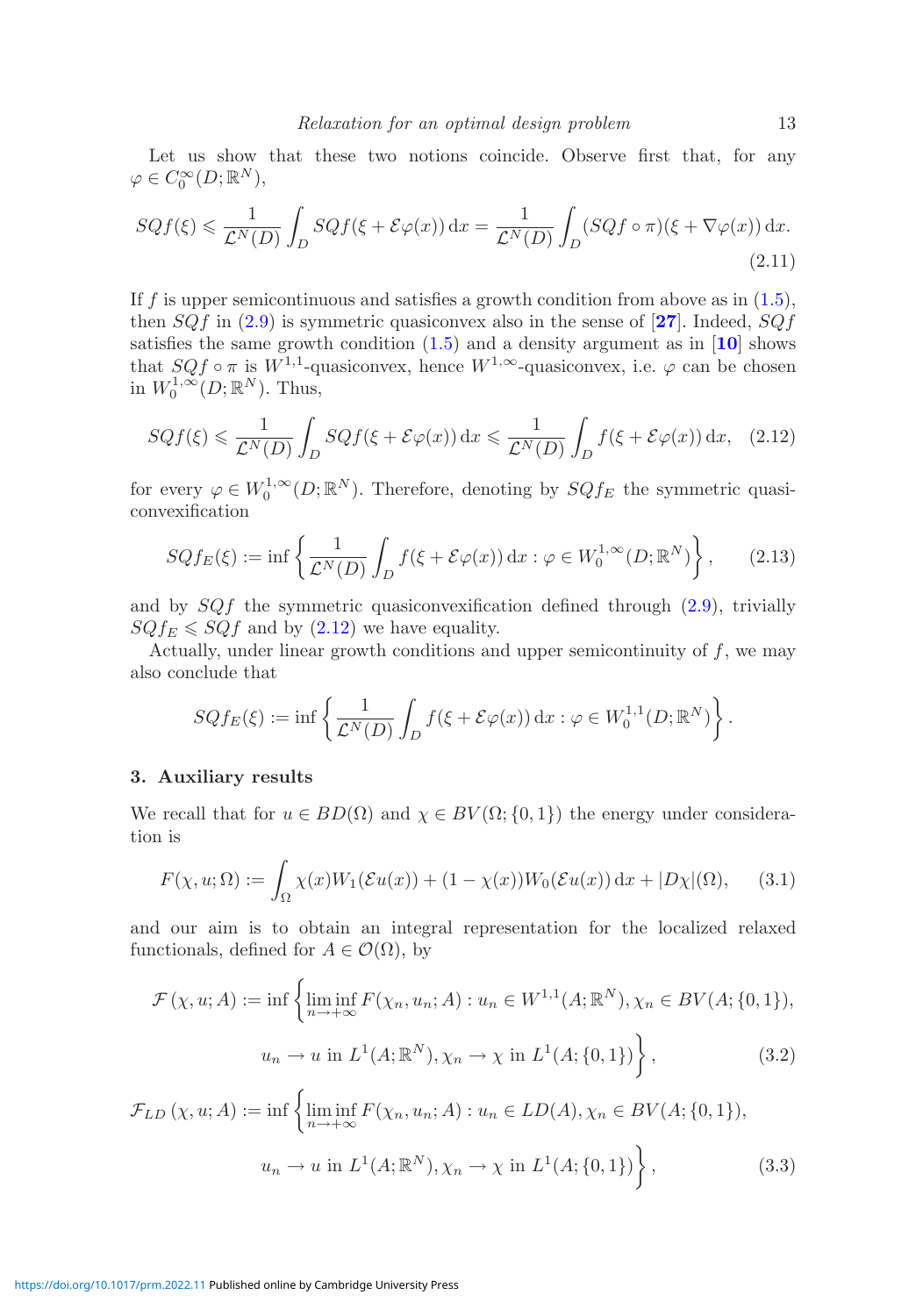Let us show that these two notions coincide. Observe first that, for any $\varphi \in C_0^\infty(D;\mathbb{R}^N)$,

$$SQf(\xi) \leqslant \frac{1}{\mathcal{L}^N(D)} \int_D SQf(\xi + \mathcal{E}\varphi(x))\,\mathrm{d}x = \frac{1}{\mathcal{L}^N(D)} \int_D (SQf \circ \pi)(\xi + \nabla\varphi(x))\,\mathrm{d}x. \tag{2.11}$$

If $f$ is upper semicontinuous and satisfies a growth condition from above as in (1.5), then $SQf$ in (2.9) is symmetric quasiconvex also in the sense of [**27**]. Indeed, $SQf$ satisfies the same growth condition (1.5) and a density argument as in [**10**] shows that $SQf \circ \pi$ is $W^{1,1}$-quasiconvex, hence $W^{1,\infty}$-quasiconvex, i.e. $\varphi$ can be chosen in $W_0^{1,\infty}(D;\mathbb{R}^N)$. Thus,

$$SQf(\xi) \leqslant \frac{1}{\mathcal{L}^N(D)} \int_D SQf(\xi + \mathcal{E}\varphi(x))\,\mathrm{d}x \leqslant \frac{1}{\mathcal{L}^N(D)} \int_D f(\xi + \mathcal{E}\varphi(x))\,\mathrm{d}x, \tag{2.12}$$

for every $\varphi \in W_0^{1,\infty}(D;\mathbb{R}^N)$. Therefore, denoting by $SQf_E$ the symmetric quasiconvexification

$$SQf_E(\xi) := \inf\left\{ \frac{1}{\mathcal{L}^N(D)} \int_D f(\xi + \mathcal{E}\varphi(x))\,\mathrm{d}x : \varphi \in W_0^{1,\infty}(D;\mathbb{R}^N) \right\}, \tag{2.13}$$

and by $SQf$ the symmetric quasiconvexification defined through (2.9), trivially $SQf_E \leqslant SQf$ and by (2.12) we have equality.

Actually, under linear growth conditions and upper semicontinuity of $f$, we may also conclude that

$$SQf_E(\xi) := \inf\left\{ \frac{1}{\mathcal{L}^N(D)} \int_D f(\xi + \mathcal{E}\varphi(x))\,\mathrm{d}x : \varphi \in W_0^{1,1}(D;\mathbb{R}^N) \right\}.$$

## 3. Auxiliary results

We recall that for $u \in BD(\Omega)$ and $\chi \in BV(\Omega;\{0,1\})$ the energy under consideration is

$$F(\chi, u; \Omega) := \int_\Omega \chi(x) W_1(\mathcal{E}u(x)) + (1 - \chi(x)) W_0(\mathcal{E}u(x))\,\mathrm{d}x + |D\chi|(\Omega), \tag{3.1}$$

and our aim is to obtain an integral representation for the localized relaxed functionals, defined for $A \in \mathcal{O}(\Omega)$, by

$$\mathcal{F}(\chi, u; A) := \inf\Big\{ \liminf_{n\to+\infty} F(\chi_n, u_n; A) : u_n \in W^{1,1}(A;\mathbb{R}^N), \chi_n \in BV(A;\{0,1\}),$$
$$u_n \to u \text{ in } L^1(A;\mathbb{R}^N), \chi_n \to \chi \text{ in } L^1(A;\{0,1\}) \Big\}, \tag{3.2}$$

$$\mathcal{F}_{LD}(\chi, u; A) := \inf\Big\{ \liminf_{n\to+\infty} F(\chi_n, u_n; A) : u_n \in LD(A), \chi_n \in BV(A;\{0,1\}),$$
$$u_n \to u \text{ in } L^1(A;\mathbb{R}^N), \chi_n \to \chi \text{ in } L^1(A;\{0,1\}) \Big\}, \tag{3.3}$$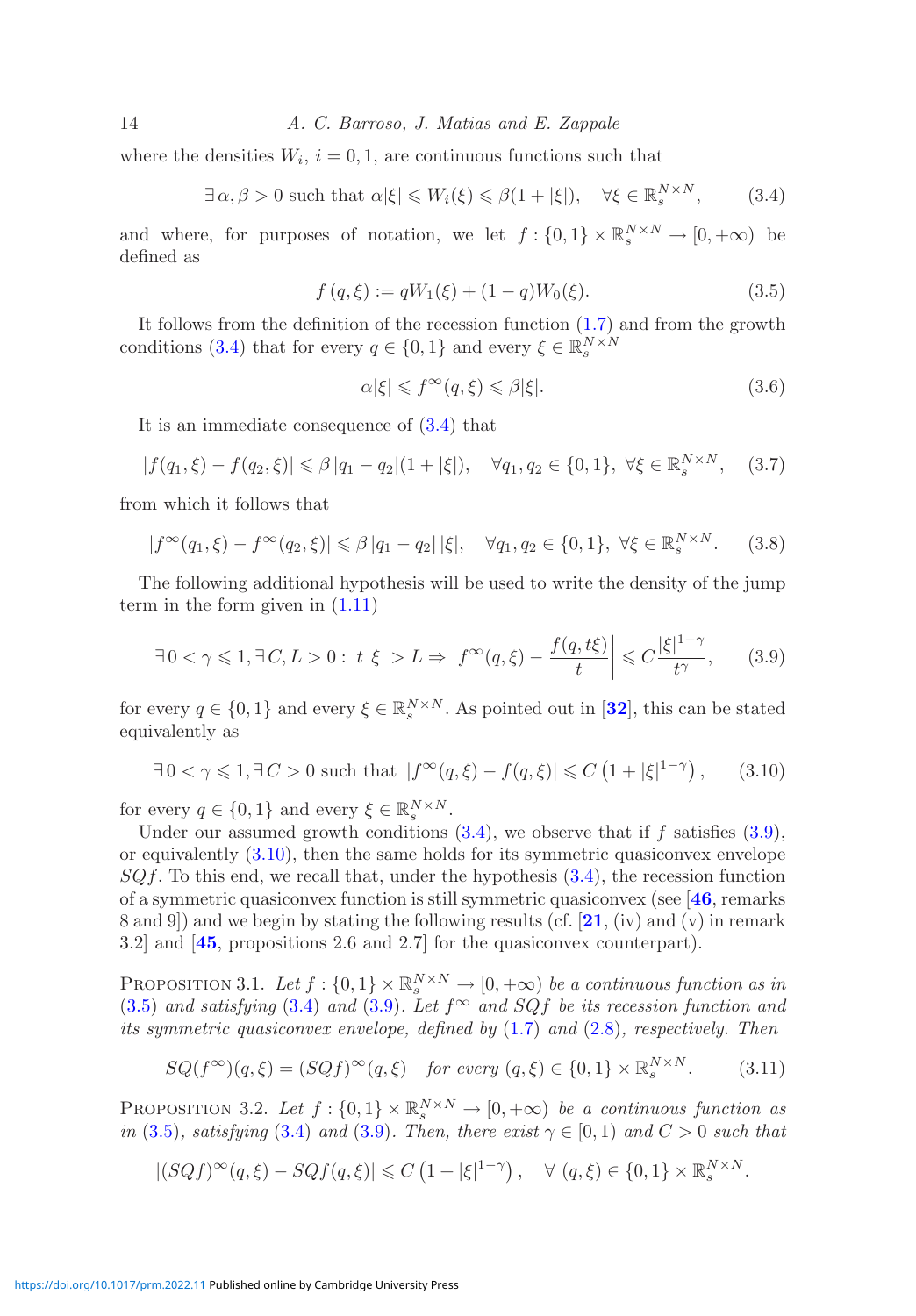where the densities $W_i$, $i = 0, 1$, are continuous functions such that

$$\exists\, \alpha, \beta > 0 \text{ such that } \alpha|\xi| \leqslant W_i(\xi) \leqslant \beta(1 + |\xi|), \quad \forall \xi \in \mathbb{R}^{N\times N}_s, \tag{3.4}$$

and where, for purposes of notation, we let $f : \{0, 1\} \times \mathbb{R}^{N\times N}_s \to [0, +\infty)$ be defined as

$$f(q, \xi) := qW_1(\xi) + (1 - q)W_0(\xi). \tag{3.5}$$

It follows from the definition of the recession function (1.7) and from the growth conditions (3.4) that for every $q \in \{0, 1\}$ and every $\xi \in \mathbb{R}^{N\times N}_s$

$$\alpha|\xi| \leqslant f^\infty(q, \xi) \leqslant \beta|\xi|. \tag{3.6}$$

It is an immediate consequence of (3.4) that

$$|f(q_1, \xi) - f(q_2, \xi)| \leqslant \beta\, |q_1 - q_2|(1 + |\xi|), \quad \forall q_1, q_2 \in \{0, 1\},\ \forall \xi \in \mathbb{R}^{N\times N}_s, \tag{3.7}$$

from which it follows that

$$|f^\infty(q_1, \xi) - f^\infty(q_2, \xi)| \leqslant \beta\, |q_1 - q_2|\, |\xi|, \quad \forall q_1, q_2 \in \{0, 1\},\ \forall \xi \in \mathbb{R}^{N\times N}_s. \tag{3.8}$$

The following additional hypothesis will be used to write the density of the jump term in the form given in (1.11)

$$\exists\, 0 < \gamma \leqslant 1, \exists\, C, L > 0 :\ t\,|\xi| > L \Rightarrow \left| f^\infty(q, \xi) - \frac{f(q, t\xi)}{t} \right| \leqslant C\frac{|\xi|^{1-\gamma}}{t^\gamma}, \tag{3.9}$$

for every $q \in \{0, 1\}$ and every $\xi \in \mathbb{R}^{N\times N}_s$. As pointed out in [**32**], this can be stated equivalently as

$$\exists\, 0 < \gamma \leqslant 1, \exists\, C > 0 \text{ such that } |f^\infty(q, \xi) - f(q, \xi)| \leqslant C\left(1 + |\xi|^{1-\gamma}\right), \tag{3.10}$$

for every $q \in \{0, 1\}$ and every $\xi \in \mathbb{R}^{N\times N}_s$.

Under our assumed growth conditions (3.4), we observe that if $f$ satisfies (3.9), or equivalently (3.10), then the same holds for its symmetric quasiconvex envelope $SQf$. To this end, we recall that, under the hypothesis (3.4), the recession function of a symmetric quasiconvex function is still symmetric quasiconvex (see [**46**, remarks 8 and 9]) and we begin by stating the following results (cf. [**21**, (iv) and (v) in remark 3.2] and [**45**, propositions 2.6 and 2.7] for the quasiconvex counterpart).

Proposition 3.1. *Let $f : \{0, 1\} \times \mathbb{R}^{N\times N}_s \to [0, +\infty)$ be a continuous function as in (3.5) and satisfying (3.4) and (3.9). Let $f^\infty$ and $SQf$ be its recession function and its symmetric quasiconvex envelope, defined by (1.7) and (2.8), respectively. Then*

$$SQ(f^\infty)(q, \xi) = (SQf)^\infty(q, \xi) \quad \textit{for every } (q, \xi) \in \{0, 1\} \times \mathbb{R}^{N\times N}_s. \tag{3.11}$$

Proposition 3.2. *Let $f : \{0, 1\} \times \mathbb{R}^{N\times N}_s \to [0, +\infty)$ be a continuous function as in (3.5), satisfying (3.4) and (3.9). Then, there exist $\gamma \in [0, 1)$ and $C > 0$ such that*

$$|(SQf)^\infty(q, \xi) - SQf(q, \xi)| \leqslant C\left(1 + |\xi|^{1-\gamma}\right), \quad \forall\ (q, \xi) \in \{0, 1\} \times \mathbb{R}^{N\times N}_s.$$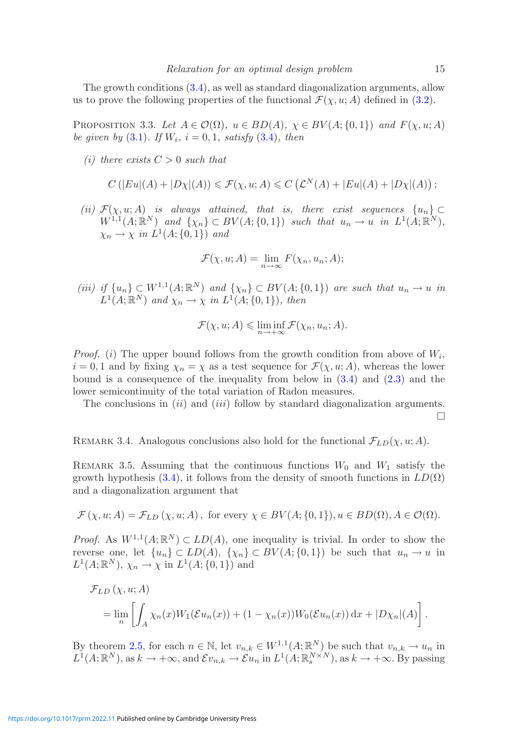The growth conditions (3.4), as well as standard diagonalization arguments, allow us to prove the following properties of the functional $\mathcal{F}(\chi, u; A)$ defined in (3.2).

PROPOSITION 3.3. *Let $A \in \mathcal{O}(\Omega)$, $u \in BD(A)$, $\chi \in BV(A;\{0,1\})$ and $F(\chi, u; A)$ be given by (3.1). If $W_i$, $i = 0, 1$, satisfy (3.4), then*

*(i) there exists $C > 0$ such that*

$$C\left(|Eu|(A) + |D\chi|(A)\right) \leqslant \mathcal{F}(\chi, u; A) \leqslant C\left(\mathcal{L}^N(A) + |Eu|(A) + |D\chi|(A)\right);$$

*(ii) $\mathcal{F}(\chi, u; A)$ is always attained, that is, there exist sequences $\{u_n\} \subset W^{1,1}(A;\mathbb{R}^N)$ and $\{\chi_n\} \subset BV(A;\{0,1\})$ such that $u_n \to u$ in $L^1(A;\mathbb{R}^N)$, $\chi_n \to \chi$ in $L^1(A;\{0,1\})$ and*

$$\mathcal{F}(\chi, u; A) = \lim_{n\to\infty} F(\chi_n, u_n; A);$$

*(iii) if $\{u_n\} \subset W^{1,1}(A;\mathbb{R}^N)$ and $\{\chi_n\} \subset BV(A;\{0,1\})$ are such that $u_n \to u$ in $L^1(A;\mathbb{R}^N)$ and $\chi_n \to \chi$ in $L^1(A;\{0,1\})$, then*

$$\mathcal{F}(\chi, u; A) \leqslant \liminf_{n\to+\infty} \mathcal{F}(\chi_n, u_n; A).$$

*Proof.* $(i)$ The upper bound follows from the growth condition from above of $W_i$, $i = 0, 1$ and by fixing $\chi_n = \chi$ as a test sequence for $\mathcal{F}(\chi, u; A)$, whereas the lower bound is a consequence of the inequality from below in (3.4) and (2.3) and the lower semicontinuity of the total variation of Radon measures.

The conclusions in $(ii)$ and $(iii)$ follow by standard diagonalization arguments. □

REMARK 3.4. Analogous conclusions also hold for the functional $\mathcal{F}_{LD}(\chi, u; A)$.

REMARK 3.5. Assuming that the continuous functions $W_0$ and $W_1$ satisfy the growth hypothesis (3.4), it follows from the density of smooth functions in $LD(\Omega)$ and a diagonalization argument that

$$\mathcal{F}\left(\chi, u; A\right) = \mathcal{F}_{LD}\left(\chi, u; A\right), \text{ for every } \chi \in BV(A;\{0,1\}), u \in BD(\Omega), A \in \mathcal{O}(\Omega).$$

*Proof.* As $W^{1,1}(A;\mathbb{R}^N) \subset LD(A)$, one inequality is trivial. In order to show the reverse one, let $\{u_n\} \subset LD(A)$, $\{\chi_n\} \subset BV(A;\{0,1\})$ be such that $u_n \to u$ in $L^1(A;\mathbb{R}^N)$, $\chi_n \to \chi$ in $L^1(A;\{0,1\})$ and

$$\mathcal{F}_{LD}\left(\chi, u; A\right) = \lim_n \left[\int_A \chi_n(x) W_1(\mathcal{E}u_n(x)) + (1 - \chi_n(x)) W_0(\mathcal{E}u_n(x))\,\mathrm{d}x + |D\chi_n|(A)\right].$$

By theorem 2.5, for each $n \in \mathbb{N}$, let $v_{n,k} \in W^{1,1}(A;\mathbb{R}^N)$ be such that $v_{n,k} \to u_n$ in $L^1(A;\mathbb{R}^N)$, as $k \to +\infty$, and $\mathcal{E}v_{n,k} \to \mathcal{E}u_n$ in $L^1(A;\mathbb{R}^{N\times N}_s)$, as $k \to +\infty$. By passing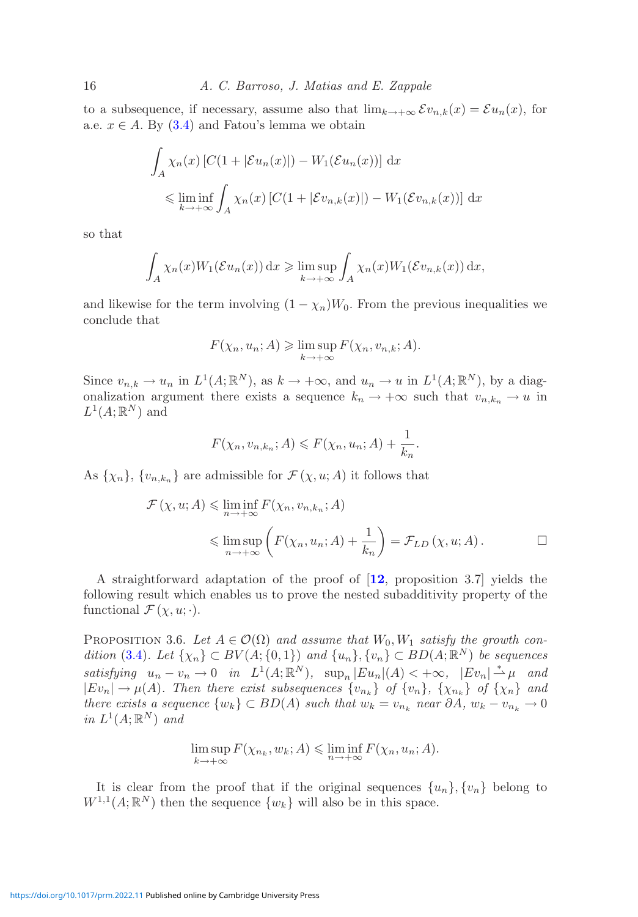to a subsequence, if necessary, assume also that $\lim_{k\to+\infty} \mathcal{E}v_{n,k}(x) = \mathcal{E}u_n(x)$, for a.e. $x \in A$. By (3.4) and Fatou's lemma we obtain

$$
\begin{aligned}
&\int_A \chi_n(x) \left[C(1+|\mathcal{E}u_n(x)|) - W_1(\mathcal{E}u_n(x))\right] \mathrm{d}x \\
&\qquad \leqslant \liminf_{k\to+\infty} \int_A \chi_n(x) \left[C(1+|\mathcal{E}v_{n,k}(x)|) - W_1(\mathcal{E}v_{n,k}(x))\right] \mathrm{d}x
\end{aligned}
$$

so that

$$
\int_A \chi_n(x) W_1(\mathcal{E}u_n(x))\, \mathrm{d}x \geqslant \limsup_{k\to+\infty} \int_A \chi_n(x) W_1(\mathcal{E}v_{n,k}(x))\, \mathrm{d}x,
$$

and likewise for the term involving $(1-\chi_n)W_0$. From the previous inequalities we conclude that

$$
F(\chi_n, u_n; A) \geqslant \limsup_{k\to+\infty} F(\chi_n, v_{n,k}; A).
$$

Since $v_{n,k} \to u_n$ in $L^1(A;\mathbb{R}^N)$, as $k \to +\infty$, and $u_n \to u$ in $L^1(A;\mathbb{R}^N)$, by a diagonalization argument there exists a sequence $k_n \to +\infty$ such that $v_{n,k_n} \to u$ in $L^1(A;\mathbb{R}^N)$ and

$$
F(\chi_n, v_{n,k_n}; A) \leqslant F(\chi_n, u_n; A) + \frac{1}{k_n}.
$$

As $\{\chi_n\}$, $\{v_{n,k_n}\}$ are admissible for $\mathcal{F}(\chi, u; A)$ it follows that

$$
\begin{aligned}
\mathcal{F}(\chi, u; A) &\leqslant \liminf_{n\to+\infty} F(\chi_n, v_{n,k_n}; A) \\
&\leqslant \limsup_{n\to+\infty} \left( F(\chi_n, u_n; A) + \frac{1}{k_n} \right) = \mathcal{F}_{LD}(\chi, u; A).
\end{aligned}
$$

□

A straightforward adaptation of the proof of [**12**, proposition 3.7] yields the following result which enables us to prove the nested subadditivity property of the functional $\mathcal{F}(\chi, u; \cdot)$.

PROPOSITION 3.6. *Let $A \in \mathcal{O}(\Omega)$ and assume that $W_0, W_1$ satisfy the growth condition (3.4). Let $\{\chi_n\} \subset BV(A;\{0,1\})$ and $\{u_n\}, \{v_n\} \subset BD(A;\mathbb{R}^N)$ be sequences satisfying $u_n - v_n \to 0$ in $L^1(A;\mathbb{R}^N)$, $\sup_n |Eu_n|(A) < +\infty$, $|Ev_n| \overset{*}{\rightharpoonup} \mu$ and $|Ev_n| \to \mu(A)$. Then there exist subsequences $\{v_{n_k}\}$ of $\{v_n\}$, $\{\chi_{n_k}\}$ of $\{\chi_n\}$ and there exists a sequence $\{w_k\} \subset BD(A)$ such that $w_k = v_{n_k}$ near $\partial A$, $w_k - v_{n_k} \to 0$ in $L^1(A;\mathbb{R}^N)$ and*

$$
\limsup_{k\to+\infty} F(\chi_{n_k}, w_k; A) \leqslant \liminf_{n\to+\infty} F(\chi_n, u_n; A).
$$

It is clear from the proof that if the original sequences $\{u_n\}, \{v_n\}$ belong to $W^{1,1}(A;\mathbb{R}^N)$ then the sequence $\{w_k\}$ will also be in this space.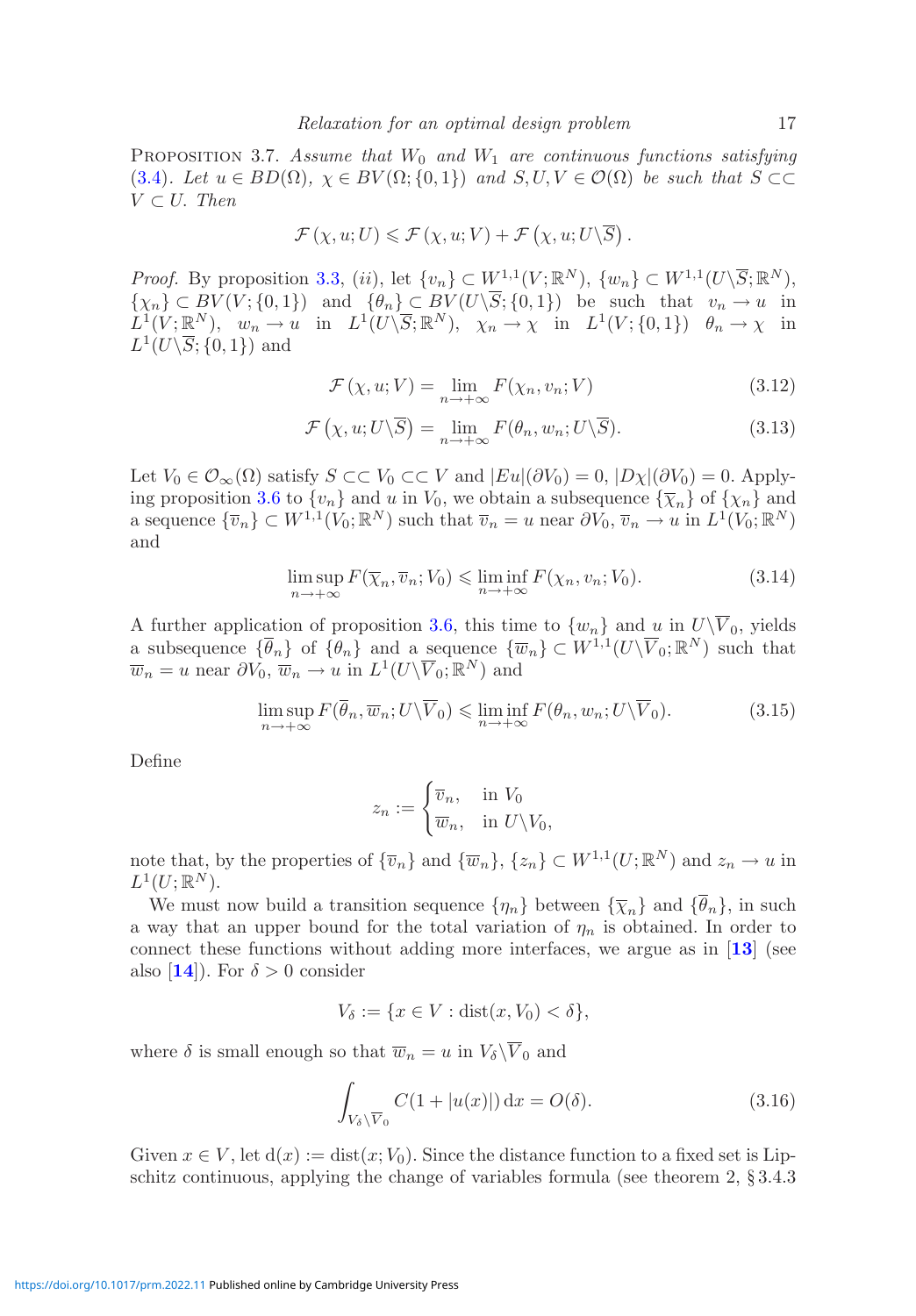PROPOSITION 3.7. *Assume that $W_0$ and $W_1$ are continuous functions satisfying* (3.4). *Let $u \in BD(\Omega)$, $\chi \in BV(\Omega;\{0,1\})$ and $S, U, V \in \mathcal{O}(\Omega)$ be such that $S \subset\subset V \subset U$. Then*

$$\mathcal{F}(\chi, u; U) \leqslant \mathcal{F}(\chi, u; V) + \mathcal{F}\left(\chi, u; U \backslash \overline{S}\right).$$

*Proof.* By proposition 3.3, (*ii*), let $\{v_n\} \subset W^{1,1}(V;\mathbb{R}^N)$, $\{w_n\} \subset W^{1,1}(U\backslash\overline{S};\mathbb{R}^N)$, $\{\chi_n\} \subset BV(V;\{0,1\})$ and $\{\theta_n\} \subset BV(U\backslash\overline{S};\{0,1\})$ be such that $v_n \to u$ in $L^1(V;\mathbb{R}^N)$, $w_n \to u$ in $L^1(U\backslash\overline{S};\mathbb{R}^N)$, $\chi_n \to \chi$ in $L^1(V;\{0,1\})$ $\theta_n \to \chi$ in $L^1(U\backslash\overline{S};\{0,1\})$ and

$$\mathcal{F}(\chi, u; V) = \lim_{n\to+\infty} F(\chi_n, v_n; V) \tag{3.12}$$

$$\mathcal{F}\left(\chi, u; U\backslash\overline{S}\right) = \lim_{n\to+\infty} F(\theta_n, w_n; U\backslash\overline{S}). \tag{3.13}$$

Let $V_0 \in \mathcal{O}_\infty(\Omega)$ satisfy $S \subset\subset V_0 \subset\subset V$ and $|Eu|(\partial V_0) = 0$, $|D\chi|(\partial V_0) = 0$. Applying proposition 3.6 to $\{v_n\}$ and $u$ in $V_0$, we obtain a subsequence $\{\overline{\chi}_n\}$ of $\{\chi_n\}$ and a sequence $\{\overline{v}_n\} \subset W^{1,1}(V_0;\mathbb{R}^N)$ such that $\overline{v}_n = u$ near $\partial V_0$, $\overline{v}_n \to u$ in $L^1(V_0;\mathbb{R}^N)$ and

$$\limsup_{n\to+\infty} F(\overline{\chi}_n, \overline{v}_n; V_0) \leqslant \liminf_{n\to+\infty} F(\chi_n, v_n; V_0). \tag{3.14}$$

A further application of proposition 3.6, this time to $\{w_n\}$ and $u$ in $U\backslash\overline{V}_0$, yields a subsequence $\{\overline{\theta}_n\}$ of $\{\theta_n\}$ and a sequence $\{\overline{w}_n\} \subset W^{1,1}(U\backslash\overline{V}_0;\mathbb{R}^N)$ such that $\overline{w}_n = u$ near $\partial V_0$, $\overline{w}_n \to u$ in $L^1(U\backslash\overline{V}_0;\mathbb{R}^N)$ and

$$\limsup_{n\to+\infty} F(\overline{\theta}_n, \overline{w}_n; U\backslash\overline{V}_0) \leqslant \liminf_{n\to+\infty} F(\theta_n, w_n; U\backslash\overline{V}_0). \tag{3.15}$$

Define

$$z_n := \begin{cases} \overline{v}_n, & \text{in } V_0 \\ \overline{w}_n, & \text{in } U\backslash V_0, \end{cases}$$

note that, by the properties of $\{\overline{v}_n\}$ and $\{\overline{w}_n\}$, $\{z_n\} \subset W^{1,1}(U;\mathbb{R}^N)$ and $z_n \to u$ in $L^1(U;\mathbb{R}^N)$.

We must now build a transition sequence $\{\eta_n\}$ between $\{\overline{\chi}_n\}$ and $\{\overline{\theta}_n\}$, in such a way that an upper bound for the total variation of $\eta_n$ is obtained. In order to connect these functions without adding more interfaces, we argue as in [**13**] (see also [**14**]). For $\delta > 0$ consider

$$V_\delta := \{x \in V : \text{dist}(x, V_0) < \delta\},$$

where $\delta$ is small enough so that $\overline{w}_n = u$ in $V_\delta\backslash\overline{V}_0$ and

$$\int_{V_\delta\backslash\overline{V}_0} C(1 + |u(x)|)\,\mathrm{d}x = O(\delta). \tag{3.16}$$

Given $x \in V$, let $\mathrm{d}(x) := \text{dist}(x; V_0)$. Since the distance function to a fixed set is Lipschitz continuous, applying the change of variables formula (see theorem 2, § 3.4.3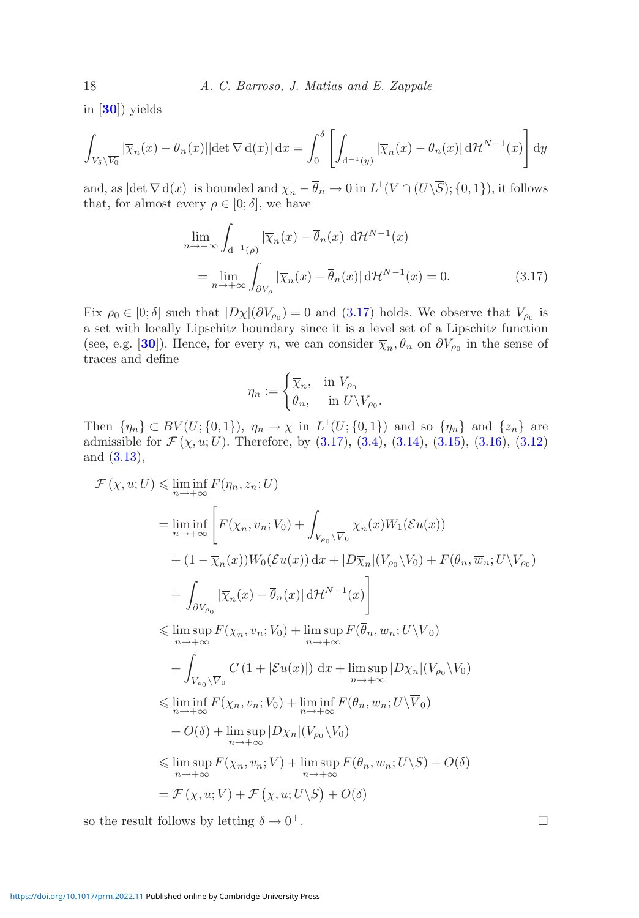in [**30**]) yields

$$\int_{V_\delta\setminus\overline{V_0}} |\overline{\chi}_n(x)-\overline{\theta}_n(x)||\det\nabla\,\mathrm{d}(x)|\,\mathrm{d}x = \int_0^\delta \left[\int_{\mathrm{d}^{-1}(y)} |\overline{\chi}_n(x)-\overline{\theta}_n(x)|\,\mathrm{d}\mathcal{H}^{N-1}(x)\right]\mathrm{d}y$$

and, as $|\det\nabla\,\mathrm{d}(x)|$ is bounded and $\overline{\chi}_n-\overline{\theta}_n\to 0$ in $L^1(V\cap(U\setminus\overline{S});\{0,1\})$, it follows that, for almost every $\rho\in[0;\delta]$, we have

$$\begin{aligned}
&\lim_{n\to+\infty}\int_{\mathrm{d}^{-1}(\rho)} |\overline{\chi}_n(x)-\overline{\theta}_n(x)|\,\mathrm{d}\mathcal{H}^{N-1}(x)\\
&\quad=\lim_{n\to+\infty}\int_{\partial V_\rho} |\overline{\chi}_n(x)-\overline{\theta}_n(x)|\,\mathrm{d}\mathcal{H}^{N-1}(x)=0. \qquad (3.17)
\end{aligned}$$

Fix $\rho_0\in[0;\delta]$ such that $|D\chi|(\partial V_{\rho_0})=0$ and (3.17) holds. We observe that $V_{\rho_0}$ is a set with locally Lipschitz boundary since it is a level set of a Lipschitz function (see, e.g. [**30**]). Hence, for every $n$, we can consider $\overline{\chi}_n,\overline{\theta}_n$ on $\partial V_{\rho_0}$ in the sense of traces and define

$$\eta_n:=\begin{cases}\overline{\chi}_n, & \text{in } V_{\rho_0}\\ \overline{\theta}_n, & \text{in } U\setminus V_{\rho_0}.\end{cases}$$

Then $\{\eta_n\}\subset BV(U;\{0,1\})$, $\eta_n\to\chi$ in $L^1(U;\{0,1\})$ and so $\{\eta_n\}$ and $\{z_n\}$ are admissible for $\mathcal{F}(\chi,u;U)$. Therefore, by (3.17), (3.4), (3.14), (3.15), (3.16), (3.12) and (3.13),

$$\begin{aligned}
\mathcal{F}(\chi,u;U) &\leqslant \liminf_{n\to+\infty} F(\eta_n,z_n;U)\\
&=\liminf_{n\to+\infty}\Bigg[F(\overline{\chi}_n,\overline{v}_n;V_0)+\int_{V_{\rho_0}\setminus\overline{V}_0}\overline{\chi}_n(x)W_1(\mathcal{E}u(x))\\
&\quad+(1-\overline{\chi}_n(x))W_0(\mathcal{E}u(x))\,\mathrm{d}x+|D\overline{\chi}_n|(V_{\rho_0}\setminus V_0)+F(\overline{\theta}_n,\overline{w}_n;U\setminus V_{\rho_0})\\
&\quad+\int_{\partial V_{\rho_0}}|\overline{\chi}_n(x)-\overline{\theta}_n(x)|\,\mathrm{d}\mathcal{H}^{N-1}(x)\Bigg]\\
&\leqslant \limsup_{n\to+\infty} F(\overline{\chi}_n,\overline{v}_n;V_0)+\limsup_{n\to+\infty}F(\overline{\theta}_n,\overline{w}_n;U\setminus\overline{V}_0)\\
&\quad+\int_{V_{\rho_0}\setminus\overline{V}_0} C\,(1+|\mathcal{E}u(x)|)\,\mathrm{d}x+\limsup_{n\to+\infty}|D\chi_n|(V_{\rho_0}\setminus V_0)\\
&\leqslant \liminf_{n\to+\infty}F(\chi_n,v_n;V_0)+\liminf_{n\to+\infty}F(\theta_n,w_n;U\setminus\overline{V}_0)\\
&\quad+O(\delta)+\limsup_{n\to+\infty}|D\chi_n|(V_{\rho_0}\setminus V_0)\\
&\leqslant \limsup_{n\to+\infty}F(\chi_n,v_n;V)+\limsup_{n\to+\infty}F(\theta_n,w_n;U\setminus\overline{S})+O(\delta)\\
&=\mathcal{F}(\chi,u;V)+\mathcal{F}\left(\chi,u;U\setminus\overline{S}\right)+O(\delta)
\end{aligned}$$

so the result follows by letting $\delta\to 0^+$. □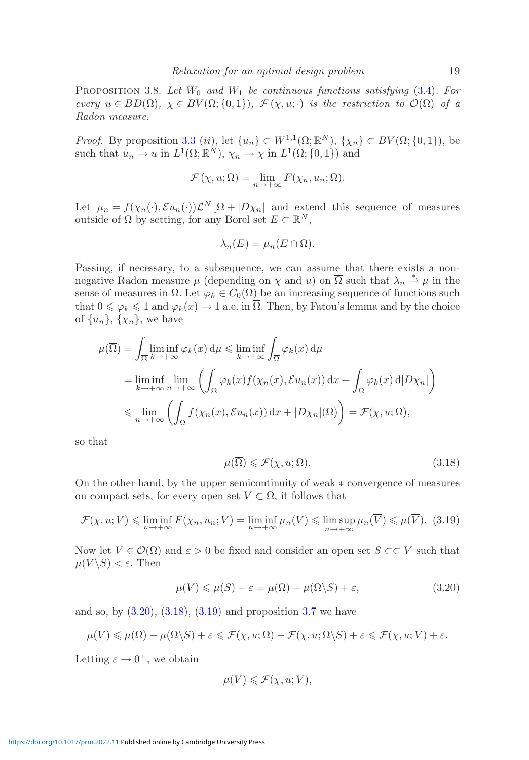Proposition 3.8. *Let $W_0$ and $W_1$ be continuous functions satisfying* (3.4). *For every $u \in BD(\Omega)$, $\chi \in BV(\Omega; \{0,1\})$, $\mathcal{F}(\chi, u; \cdot)$ is the restriction to $\mathcal{O}(\Omega)$ of a Radon measure.*

*Proof.* By proposition 3.3 (*ii*), let $\{u_n\} \subset W^{1,1}(\Omega; \mathbb{R}^N)$, $\{\chi_n\} \subset BV(\Omega; \{0,1\})$, be such that $u_n \to u$ in $L^1(\Omega; \mathbb{R}^N)$, $\chi_n \to \chi$ in $L^1(\Omega; \{0,1\})$ and

$$\mathcal{F}(\chi, u; \Omega) = \lim_{n \to +\infty} F(\chi_n, u_n; \Omega).$$

Let $\mu_n = f(\chi_n(\cdot), \mathcal{E}u_n(\cdot))\mathcal{L}^N \lfloor \Omega + |D\chi_n|$ and extend this sequence of measures outside of $\Omega$ by setting, for any Borel set $E \subset \mathbb{R}^N$,

$$\lambda_n(E) = \mu_n(E \cap \Omega).$$

Passing, if necessary, to a subsequence, we can assume that there exists a non-negative Radon measure $\mu$ (depending on $\chi$ and $u$) on $\overline{\Omega}$ such that $\lambda_n \overset{*}{\rightharpoonup} \mu$ in the sense of measures in $\overline{\Omega}$. Let $\varphi_k \in C_0(\overline{\Omega})$ be an increasing sequence of functions such that $0 \leqslant \varphi_k \leqslant 1$ and $\varphi_k(x) \to 1$ a.e. in $\overline{\Omega}$. Then, by Fatou's lemma and by the choice of $\{u_n\}$, $\{\chi_n\}$, we have

$$\begin{aligned}
\mu(\overline{\Omega}) &= \int_{\overline{\Omega}} \liminf_{k \to +\infty} \varphi_k(x)\, \mathrm{d}\mu \leqslant \liminf_{k \to +\infty} \int_{\overline{\Omega}} \varphi_k(x)\, \mathrm{d}\mu \\
&= \liminf_{k \to +\infty} \lim_{n \to +\infty} \left( \int_\Omega \varphi_k(x) f(\chi_n(x), \mathcal{E}u_n(x))\, \mathrm{d}x + \int_\Omega \varphi_k(x)\, \mathrm{d}|D\chi_n| \right) \\
&\leqslant \lim_{n \to +\infty} \left( \int_\Omega f(\chi_n(x), \mathcal{E}u_n(x))\, \mathrm{d}x + |D\chi_n|(\Omega) \right) = \mathcal{F}(\chi, u; \Omega),
\end{aligned}$$

so that

$$\mu(\overline{\Omega}) \leqslant \mathcal{F}(\chi, u; \Omega). \tag{3.18}$$

On the other hand, by the upper semicontinuity of weak $*$ convergence of measures on compact sets, for every open set $V \subset \Omega$, it follows that

$$\mathcal{F}(\chi, u; V) \leqslant \liminf_{n \to +\infty} F(\chi_n, u_n; V) = \liminf_{n \to +\infty} \mu_n(V) \leqslant \limsup_{n \to +\infty} \mu_n(\overline{V}) \leqslant \mu(\overline{V}). \tag{3.19}$$

Now let $V \in \mathcal{O}(\Omega)$ and $\varepsilon > 0$ be fixed and consider an open set $S \subset\subset V$ such that $\mu(V \backslash S) < \varepsilon$. Then

$$\mu(V) \leqslant \mu(S) + \varepsilon = \mu(\overline{\Omega}) - \mu(\overline{\Omega} \backslash S) + \varepsilon, \tag{3.20}$$

and so, by (3.20), (3.18), (3.19) and proposition 3.7 we have

$$\mu(V) \leqslant \mu(\overline{\Omega}) - \mu(\overline{\Omega} \backslash S) + \varepsilon \leqslant \mathcal{F}(\chi, u; \Omega) - \mathcal{F}(\chi, u; \Omega \backslash \overline{S}) + \varepsilon \leqslant \mathcal{F}(\chi, u; V) + \varepsilon.$$

Letting $\varepsilon \to 0^+$, we obtain

$$\mu(V) \leqslant \mathcal{F}(\chi, u; V),$$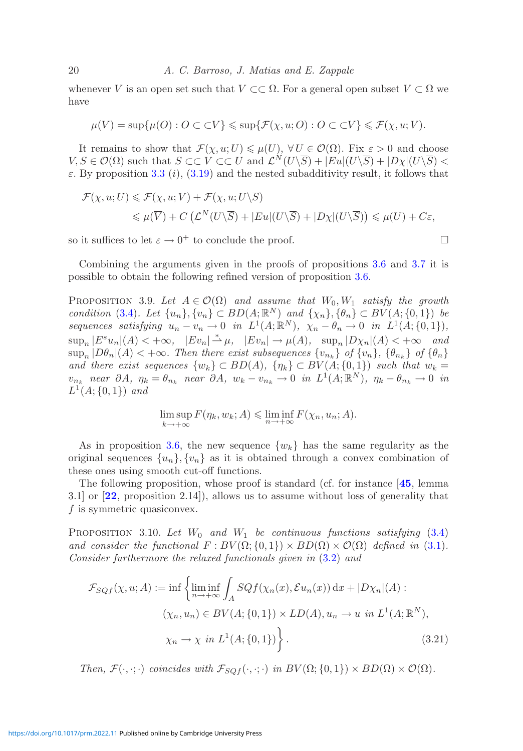whenever $V$ is an open set such that $V \subset\subset \Omega$. For a general open subset $V \subset \Omega$ we have

$$\mu(V) = \sup\{\mu(O) : O \subset\subset V\} \leqslant \sup\{\mathcal{F}(\chi, u; O) : O \subset\subset V\} \leqslant \mathcal{F}(\chi, u; V).$$

It remains to show that $\mathcal{F}(\chi, u; U) \leqslant \mu(U)$, $\forall\, U \in \mathcal{O}(\Omega)$. Fix $\varepsilon > 0$ and choose $V, S \in \mathcal{O}(\Omega)$ such that $S \subset\subset V \subset\subset U$ and $\mathcal{L}^N(U \backslash \overline{S}) + |Eu|(U \backslash \overline{S}) + |D\chi|(U \backslash \overline{S}) < \varepsilon$. By proposition 3.3 $(i)$, (3.19) and the nested subadditivity result, it follows that

$$\begin{aligned}
\mathcal{F}(\chi, u; U) &\leqslant \mathcal{F}(\chi, u; V) + \mathcal{F}(\chi, u; U \backslash \overline{S}) \\
&\leqslant \mu(\overline{V}) + C\left(\mathcal{L}^N(U \backslash \overline{S}) + |Eu|(U \backslash \overline{S}) + |D\chi|(U \backslash \overline{S})\right) \leqslant \mu(U) + C\varepsilon,
\end{aligned}$$

so it suffices to let $\varepsilon \to 0^+$ to conclude the proof. □

Combining the arguments given in the proofs of propositions 3.6 and 3.7 it is possible to obtain the following refined version of proposition 3.6.

Proposition 3.9. *Let $A \in \mathcal{O}(\Omega)$ and assume that $W_0, W_1$ satisfy the growth condition (3.4). Let $\{u_n\}, \{v_n\} \subset BD(A; \mathbb{R}^N)$ and $\{\chi_n\}, \{\theta_n\} \subset BV(A; \{0,1\})$ be sequences satisfying $u_n - v_n \to 0$ in $L^1(A; \mathbb{R}^N)$, $\chi_n - \theta_n \to 0$ in $L^1(A; \{0,1\})$, $\sup_n |E^s u_n|(A) < +\infty$, $|Ev_n| \overset{*}{\rightharpoonup} \mu$, $|Ev_n| \to \mu(A)$, $\sup_n |D\chi_n|(A) < +\infty$ and $\sup_n |D\theta_n|(A) < +\infty$. Then there exist subsequences $\{v_{n_k}\}$ of $\{v_n\}$, $\{\theta_{n_k}\}$ of $\{\theta_n\}$ and there exist sequences $\{w_k\} \subset BD(A)$, $\{\eta_k\} \subset BV(A; \{0,1\})$ such that $w_k = v_{n_k}$ near $\partial A$, $\eta_k = \theta_{n_k}$ near $\partial A$, $w_k - v_{n_k} \to 0$ in $L^1(A; \mathbb{R}^N)$, $\eta_k - \theta_{n_k} \to 0$ in $L^1(A; \{0,1\})$ and*

$$\limsup_{k \to +\infty} F(\eta_k, w_k; A) \leqslant \liminf_{n \to +\infty} F(\chi_n, u_n; A).$$

As in proposition 3.6, the new sequence $\{w_k\}$ has the same regularity as the original sequences $\{u_n\}, \{v_n\}$ as it is obtained through a convex combination of these ones using smooth cut-off functions.

The following proposition, whose proof is standard (cf. for instance [**45**, lemma 3.1] or [**22**, proposition 2.14]), allows us to assume without loss of generality that $f$ is symmetric quasiconvex.

Proposition 3.10. *Let $W_0$ and $W_1$ be continuous functions satisfying (3.4) and consider the functional $F : BV(\Omega; \{0,1\}) \times BD(\Omega) \times \mathcal{O}(\Omega)$ defined in (3.1). Consider furthermore the relaxed functionals given in (3.2) and*

$$\begin{aligned}
\mathcal{F}_{SQf}(\chi, u; A) := \inf \Bigg\{ &\liminf_{n \to +\infty} \int_A SQf(\chi_n(x), \mathcal{E}u_n(x))\, \mathrm{d}x + |D\chi_n|(A) : \\
&(\chi_n, u_n) \in BV(A; \{0,1\}) \times LD(A), u_n \to u \text{ in } L^1(A; \mathbb{R}^N), \\
&\chi_n \to \chi \text{ in } L^1(A; \{0,1\}) \Bigg\}. \qquad (3.21)
\end{aligned}$$

*Then, $\mathcal{F}(\cdot, \cdot; \cdot)$ coincides with $\mathcal{F}_{SQf}(\cdot, \cdot; \cdot)$ in $BV(\Omega; \{0,1\}) \times BD(\Omega) \times \mathcal{O}(\Omega)$.*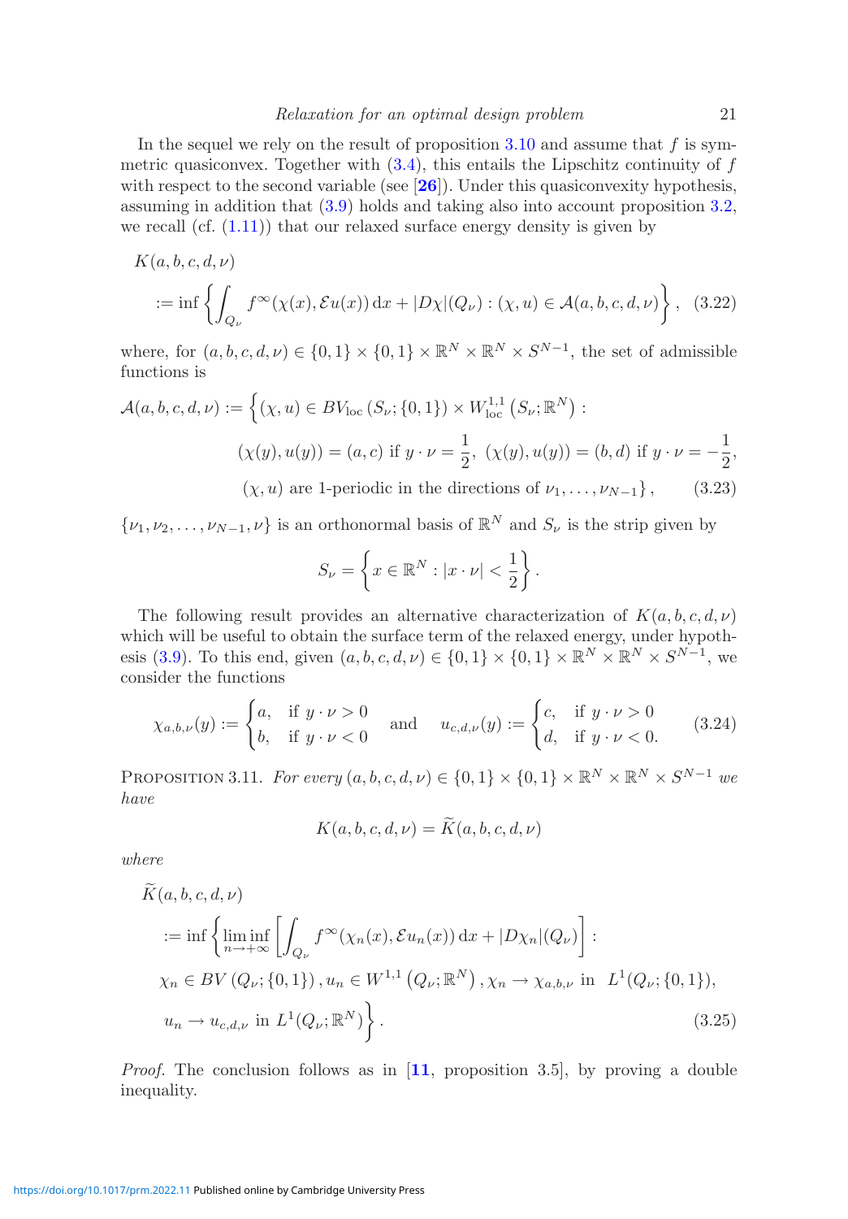In the sequel we rely on the result of proposition 3.10 and assume that $f$ is symmetric quasiconvex. Together with (3.4), this entails the Lipschitz continuity of $f$ with respect to the second variable (see [**26**]). Under this quasiconvexity hypothesis, assuming in addition that (3.9) holds and taking also into account proposition 3.2, we recall (cf. (1.11)) that our relaxed surface energy density is given by

$$
\begin{aligned}
&K(a,b,c,d,\nu)\\
&\quad := \inf\left\{\int_{Q_\nu} f^\infty(\chi(x),\mathcal{E}u(x))\,\mathrm{d}x + |D\chi|(Q_\nu) : (\chi,u)\in\mathcal{A}(a,b,c,d,\nu)\right\}, \quad (3.22)
\end{aligned}
$$

where, for $(a,b,c,d,\nu)\in\{0,1\}\times\{0,1\}\times\mathbb{R}^N\times\mathbb{R}^N\times S^{N-1}$, the set of admissible functions is

$$
\begin{aligned}
\mathcal{A}(a,b,c,d,\nu) := \Big\{&(\chi,u)\in BV_{\mathrm{loc}}\left(S_\nu;\{0,1\}\right)\times W^{1,1}_{\mathrm{loc}}\left(S_\nu;\mathbb{R}^N\right):\\
&(\chi(y),u(y)) = (a,c) \text{ if } y\cdot\nu = \frac{1}{2},\ (\chi(y),u(y)) = (b,d) \text{ if } y\cdot\nu = -\frac{1}{2},\\
&(\chi,u) \text{ are 1-periodic in the directions of } \nu_1,\ldots,\nu_{N-1}\Big\}, \qquad (3.23)
\end{aligned}
$$

$\{\nu_1,\nu_2,\ldots,\nu_{N-1},\nu\}$ is an orthonormal basis of $\mathbb{R}^N$ and $S_\nu$ is the strip given by

$$
S_\nu = \left\{x\in\mathbb{R}^N : |x\cdot\nu| < \frac{1}{2}\right\}.
$$

The following result provides an alternative characterization of $K(a,b,c,d,\nu)$ which will be useful to obtain the surface term of the relaxed energy, under hypothesis (3.9). To this end, given $(a,b,c,d,\nu)\in\{0,1\}\times\{0,1\}\times\mathbb{R}^N\times\mathbb{R}^N\times S^{N-1}$, we consider the functions

$$
\chi_{a,b,\nu}(y) := \begin{cases} a, & \text{if } y\cdot\nu>0\\ b, & \text{if } y\cdot\nu<0\end{cases} \quad\text{and}\quad u_{c,d,\nu}(y) := \begin{cases} c, & \text{if } y\cdot\nu>0\\ d, & \text{if } y\cdot\nu<0.\end{cases} \qquad (3.24)
$$

Proposition 3.11. *For every $(a,b,c,d,\nu)\in\{0,1\}\times\{0,1\}\times\mathbb{R}^N\times\mathbb{R}^N\times S^{N-1}$ we have*

$$
K(a,b,c,d,\nu) = \widetilde{K}(a,b,c,d,\nu)
$$

*where*

$$
\begin{aligned}
&\widetilde{K}(a,b,c,d,\nu)\\
&\quad := \inf\Big\{\liminf_{n\to+\infty}\left[\int_{Q_\nu} f^\infty(\chi_n(x),\mathcal{E}u_n(x))\,\mathrm{d}x + |D\chi_n|(Q_\nu)\right]:\\
&\quad \chi_n\in BV\left(Q_\nu;\{0,1\}\right), u_n\in W^{1,1}\left(Q_\nu;\mathbb{R}^N\right), \chi_n\to\chi_{a,b,\nu} \text{ in } L^1(Q_\nu;\{0,1\}),\\
&\quad u_n\to u_{c,d,\nu} \text{ in } L^1(Q_\nu;\mathbb{R}^N)\Big\}. \qquad (3.25)
\end{aligned}
$$

*Proof.* The conclusion follows as in [**11**, proposition 3.5], by proving a double inequality.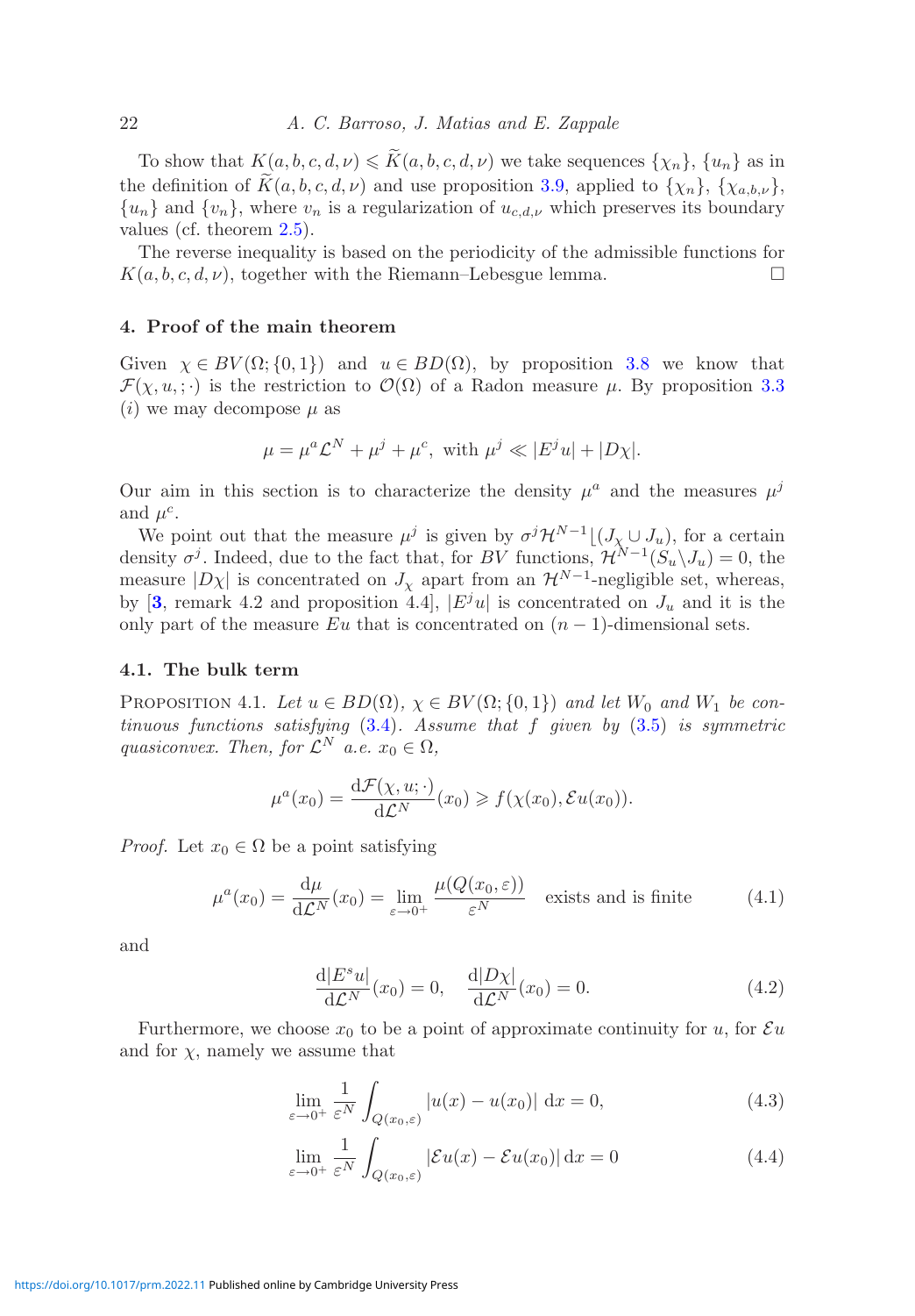To show that $K(a,b,c,d,\nu) \leqslant \widetilde{K}(a,b,c,d,\nu)$ we take sequences $\{\chi_n\}$, $\{u_n\}$ as in the definition of $\widetilde{K}(a,b,c,d,\nu)$ and use proposition 3.9, applied to $\{\chi_n\}$, $\{\chi_{a,b,\nu}\}$, $\{u_n\}$ and $\{v_n\}$, where $v_n$ is a regularization of $u_{c,d,\nu}$ which preserves its boundary values (cf. theorem 2.5).

The reverse inequality is based on the periodicity of the admissible functions for $K(a,b,c,d,\nu)$, together with the Riemann–Lebesgue lemma. □

## 4. Proof of the main theorem

Given $\chi \in BV(\Omega;\{0,1\})$ and $u \in BD(\Omega)$, by proposition 3.8 we know that $\mathcal{F}(\chi,u,;\cdot)$ is the restriction to $\mathcal{O}(\Omega)$ of a Radon measure $\mu$. By proposition 3.3 $(i)$ we may decompose $\mu$ as

$$\mu = \mu^a \mathcal{L}^N + \mu^j + \mu^c, \text{ with } \mu^j \ll |E^j u| + |D\chi|.$$

Our aim in this section is to characterize the density $\mu^a$ and the measures $\mu^j$ and $\mu^c$.

We point out that the measure $\mu^j$ is given by $\sigma^j \mathcal{H}^{N-1}\lfloor(J_\chi \cup J_u)$, for a certain density $\sigma^j$. Indeed, due to the fact that, for $BV$ functions, $\mathcal{H}^{N-1}(S_u \backslash J_u) = 0$, the measure $|D\chi|$ is concentrated on $J_\chi$ apart from an $\mathcal{H}^{N-1}$-negligible set, whereas, by [**3**, remark 4.2 and proposition 4.4], $|E^j u|$ is concentrated on $J_u$ and it is the only part of the measure $Eu$ that is concentrated on $(n-1)$-dimensional sets.

### 4.1. The bulk term

Proposition 4.1. *Let $u \in BD(\Omega)$, $\chi \in BV(\Omega;\{0,1\})$ and let $W_0$ and $W_1$ be continuous functions satisfying (3.4). Assume that $f$ given by (3.5) is symmetric quasiconvex. Then, for $\mathcal{L}^N$ a.e. $x_0 \in \Omega$,*

$$\mu^a(x_0) = \frac{\mathrm{d}\mathcal{F}(\chi,u;\cdot)}{\mathrm{d}\mathcal{L}^N}(x_0) \geqslant f(\chi(x_0), \mathcal{E}u(x_0)).$$

*Proof.* Let $x_0 \in \Omega$ be a point satisfying

$$\mu^a(x_0) = \frac{\mathrm{d}\mu}{\mathrm{d}\mathcal{L}^N}(x_0) = \lim_{\varepsilon \to 0^+} \frac{\mu(Q(x_0,\varepsilon))}{\varepsilon^N} \quad \text{exists and is finite} \tag{4.1}$$

and

$$\frac{\mathrm{d}|E^s u|}{\mathrm{d}\mathcal{L}^N}(x_0) = 0, \quad \frac{\mathrm{d}|D\chi|}{\mathrm{d}\mathcal{L}^N}(x_0) = 0. \tag{4.2}$$

Furthermore, we choose $x_0$ to be a point of approximate continuity for $u$, for $\mathcal{E}u$ and for $\chi$, namely we assume that

$$\lim_{\varepsilon \to 0^+} \frac{1}{\varepsilon^N} \int_{Q(x_0,\varepsilon)} |u(x) - u(x_0)| \, \mathrm{d}x = 0, \tag{4.3}$$

$$\lim_{\varepsilon \to 0^+} \frac{1}{\varepsilon^N} \int_{Q(x_0,\varepsilon)} |\mathcal{E}u(x) - \mathcal{E}u(x_0)| \, \mathrm{d}x = 0 \tag{4.4}$$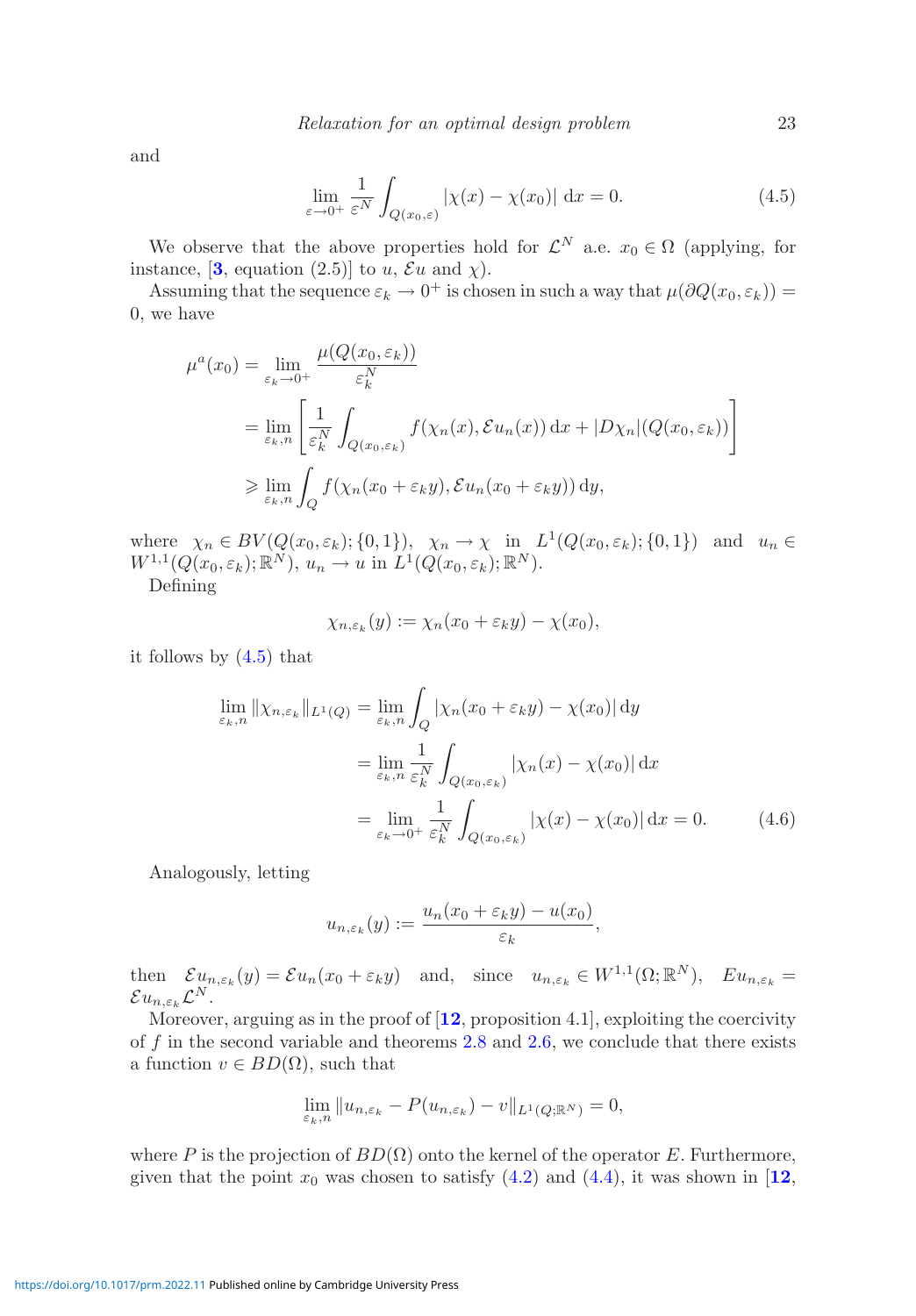and

$$\lim_{\varepsilon \to 0^+} \frac{1}{\varepsilon^N} \int_{Q(x_0,\varepsilon)} |\chi(x) - \chi(x_0)| \, \mathrm{d}x = 0. \tag{4.5}$$

We observe that the above properties hold for $\mathcal{L}^N$ a.e. $x_0 \in \Omega$ (applying, for instance, [**3**, equation (2.5)] to $u$, $\mathcal{E}u$ and $\chi$).

Assuming that the sequence $\varepsilon_k \to 0^+$ is chosen in such a way that $\mu(\partial Q(x_0, \varepsilon_k)) = 0$, we have

$$\begin{aligned}
\mu^a(x_0) &= \lim_{\varepsilon_k \to 0^+} \frac{\mu(Q(x_0,\varepsilon_k))}{\varepsilon_k^N} \\
&= \lim_{\varepsilon_k, n} \left[ \frac{1}{\varepsilon_k^N} \int_{Q(x_0,\varepsilon_k)} f(\chi_n(x), \mathcal{E}u_n(x)) \, \mathrm{d}x + |D\chi_n|(Q(x_0,\varepsilon_k)) \right] \\
&\geqslant \lim_{\varepsilon_k, n} \int_Q f(\chi_n(x_0 + \varepsilon_k y), \mathcal{E}u_n(x_0 + \varepsilon_k y)) \, \mathrm{d}y,
\end{aligned}$$

where $\chi_n \in BV(Q(x_0,\varepsilon_k); \{0,1\})$, $\chi_n \to \chi$ in $L^1(Q(x_0,\varepsilon_k); \{0,1\})$ and $u_n \in W^{1,1}(Q(x_0,\varepsilon_k); \mathbb{R}^N)$, $u_n \to u$ in $L^1(Q(x_0,\varepsilon_k); \mathbb{R}^N)$.

Defining

$$\chi_{n,\varepsilon_k}(y) := \chi_n(x_0 + \varepsilon_k y) - \chi(x_0),$$

it follows by (4.5) that

$$\begin{aligned}
\lim_{\varepsilon_k, n} \|\chi_{n,\varepsilon_k}\|_{L^1(Q)} &= \lim_{\varepsilon_k, n} \int_Q |\chi_n(x_0 + \varepsilon_k y) - \chi(x_0)| \, \mathrm{d}y \\
&= \lim_{\varepsilon_k, n} \frac{1}{\varepsilon_k^N} \int_{Q(x_0,\varepsilon_k)} |\chi_n(x) - \chi(x_0)| \, \mathrm{d}x \\
&= \lim_{\varepsilon_k \to 0^+} \frac{1}{\varepsilon_k^N} \int_{Q(x_0,\varepsilon_k)} |\chi(x) - \chi(x_0)| \, \mathrm{d}x = 0.
\end{aligned} \tag{4.6}$$

Analogously, letting

$$u_{n,\varepsilon_k}(y) := \frac{u_n(x_0 + \varepsilon_k y) - u(x_0)}{\varepsilon_k},$$

then $\mathcal{E}u_{n,\varepsilon_k}(y) = \mathcal{E}u_n(x_0 + \varepsilon_k y)$ and, since $u_{n,\varepsilon_k} \in W^{1,1}(\Omega; \mathbb{R}^N)$, $Eu_{n,\varepsilon_k} = \mathcal{E}u_{n,\varepsilon_k}\mathcal{L}^N$.

Moreover, arguing as in the proof of [**12**, proposition 4.1], exploiting the coercivity of $f$ in the second variable and theorems 2.8 and 2.6, we conclude that there exists a function $v \in BD(\Omega)$, such that

$$\lim_{\varepsilon_k, n} \|u_{n,\varepsilon_k} - P(u_{n,\varepsilon_k}) - v\|_{L^1(Q;\mathbb{R}^N)} = 0,$$

where $P$ is the projection of $BD(\Omega)$ onto the kernel of the operator $E$. Furthermore, given that the point $x_0$ was chosen to satisfy (4.2) and (4.4), it was shown in [**12**,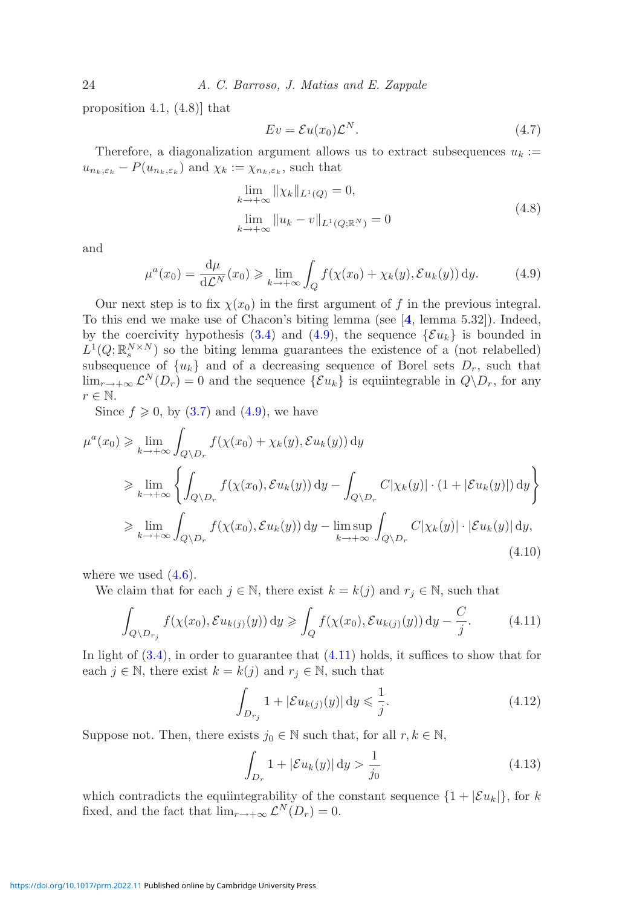proposition 4.1, (4.8)] that

$$Ev = \mathcal{E}u(x_0)\mathcal{L}^N. \tag{4.7}$$

Therefore, a diagonalization argument allows us to extract subsequences $u_k := u_{n_k,\varepsilon_k} - P(u_{n_k,\varepsilon_k})$ and $\chi_k := \chi_{n_k,\varepsilon_k}$, such that

$$\begin{aligned}
&\lim_{k\to+\infty} \|\chi_k\|_{L^1(Q)} = 0,\\
&\lim_{k\to+\infty} \|u_k - v\|_{L^1(Q;\mathbb{R}^N)} = 0
\end{aligned} \tag{4.8}$$

and

$$\mu^a(x_0) = \frac{\mathrm{d}\mu}{\mathrm{d}\mathcal{L}^N}(x_0) \geqslant \lim_{k\to+\infty} \int_Q f(\chi(x_0) + \chi_k(y), \mathcal{E}u_k(y))\,\mathrm{d}y. \tag{4.9}$$

Our next step is to fix $\chi(x_0)$ in the first argument of $f$ in the previous integral. To this end we make use of Chacon's biting lemma (see [4, lemma 5.32]). Indeed, by the coercivity hypothesis (3.4) and (4.9), the sequence $\{\mathcal{E}u_k\}$ is bounded in $L^1(Q;\mathbb{R}^{N\times N}_s)$ so the biting lemma guarantees the existence of a (not relabelled) subsequence of $\{u_k\}$ and of a decreasing sequence of Borel sets $D_r$, such that $\lim_{r\to+\infty} \mathcal{L}^N(D_r) = 0$ and the sequence $\{\mathcal{E}u_k\}$ is equiintegrable in $Q\backslash D_r$, for any $r \in \mathbb{N}$.

Since $f \geqslant 0$, by (3.7) and (4.9), we have

$$\begin{aligned}
\mu^a(x_0) &\geqslant \lim_{k\to+\infty} \int_{Q\backslash D_r} f(\chi(x_0) + \chi_k(y), \mathcal{E}u_k(y))\,\mathrm{d}y\\
&\geqslant \lim_{k\to+\infty} \left\{ \int_{Q\backslash D_r} f(\chi(x_0), \mathcal{E}u_k(y))\,\mathrm{d}y - \int_{Q\backslash D_r} C|\chi_k(y)| \cdot (1 + |\mathcal{E}u_k(y)|)\,\mathrm{d}y \right\}\\
&\geqslant \lim_{k\to+\infty} \int_{Q\backslash D_r} f(\chi(x_0), \mathcal{E}u_k(y))\,\mathrm{d}y - \limsup_{k\to+\infty} \int_{Q\backslash D_r} C|\chi_k(y)| \cdot |\mathcal{E}u_k(y)|\,\mathrm{d}y,
\end{aligned} \tag{4.10}$$

where we used (4.6).

We claim that for each $j \in \mathbb{N}$, there exist $k = k(j)$ and $r_j \in \mathbb{N}$, such that

$$\int_{Q\backslash D_{r_j}} f(\chi(x_0), \mathcal{E}u_{k(j)}(y))\,\mathrm{d}y \geqslant \int_Q f(\chi(x_0), \mathcal{E}u_{k(j)}(y))\,\mathrm{d}y - \frac{C}{j}. \tag{4.11}$$

In light of (3.4), in order to guarantee that (4.11) holds, it suffices to show that for each $j \in \mathbb{N}$, there exist $k = k(j)$ and $r_j \in \mathbb{N}$, such that

$$\int_{D_{r_j}} 1 + |\mathcal{E}u_{k(j)}(y)|\,\mathrm{d}y \leqslant \frac{1}{j}. \tag{4.12}$$

Suppose not. Then, there exists $j_0 \in \mathbb{N}$ such that, for all $r, k \in \mathbb{N}$,

$$\int_{D_r} 1 + |\mathcal{E}u_k(y)|\,\mathrm{d}y > \frac{1}{j_0} \tag{4.13}$$

which contradicts the equiintegrability of the constant sequence $\{1 + |\mathcal{E}u_k|\}$, for $k$ fixed, and the fact that $\lim_{r\to+\infty} \mathcal{L}^N(D_r) = 0$.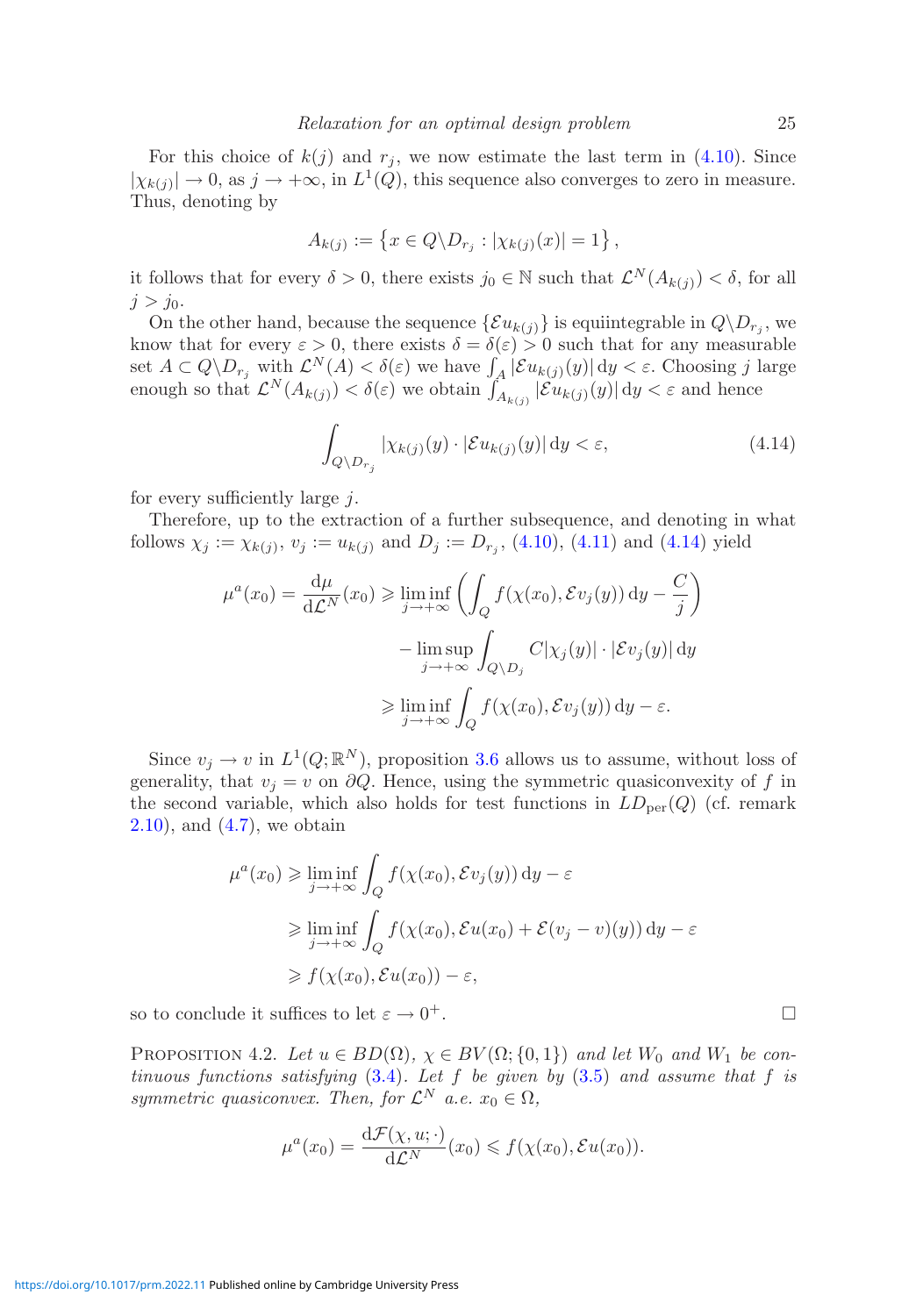For this choice of $k(j)$ and $r_j$, we now estimate the last term in (4.10). Since $|\chi_{k(j)}| \to 0$, as $j \to +\infty$, in $L^1(Q)$, this sequence also converges to zero in measure. Thus, denoting by

$$A_{k(j)} := \left\{ x \in Q \backslash D_{r_j} : |\chi_{k(j)}(x)| = 1 \right\},$$

it follows that for every $\delta > 0$, there exists $j_0 \in \mathbb{N}$ such that $\mathcal{L}^N(A_{k(j)}) < \delta$, for all $j > j_0$.

On the other hand, because the sequence $\{\mathcal{E}u_{k(j)}\}$ is equiintegrable in $Q \backslash D_{r_j}$, we know that for every $\varepsilon > 0$, there exists $\delta = \delta(\varepsilon) > 0$ such that for any measurable set $A \subset Q \backslash D_{r_j}$ with $\mathcal{L}^N(A) < \delta(\varepsilon)$ we have $\int_A |\mathcal{E}u_{k(j)}(y)| \, \mathrm{d}y < \varepsilon$. Choosing $j$ large enough so that $\mathcal{L}^N(A_{k(j)}) < \delta(\varepsilon)$ we obtain $\int_{A_{k(j)}} |\mathcal{E}u_{k(j)}(y)| \, \mathrm{d}y < \varepsilon$ and hence

$$\int_{Q \backslash D_{r_j}} |\chi_{k(j)}(y) \cdot |\mathcal{E}u_{k(j)}(y)| \, \mathrm{d}y < \varepsilon, \tag{4.14}$$

for every sufficiently large $j$.

Therefore, up to the extraction of a further subsequence, and denoting in what follows $\chi_j := \chi_{k(j)}$, $v_j := u_{k(j)}$ and $D_j := D_{r_j}$, (4.10), (4.11) and (4.14) yield

$$\begin{aligned}
\mu^a(x_0) = \frac{\mathrm{d}\mu}{\mathrm{d}\mathcal{L}^N}(x_0) &\geqslant \liminf_{j \to +\infty} \left( \int_Q f(\chi(x_0), \mathcal{E}v_j(y)) \, \mathrm{d}y - \frac{C}{j} \right) \\
&\quad - \limsup_{j \to +\infty} \int_{Q \backslash D_j} C|\chi_j(y)| \cdot |\mathcal{E}v_j(y)| \, \mathrm{d}y \\
&\geqslant \liminf_{j \to +\infty} \int_Q f(\chi(x_0), \mathcal{E}v_j(y)) \, \mathrm{d}y - \varepsilon.
\end{aligned}$$

Since $v_j \to v$ in $L^1(Q; \mathbb{R}^N)$, proposition 3.6 allows us to assume, without loss of generality, that $v_j = v$ on $\partial Q$. Hence, using the symmetric quasiconvexity of $f$ in the second variable, which also holds for test functions in $LD_{\mathrm{per}}(Q)$ (cf. remark 2.10), and (4.7), we obtain

$$\begin{aligned}
\mu^a(x_0) &\geqslant \liminf_{j \to +\infty} \int_Q f(\chi(x_0), \mathcal{E}v_j(y)) \, \mathrm{d}y - \varepsilon \\
&\geqslant \liminf_{j \to +\infty} \int_Q f(\chi(x_0), \mathcal{E}u(x_0) + \mathcal{E}(v_j - v)(y)) \, \mathrm{d}y - \varepsilon \\
&\geqslant f(\chi(x_0), \mathcal{E}u(x_0)) - \varepsilon,
\end{aligned}$$

so to conclude it suffices to let $\varepsilon \to 0^+$. $\square$

Proposition 4.2. *Let $u \in BD(\Omega)$, $\chi \in BV(\Omega; \{0, 1\})$ and let $W_0$ and $W_1$ be continuous functions satisfying (3.4). Let $f$ be given by (3.5) and assume that $f$ is symmetric quasiconvex. Then, for $\mathcal{L}^N$ a.e. $x_0 \in \Omega$,*

$$\mu^a(x_0) = \frac{\mathrm{d}\mathcal{F}(\chi, u; \cdot)}{\mathrm{d}\mathcal{L}^N}(x_0) \leqslant f(\chi(x_0), \mathcal{E}u(x_0)).$$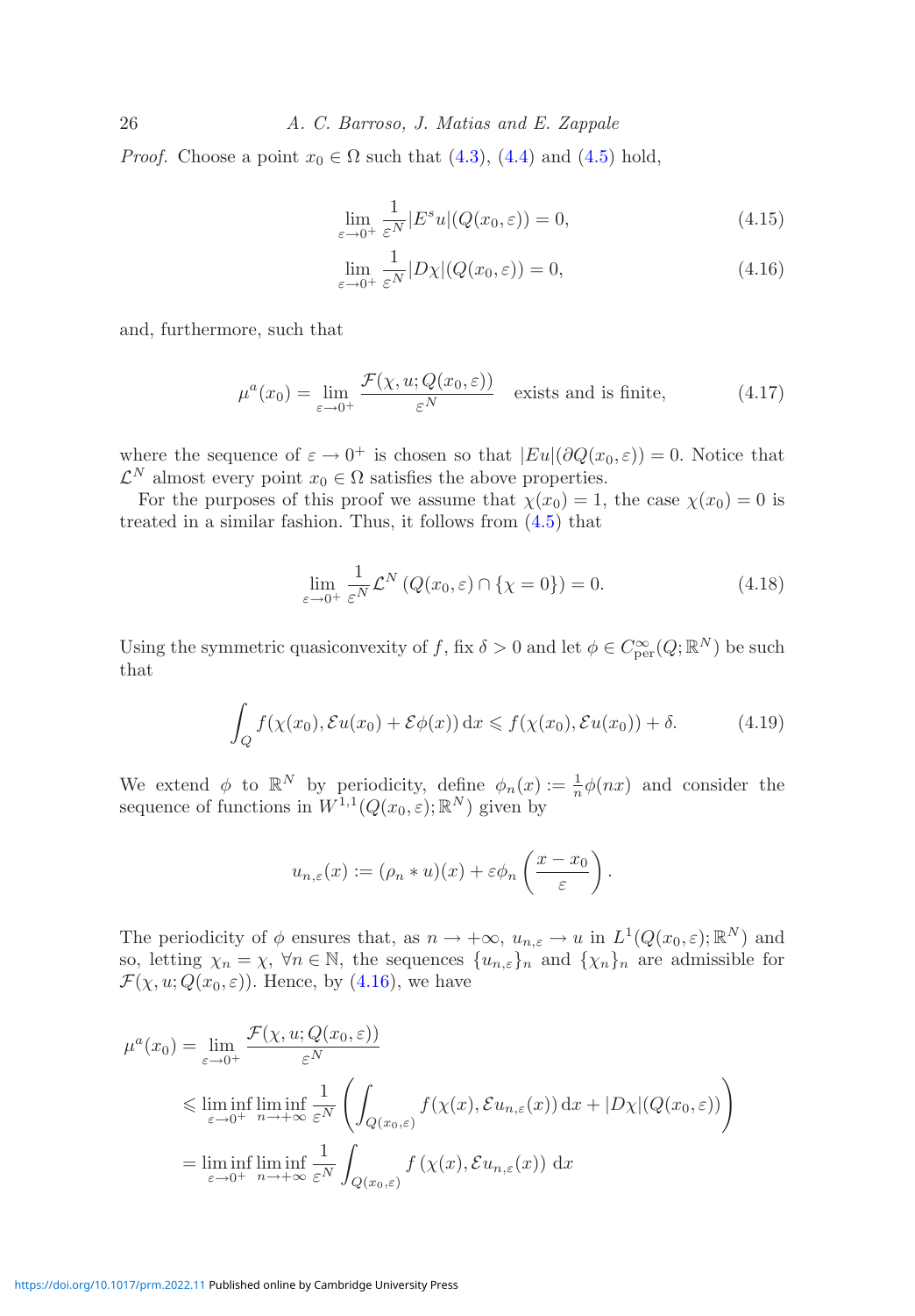*Proof.* Choose a point $x_0 \in \Omega$ such that (4.3), (4.4) and (4.5) hold,

$$\lim_{\varepsilon \to 0^+} \frac{1}{\varepsilon^N} |E^s u|(Q(x_0, \varepsilon)) = 0, \tag{4.15}$$

$$\lim_{\varepsilon \to 0^+} \frac{1}{\varepsilon^N} |D\chi|(Q(x_0, \varepsilon)) = 0, \tag{4.16}$$

and, furthermore, such that

$$\mu^a(x_0) = \lim_{\varepsilon \to 0^+} \frac{\mathcal{F}(\chi, u; Q(x_0, \varepsilon))}{\varepsilon^N} \quad \text{exists and is finite}, \tag{4.17}$$

where the sequence of $\varepsilon \to 0^+$ is chosen so that $|Eu|(\partial Q(x_0, \varepsilon)) = 0$. Notice that $\mathcal{L}^N$ almost every point $x_0 \in \Omega$ satisfies the above properties.

For the purposes of this proof we assume that $\chi(x_0) = 1$, the case $\chi(x_0) = 0$ is treated in a similar fashion. Thus, it follows from (4.5) that

$$\lim_{\varepsilon \to 0^+} \frac{1}{\varepsilon^N} \mathcal{L}^N \left( Q(x_0, \varepsilon) \cap \{\chi = 0\} \right) = 0. \tag{4.18}$$

Using the symmetric quasiconvexity of $f$, fix $\delta > 0$ and let $\phi \in C^\infty_{\mathrm{per}}(Q; \mathbb{R}^N)$ be such that

$$\int_Q f(\chi(x_0), \mathcal{E}u(x_0) + \mathcal{E}\phi(x)) \, \mathrm{d}x \leqslant f(\chi(x_0), \mathcal{E}u(x_0)) + \delta. \tag{4.19}$$

We extend $\phi$ to $\mathbb{R}^N$ by periodicity, define $\phi_n(x) := \frac{1}{n}\phi(nx)$ and consider the sequence of functions in $W^{1,1}(Q(x_0, \varepsilon); \mathbb{R}^N)$ given by

$$u_{n,\varepsilon}(x) := (\rho_n * u)(x) + \varepsilon \phi_n \left( \frac{x - x_0}{\varepsilon} \right).$$

The periodicity of $\phi$ ensures that, as $n \to +\infty$, $u_{n,\varepsilon} \to u$ in $L^1(Q(x_0, \varepsilon); \mathbb{R}^N)$ and so, letting $\chi_n = \chi$, $\forall n \in \mathbb{N}$, the sequences $\{u_{n,\varepsilon}\}_n$ and $\{\chi_n\}_n$ are admissible for $\mathcal{F}(\chi, u; Q(x_0, \varepsilon))$. Hence, by (4.16), we have

$$\begin{aligned}
\mu^a(x_0) &= \lim_{\varepsilon \to 0^+} \frac{\mathcal{F}(\chi, u; Q(x_0, \varepsilon))}{\varepsilon^N} \\
&\leqslant \liminf_{\varepsilon \to 0^+} \liminf_{n \to +\infty} \frac{1}{\varepsilon^N} \left( \int_{Q(x_0,\varepsilon)} f(\chi(x), \mathcal{E}u_{n,\varepsilon}(x)) \, \mathrm{d}x + |D\chi|(Q(x_0, \varepsilon)) \right) \\
&= \liminf_{\varepsilon \to 0^+} \liminf_{n \to +\infty} \frac{1}{\varepsilon^N} \int_{Q(x_0,\varepsilon)} f\left(\chi(x), \mathcal{E}u_{n,\varepsilon}(x)\right) \, \mathrm{d}x
\end{aligned}$$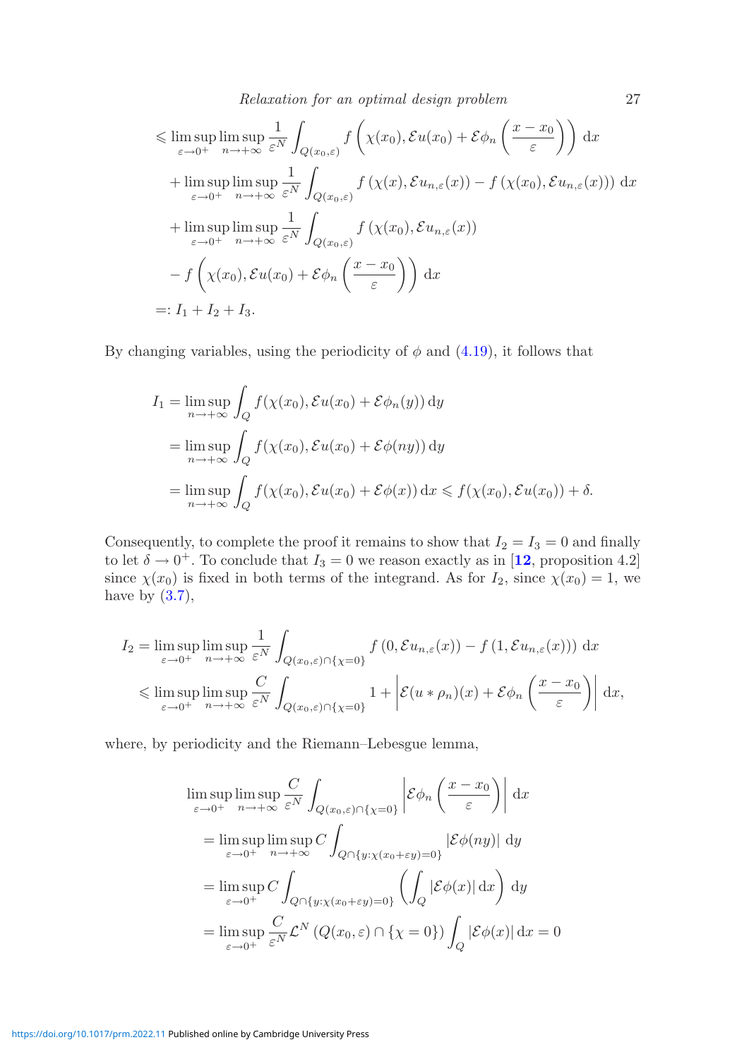$$
\begin{aligned}
&\leqslant \limsup_{\varepsilon\to 0^+}\limsup_{n\to+\infty}\frac{1}{\varepsilon^N}\int_{Q(x_0,\varepsilon)} f\left(\chi(x_0),\mathcal{E}u(x_0)+\mathcal{E}\phi_n\left(\frac{x-x_0}{\varepsilon}\right)\right)\,\mathrm{d}x\\
&\quad+\limsup_{\varepsilon\to 0^+}\limsup_{n\to+\infty}\frac{1}{\varepsilon^N}\int_{Q(x_0,\varepsilon)} f\left(\chi(x),\mathcal{E}u_{n,\varepsilon}(x)\right)-f\left(\chi(x_0),\mathcal{E}u_{n,\varepsilon}(x)\right)\,\mathrm{d}x\\
&\quad+\limsup_{\varepsilon\to 0^+}\limsup_{n\to+\infty}\frac{1}{\varepsilon^N}\int_{Q(x_0,\varepsilon)} f\left(\chi(x_0),\mathcal{E}u_{n,\varepsilon}(x)\right)\\
&\quad-f\left(\chi(x_0),\mathcal{E}u(x_0)+\mathcal{E}\phi_n\left(\frac{x-x_0}{\varepsilon}\right)\right)\,\mathrm{d}x\\
&=: I_1+I_2+I_3.
\end{aligned}
$$

By changing variables, using the periodicity of $\phi$ and (4.19), it follows that

$$
\begin{aligned}
I_1 &= \limsup_{n\to+\infty}\int_Q f(\chi(x_0),\mathcal{E}u(x_0)+\mathcal{E}\phi_n(y))\,\mathrm{d}y\\
&= \limsup_{n\to+\infty}\int_Q f(\chi(x_0),\mathcal{E}u(x_0)+\mathcal{E}\phi(ny))\,\mathrm{d}y\\
&= \limsup_{n\to+\infty}\int_Q f(\chi(x_0),\mathcal{E}u(x_0)+\mathcal{E}\phi(x))\,\mathrm{d}x \leqslant f(\chi(x_0),\mathcal{E}u(x_0))+\delta.
\end{aligned}
$$

Consequently, to complete the proof it remains to show that $I_2=I_3=0$ and finally to let $\delta\to 0^+$. To conclude that $I_3=0$ we reason exactly as in [**12**, proposition 4.2] since $\chi(x_0)$ is fixed in both terms of the integrand. As for $I_2$, since $\chi(x_0)=1$, we have by (3.7),

$$
\begin{aligned}
I_2 &= \limsup_{\varepsilon\to 0^+}\limsup_{n\to+\infty}\frac{1}{\varepsilon^N}\int_{Q(x_0,\varepsilon)\cap\{\chi=0\}} f\left(0,\mathcal{E}u_{n,\varepsilon}(x)\right)-f\left(1,\mathcal{E}u_{n,\varepsilon}(x)\right)\,\mathrm{d}x\\
&\leqslant \limsup_{\varepsilon\to 0^+}\limsup_{n\to+\infty}\frac{C}{\varepsilon^N}\int_{Q(x_0,\varepsilon)\cap\{\chi=0\}} 1+\left|\mathcal{E}(u*\rho_n)(x)+\mathcal{E}\phi_n\left(\frac{x-x_0}{\varepsilon}\right)\right|\,\mathrm{d}x,
\end{aligned}
$$

where, by periodicity and the Riemann–Lebesgue lemma,

$$
\begin{aligned}
&\limsup_{\varepsilon\to 0^+}\limsup_{n\to+\infty}\frac{C}{\varepsilon^N}\int_{Q(x_0,\varepsilon)\cap\{\chi=0\}}\left|\mathcal{E}\phi_n\left(\frac{x-x_0}{\varepsilon}\right)\right|\,\mathrm{d}x\\
&\quad= \limsup_{\varepsilon\to 0^+}\limsup_{n\to+\infty} C\int_{Q\cap\{y:\chi(x_0+\varepsilon y)=0\}}\left|\mathcal{E}\phi(ny)\right|\,\mathrm{d}y\\
&\quad= \limsup_{\varepsilon\to 0^+} C\int_{Q\cap\{y:\chi(x_0+\varepsilon y)=0\}}\left(\int_Q\left|\mathcal{E}\phi(x)\right|\mathrm{d}x\right)\,\mathrm{d}y\\
&\quad= \limsup_{\varepsilon\to 0^+}\frac{C}{\varepsilon^N}\mathcal{L}^N\left(Q(x_0,\varepsilon)\cap\{\chi=0\}\right)\int_Q\left|\mathcal{E}\phi(x)\right|\mathrm{d}x = 0
\end{aligned}
$$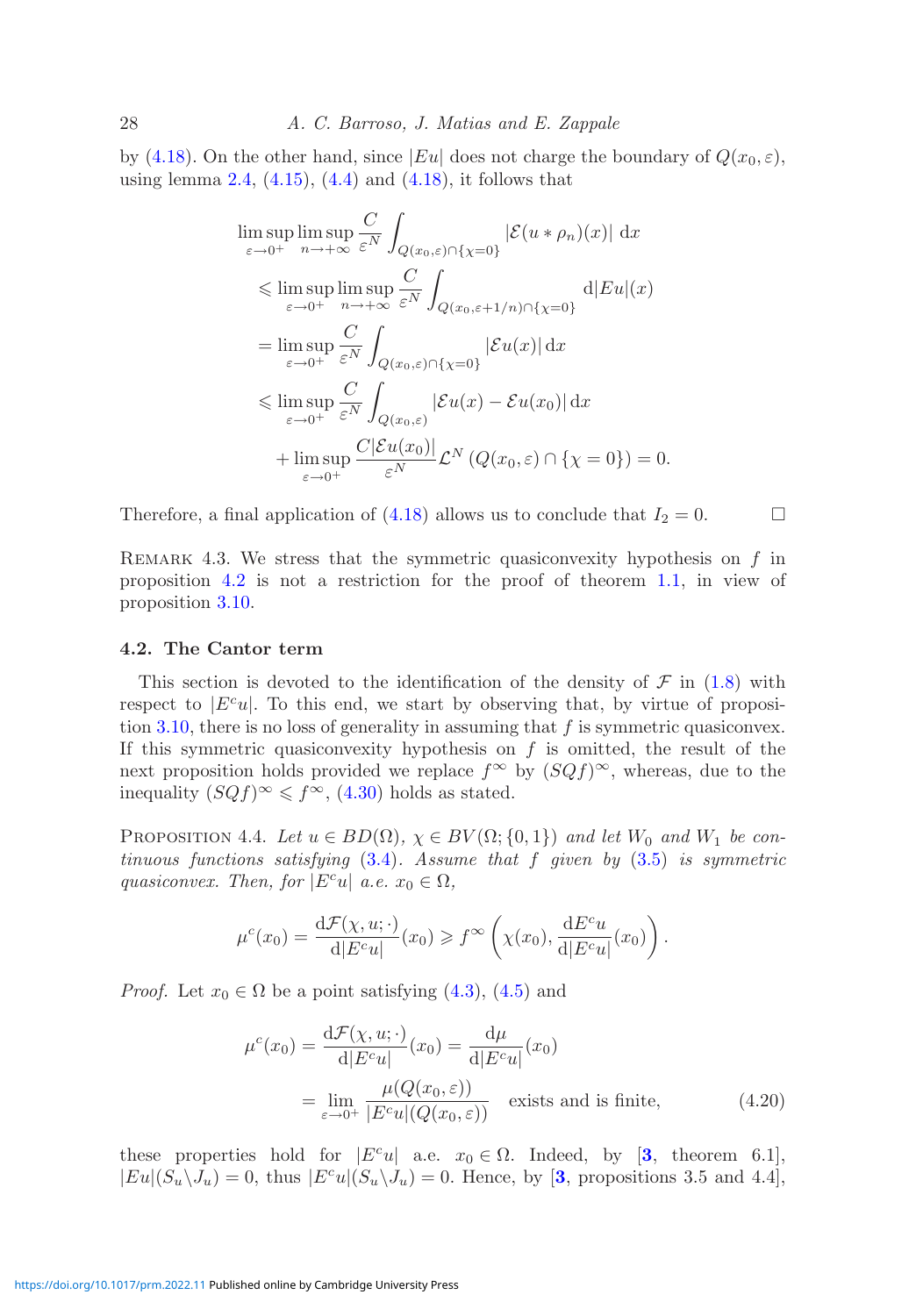by (4.18). On the other hand, since $|Eu|$ does not charge the boundary of $Q(x_0, \varepsilon)$, using lemma 2.4, (4.15), (4.4) and (4.18), it follows that

$$
\begin{aligned}
&\limsup_{\varepsilon \to 0^+} \limsup_{n \to +\infty} \frac{C}{\varepsilon^N} \int_{Q(x_0,\varepsilon)\cap\{\chi=0\}} |\mathcal{E}(u * \rho_n)(x)| \, \mathrm{d}x \\
&\quad \leqslant \limsup_{\varepsilon \to 0^+} \limsup_{n \to +\infty} \frac{C}{\varepsilon^N} \int_{Q(x_0,\varepsilon+1/n)\cap\{\chi=0\}} \mathrm{d}|Eu|(x) \\
&\quad = \limsup_{\varepsilon \to 0^+} \frac{C}{\varepsilon^N} \int_{Q(x_0,\varepsilon)\cap\{\chi=0\}} |\mathcal{E}u(x)| \, \mathrm{d}x \\
&\quad \leqslant \limsup_{\varepsilon \to 0^+} \frac{C}{\varepsilon^N} \int_{Q(x_0,\varepsilon)} |\mathcal{E}u(x) - \mathcal{E}u(x_0)| \, \mathrm{d}x \\
&\qquad + \limsup_{\varepsilon \to 0^+} \frac{C|\mathcal{E}u(x_0)|}{\varepsilon^N} \mathcal{L}^N \left( Q(x_0,\varepsilon) \cap \{\chi = 0\} \right) = 0.
\end{aligned}
$$

Therefore, a final application of (4.18) allows us to conclude that $I_2 = 0$. $\square$

REMARK 4.3. We stress that the symmetric quasiconvexity hypothesis on $f$ in proposition 4.2 is not a restriction for the proof of theorem 1.1, in view of proposition 3.10.

## 4.2. The Cantor term

This section is devoted to the identification of the density of $\mathcal{F}$ in (1.8) with respect to $|E^c u|$. To this end, we start by observing that, by virtue of proposition 3.10, there is no loss of generality in assuming that $f$ is symmetric quasiconvex. If this symmetric quasiconvexity hypothesis on $f$ is omitted, the result of the next proposition holds provided we replace $f^\infty$ by $(SQf)^\infty$, whereas, due to the inequality $(SQf)^\infty \leqslant f^\infty$, (4.30) holds as stated.

PROPOSITION 4.4. *Let $u \in BD(\Omega)$, $\chi \in BV(\Omega; \{0, 1\})$ and let $W_0$ and $W_1$ be continuous functions satisfying (3.4). Assume that $f$ given by (3.5) is symmetric quasiconvex. Then, for $|E^c u|$ a.e. $x_0 \in \Omega$,*

$$
\mu^c(x_0) = \frac{\mathrm{d}\mathcal{F}(\chi, u; \cdot)}{\mathrm{d}|E^c u|}(x_0) \geqslant f^\infty \left( \chi(x_0), \frac{\mathrm{d}E^c u}{\mathrm{d}|E^c u|}(x_0) \right).
$$

*Proof.* Let $x_0 \in \Omega$ be a point satisfying (4.3), (4.5) and

$$
\begin{aligned}
\mu^c(x_0) = \frac{\mathrm{d}\mathcal{F}(\chi, u; \cdot)}{\mathrm{d}|E^c u|}(x_0) &= \frac{\mathrm{d}\mu}{\mathrm{d}|E^c u|}(x_0) \\
&= \lim_{\varepsilon \to 0^+} \frac{\mu(Q(x_0, \varepsilon))}{|E^c u|(Q(x_0, \varepsilon))} \quad \text{exists and is finite,}
\end{aligned} \tag{4.20}
$$

these properties hold for $|E^c u|$ a.e. $x_0 \in \Omega$. Indeed, by [**3**, theorem 6.1], $|Eu|(S_u \backslash J_u) = 0$, thus $|E^c u|(S_u \backslash J_u) = 0$. Hence, by [**3**, propositions 3.5 and 4.4],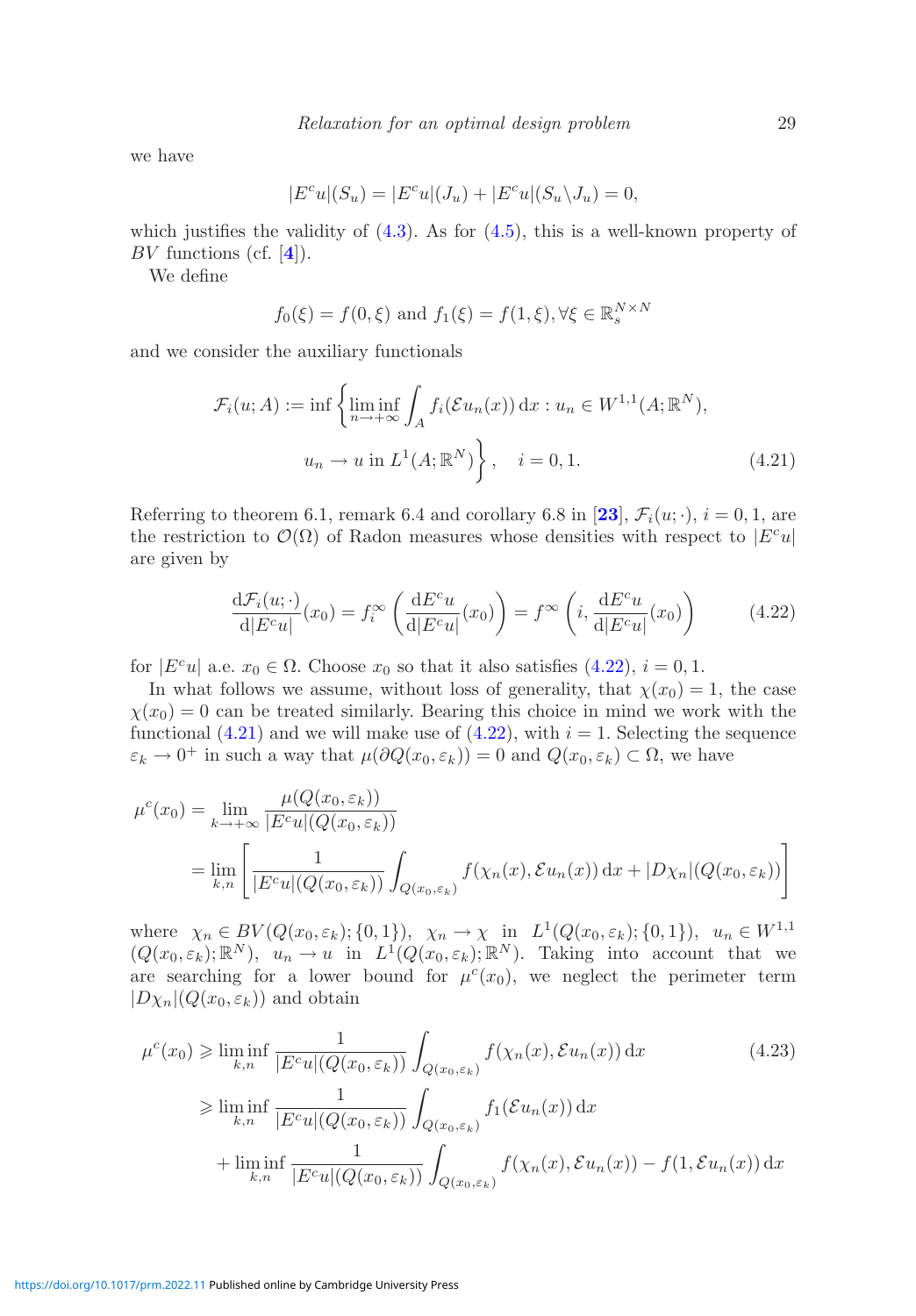we have

$$|E^c u|(S_u) = |E^c u|(J_u) + |E^c u|(S_u \backslash J_u) = 0,$$

which justifies the validity of (4.3). As for (4.5), this is a well-known property of $BV$ functions (cf. [**4**]).

We define

$$f_0(\xi) = f(0, \xi) \text{ and } f_1(\xi) = f(1, \xi), \forall \xi \in \mathbb{R}^{N\times N}_s$$

and we consider the auxiliary functionals

$$\mathcal{F}_i(u; A) := \inf \left\{ \liminf_{n\to+\infty} \int_A f_i(\mathcal{E}u_n(x))\,\mathrm{d}x : u_n \in W^{1,1}(A; \mathbb{R}^N), \right. \\ \left. u_n \to u \text{ in } L^1(A; \mathbb{R}^N) \right\}, \quad i = 0, 1. \tag{4.21}$$

Referring to theorem 6.1, remark 6.4 and corollary 6.8 in [**23**], $\mathcal{F}_i(u; \cdot)$, $i = 0, 1$, are the restriction to $\mathcal{O}(\Omega)$ of Radon measures whose densities with respect to $|E^c u|$ are given by

$$\frac{\mathrm{d}\mathcal{F}_i(u; \cdot)}{\mathrm{d}|E^c u|}(x_0) = f_i^\infty\left(\frac{\mathrm{d}E^c u}{\mathrm{d}|E^c u|}(x_0)\right) = f^\infty\left(i, \frac{\mathrm{d}E^c u}{\mathrm{d}|E^c u|}(x_0)\right) \tag{4.22}$$

for $|E^c u|$ a.e. $x_0 \in \Omega$. Choose $x_0$ so that it also satisfies (4.22), $i = 0, 1$.

In what follows we assume, without loss of generality, that $\chi(x_0) = 1$, the case $\chi(x_0) = 0$ can be treated similarly. Bearing this choice in mind we work with the functional (4.21) and we will make use of (4.22), with $i = 1$. Selecting the sequence $\varepsilon_k \to 0^+$ in such a way that $\mu(\partial Q(x_0, \varepsilon_k)) = 0$ and $Q(x_0, \varepsilon_k) \subset \Omega$, we have

$$\begin{aligned}
\mu^c(x_0) &= \lim_{k\to+\infty} \frac{\mu(Q(x_0, \varepsilon_k))}{|E^c u|(Q(x_0, \varepsilon_k))} \\
&= \lim_{k,n} \left[\frac{1}{|E^c u|(Q(x_0, \varepsilon_k))} \int_{Q(x_0,\varepsilon_k)} f(\chi_n(x), \mathcal{E}u_n(x))\,\mathrm{d}x + |D\chi_n|(Q(x_0, \varepsilon_k))\right]
\end{aligned}$$

where $\chi_n \in BV(Q(x_0, \varepsilon_k); \{0, 1\})$, $\chi_n \to \chi$ in $L^1(Q(x_0, \varepsilon_k); \{0, 1\})$, $u_n \in W^{1,1}(Q(x_0, \varepsilon_k); \mathbb{R}^N)$, $u_n \to u$ in $L^1(Q(x_0, \varepsilon_k); \mathbb{R}^N)$. Taking into account that we are searching for a lower bound for $\mu^c(x_0)$, we neglect the perimeter term $|D\chi_n|(Q(x_0, \varepsilon_k))$ and obtain

$$\begin{aligned}
\mu^c(x_0) &\geqslant \liminf_{k,n} \frac{1}{|E^c u|(Q(x_0, \varepsilon_k))} \int_{Q(x_0,\varepsilon_k)} f(\chi_n(x), \mathcal{E}u_n(x))\,\mathrm{d}x \\
&\geqslant \liminf_{k,n} \frac{1}{|E^c u|(Q(x_0, \varepsilon_k))} \int_{Q(x_0,\varepsilon_k)} f_1(\mathcal{E}u_n(x))\,\mathrm{d}x \\
&\quad + \liminf_{k,n} \frac{1}{|E^c u|(Q(x_0, \varepsilon_k))} \int_{Q(x_0,\varepsilon_k)} f(\chi_n(x), \mathcal{E}u_n(x)) - f(1, \mathcal{E}u_n(x))\,\mathrm{d}x
\end{aligned} \tag{4.23}$$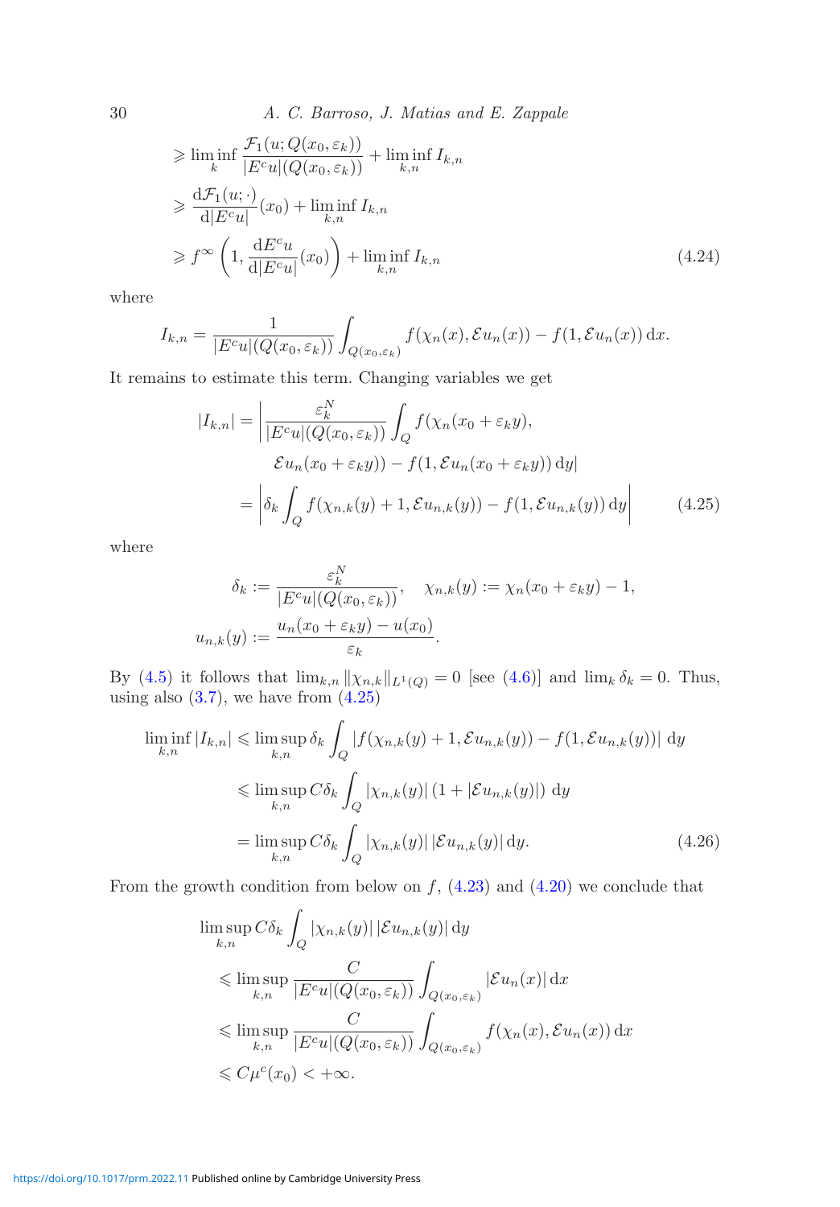$$
\begin{aligned}
&\geqslant \liminf_k \frac{\mathcal{F}_1(u; Q(x_0,\varepsilon_k))}{|E^c u|(Q(x_0,\varepsilon_k))} + \liminf_{k,n} I_{k,n} \\
&\geqslant \frac{\mathrm{d}\mathcal{F}_1(u;\cdot)}{\mathrm{d}|E^c u|}(x_0) + \liminf_{k,n} I_{k,n} \\
&\geqslant f^\infty\left(1, \frac{\mathrm{d}E^c u}{\mathrm{d}|E^c u|}(x_0)\right) + \liminf_{k,n} I_{k,n} \qquad (4.24)
\end{aligned}
$$

where

$$
I_{k,n} = \frac{1}{|E^c u|(Q(x_0,\varepsilon_k))} \int_{Q(x_0,\varepsilon_k)} f(\chi_n(x), \mathcal{E}u_n(x)) - f(1, \mathcal{E}u_n(x))\,\mathrm{d}x.
$$

It remains to estimate this term. Changing variables we get

$$
\begin{aligned}
|I_{k,n}| &= \Bigg| \frac{\varepsilon_k^N}{|E^c u|(Q(x_0,\varepsilon_k))} \int_Q f(\chi_n(x_0+\varepsilon_k y), \\
&\qquad \mathcal{E}u_n(x_0+\varepsilon_k y)) - f(1, \mathcal{E}u_n(x_0+\varepsilon_k y))\,\mathrm{d}y\Bigg| \\
&= \left| \delta_k \int_Q f(\chi_{n,k}(y)+1, \mathcal{E}u_{n,k}(y)) - f(1, \mathcal{E}u_{n,k}(y))\,\mathrm{d}y \right| \qquad (4.25)
\end{aligned}
$$

where

$$
\delta_k := \frac{\varepsilon_k^N}{|E^c u|(Q(x_0,\varepsilon_k))}, \quad \chi_{n,k}(y) := \chi_n(x_0+\varepsilon_k y) - 1,
$$

$$
u_{n,k}(y) := \frac{u_n(x_0+\varepsilon_k y) - u(x_0)}{\varepsilon_k}.
$$

By (4.5) it follows that $\lim_{k,n} \|\chi_{n,k}\|_{L^1(Q)} = 0$ [see (4.6)] and $\lim_k \delta_k = 0$. Thus, using also (3.7), we have from (4.25)

$$
\begin{aligned}
\liminf_{k,n} |I_{k,n}| &\leqslant \limsup_{k,n} \delta_k \int_Q |f(\chi_{n,k}(y)+1, \mathcal{E}u_{n,k}(y)) - f(1, \mathcal{E}u_{n,k}(y))|\,\mathrm{d}y \\
&\leqslant \limsup_{k,n} C\delta_k \int_Q |\chi_{n,k}(y)|\,(1+|\mathcal{E}u_{n,k}(y)|)\,\mathrm{d}y \\
&= \limsup_{k,n} C\delta_k \int_Q |\chi_{n,k}(y)|\,|\mathcal{E}u_{n,k}(y)|\,\mathrm{d}y. \qquad (4.26)
\end{aligned}
$$

From the growth condition from below on $f$, (4.23) and (4.20) we conclude that

$$
\begin{aligned}
&\limsup_{k,n} C\delta_k \int_Q |\chi_{n,k}(y)|\,|\mathcal{E}u_{n,k}(y)|\,\mathrm{d}y \\
&\leqslant \limsup_{k,n} \frac{C}{|E^c u|(Q(x_0,\varepsilon_k))} \int_{Q(x_0,\varepsilon_k)} |\mathcal{E}u_n(x)|\,\mathrm{d}x \\
&\leqslant \limsup_{k,n} \frac{C}{|E^c u|(Q(x_0,\varepsilon_k))} \int_{Q(x_0,\varepsilon_k)} f(\chi_n(x), \mathcal{E}u_n(x))\,\mathrm{d}x \\
&\leqslant C\mu^c(x_0) < +\infty.
\end{aligned}
$$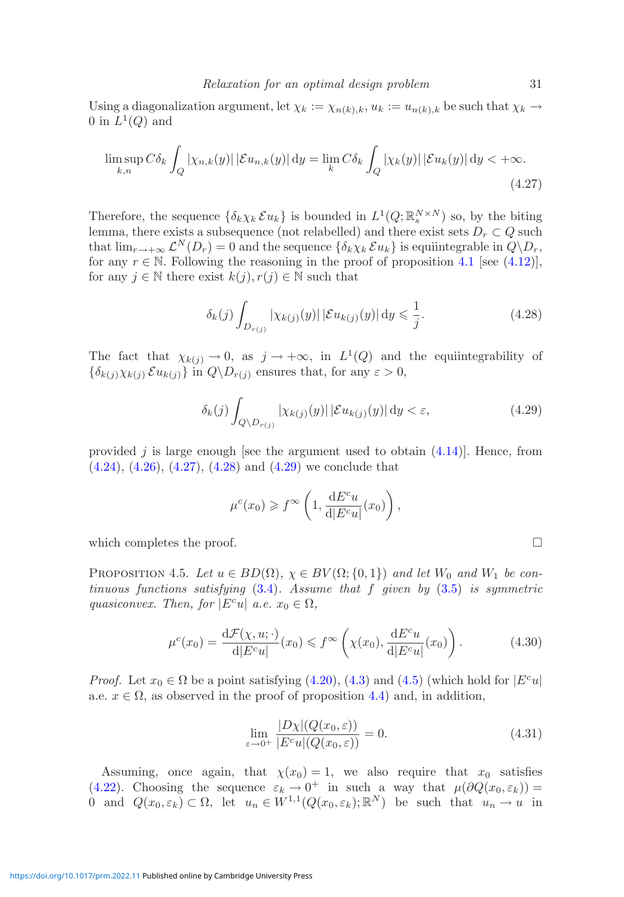Using a diagonalization argument, let $\chi_k := \chi_{n(k),k}$, $u_k := u_{n(k),k}$ be such that $\chi_k \to 0$ in $L^1(Q)$ and

$$\limsup_{k,n} C\delta_k \int_Q |\chi_{n,k}(y)|\,|\mathcal{E}u_{n,k}(y)|\,\mathrm{d}y = \lim_k C\delta_k \int_Q |\chi_k(y)|\,|\mathcal{E}u_k(y)|\,\mathrm{d}y < +\infty. \tag{4.27}$$

Therefore, the sequence $\{\delta_k \chi_k\, \mathcal{E}u_k\}$ is bounded in $L^1(Q;\mathbb{R}^{N\times N}_s)$ so, by the biting lemma, there exists a subsequence (not relabelled) and there exist sets $D_r \subset Q$ such that $\lim_{r\to+\infty} \mathcal{L}^N(D_r) = 0$ and the sequence $\{\delta_k \chi_k\, \mathcal{E}u_k\}$ is equiintegrable in $Q\backslash D_r$, for any $r \in \mathbb{N}$. Following the reasoning in the proof of proposition 4.1 [see (4.12)], for any $j \in \mathbb{N}$ there exist $k(j), r(j) \in \mathbb{N}$ such that

$$\delta_k(j) \int_{D_{r(j)}} |\chi_{k(j)}(y)|\,|\mathcal{E}u_{k(j)}(y)|\,\mathrm{d}y \leqslant \frac{1}{j}. \tag{4.28}$$

The fact that $\chi_{k(j)} \to 0$, as $j \to +\infty$, in $L^1(Q)$ and the equiintegrability of $\{\delta_{k(j)}\chi_{k(j)}\, \mathcal{E}u_{k(j)}\}$ in $Q\backslash D_{r(j)}$ ensures that, for any $\varepsilon > 0$,

$$\delta_k(j) \int_{Q\backslash D_{r(j)}} |\chi_{k(j)}(y)|\,|\mathcal{E}u_{k(j)}(y)|\,\mathrm{d}y < \varepsilon, \tag{4.29}$$

provided $j$ is large enough [see the argument used to obtain (4.14)]. Hence, from (4.24), (4.26), (4.27), (4.28) and (4.29) we conclude that

$$\mu^c(x_0) \geqslant f^\infty\left(1, \frac{\mathrm{d}E^c u}{\mathrm{d}|E^c u|}(x_0)\right),$$

which completes the proof. $\square$

**Proposition 4.5.** *Let $u \in BD(\Omega)$, $\chi \in BV(\Omega;\{0,1\})$ and let $W_0$ and $W_1$ be continuous functions satisfying (3.4). Assume that $f$ given by (3.5) is symmetric quasiconvex. Then, for $|E^c u|$ a.e. $x_0 \in \Omega$,*

$$\mu^c(x_0) = \frac{\mathrm{d}\mathcal{F}(\chi, u; \cdot)}{\mathrm{d}|E^c u|}(x_0) \leqslant f^\infty\left(\chi(x_0), \frac{\mathrm{d}E^c u}{\mathrm{d}|E^c u|}(x_0)\right). \tag{4.30}$$

*Proof.* Let $x_0 \in \Omega$ be a point satisfying (4.20), (4.3) and (4.5) (which hold for $|E^c u|$ a.e. $x \in \Omega$, as observed in the proof of proposition 4.4) and, in addition,

$$\lim_{\varepsilon\to 0^+} \frac{|D\chi|(Q(x_0,\varepsilon))}{|E^c u|(Q(x_0,\varepsilon))} = 0. \tag{4.31}$$

Assuming, once again, that $\chi(x_0) = 1$, we also require that $x_0$ satisfies (4.22). Choosing the sequence $\varepsilon_k \to 0^+$ in such a way that $\mu(\partial Q(x_0,\varepsilon_k)) = 0$ and $Q(x_0,\varepsilon_k) \subset \Omega$, let $u_n \in W^{1,1}(Q(x_0,\varepsilon_k);\mathbb{R}^N)$ be such that $u_n \to u$ in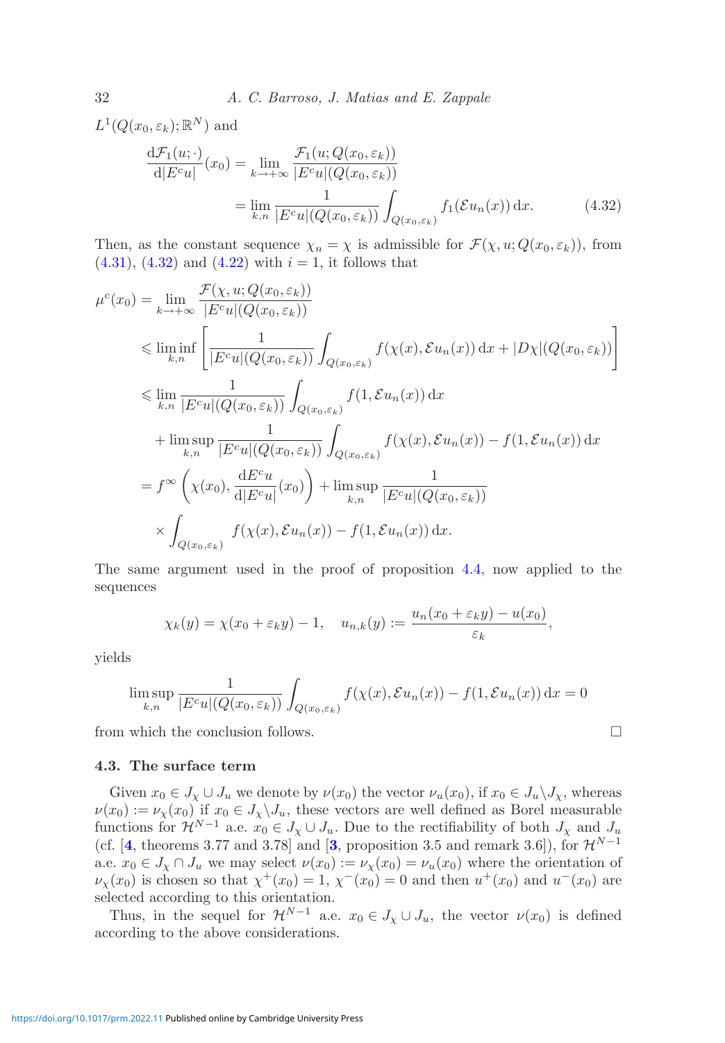$L^1(Q(x_0,\varepsilon_k);\mathbb{R}^N)$ and

$$\frac{\mathrm{d}\mathcal{F}_1(u;\cdot)}{\mathrm{d}|E^c u|}(x_0) = \lim_{k\to+\infty} \frac{\mathcal{F}_1(u;Q(x_0,\varepsilon_k))}{|E^c u|(Q(x_0,\varepsilon_k))} = \lim_{k,n} \frac{1}{|E^c u|(Q(x_0,\varepsilon_k))}\int_{Q(x_0,\varepsilon_k)} f_1(\mathcal{E}u_n(x))\,\mathrm{d}x. \tag{4.32}$$

Then, as the constant sequence $\chi_n = \chi$ is admissible for $\mathcal{F}(\chi,u;Q(x_0,\varepsilon_k))$, from (4.31), (4.32) and (4.22) with $i=1$, it follows that

$$\begin{aligned}
\mu^c(x_0) &= \lim_{k\to+\infty} \frac{\mathcal{F}(\chi,u;Q(x_0,\varepsilon_k))}{|E^c u|(Q(x_0,\varepsilon_k))} \\
&\leqslant \liminf_{k,n} \left[ \frac{1}{|E^c u|(Q(x_0,\varepsilon_k))}\int_{Q(x_0,\varepsilon_k)} f(\chi(x),\mathcal{E}u_n(x))\,\mathrm{d}x + |D\chi|(Q(x_0,\varepsilon_k))\right] \\
&\leqslant \lim_{k,n} \frac{1}{|E^c u|(Q(x_0,\varepsilon_k))}\int_{Q(x_0,\varepsilon_k)} f(1,\mathcal{E}u_n(x))\,\mathrm{d}x \\
&\quad + \limsup_{k,n} \frac{1}{|E^c u|(Q(x_0,\varepsilon_k))}\int_{Q(x_0,\varepsilon_k)} f(\chi(x),\mathcal{E}u_n(x)) - f(1,\mathcal{E}u_n(x))\,\mathrm{d}x \\
&= f^\infty\left(\chi(x_0), \frac{\mathrm{d}E^c u}{\mathrm{d}|E^c u|}(x_0)\right) + \limsup_{k,n} \frac{1}{|E^c u|(Q(x_0,\varepsilon_k))} \\
&\quad \times \int_{Q(x_0,\varepsilon_k)} f(\chi(x),\mathcal{E}u_n(x)) - f(1,\mathcal{E}u_n(x))\,\mathrm{d}x.
\end{aligned}$$

The same argument used in the proof of proposition 4.4, now applied to the sequences

$$\chi_k(y) = \chi(x_0+\varepsilon_k y) - 1, \quad u_{n,k}(y) := \frac{u_n(x_0+\varepsilon_k y) - u(x_0)}{\varepsilon_k},$$

yields

$$\limsup_{k,n} \frac{1}{|E^c u|(Q(x_0,\varepsilon_k))}\int_{Q(x_0,\varepsilon_k)} f(\chi(x),\mathcal{E}u_n(x)) - f(1,\mathcal{E}u_n(x))\,\mathrm{d}x = 0$$

from which the conclusion follows. □

### 4.3. The surface term

Given $x_0 \in J_\chi \cup J_u$ we denote by $\nu(x_0)$ the vector $\nu_u(x_0)$, if $x_0 \in J_u \backslash J_\chi$, whereas $\nu(x_0) := \nu_\chi(x_0)$ if $x_0 \in J_\chi \backslash J_u$, these vectors are well defined as Borel measurable functions for $\mathcal{H}^{N-1}$ a.e. $x_0 \in J_\chi \cup J_u$. Due to the rectifiability of both $J_\chi$ and $J_u$ (cf. [**4**, theorems 3.77 and 3.78] and [**3**, proposition 3.5 and remark 3.6]), for $\mathcal{H}^{N-1}$ a.e. $x_0 \in J_\chi \cap J_u$ we may select $\nu(x_0) := \nu_\chi(x_0) = \nu_u(x_0)$ where the orientation of $\nu_\chi(x_0)$ is chosen so that $\chi^+(x_0) = 1$, $\chi^-(x_0) = 0$ and then $u^+(x_0)$ and $u^-(x_0)$ are selected according to this orientation.

Thus, in the sequel for $\mathcal{H}^{N-1}$ a.e. $x_0 \in J_\chi \cup J_u$, the vector $\nu(x_0)$ is defined according to the above considerations.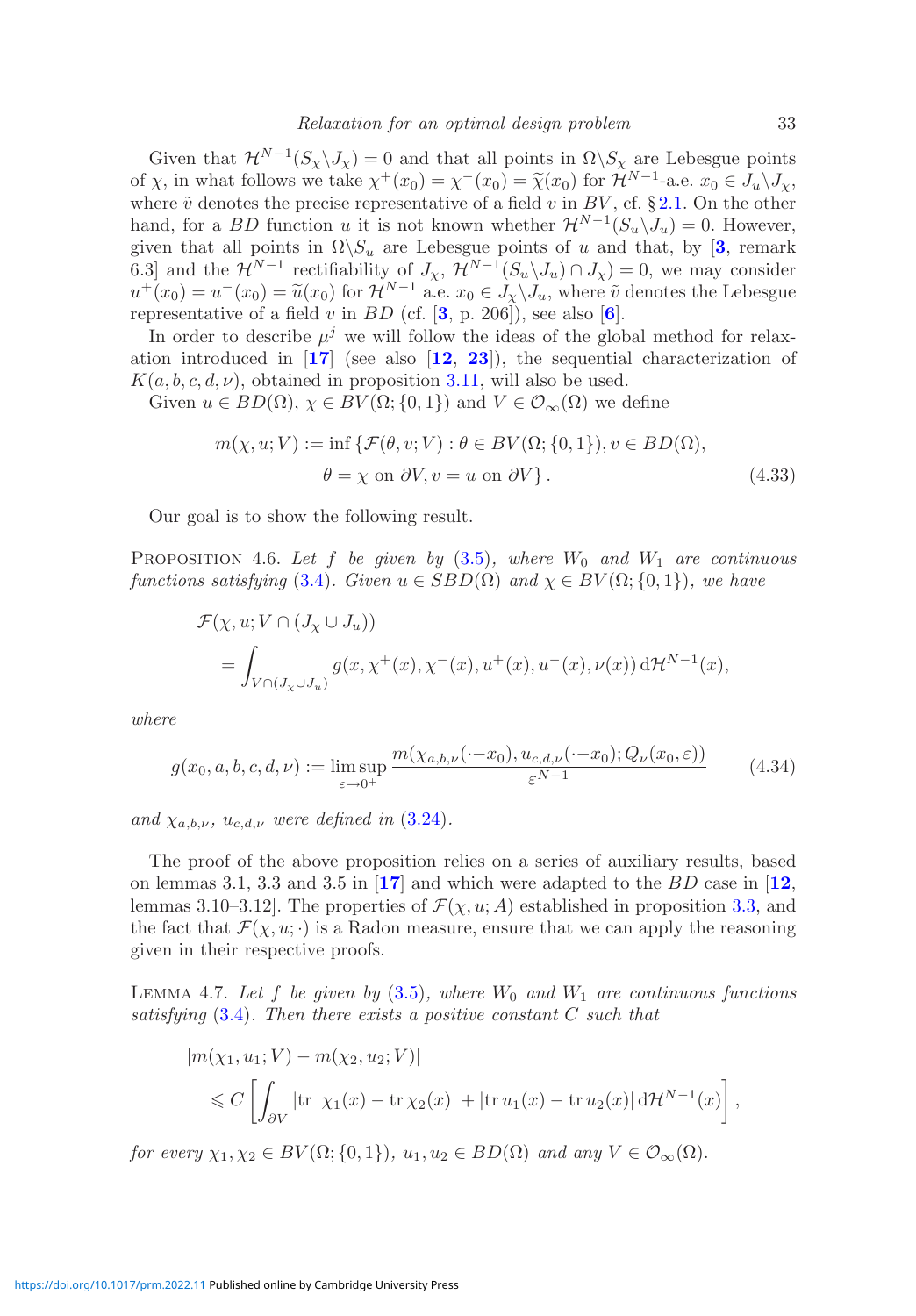Given that $\mathcal{H}^{N-1}(S_\chi \backslash J_\chi) = 0$ and that all points in $\Omega \backslash S_\chi$ are Lebesgue points of $\chi$, in what follows we take $\chi^+(x_0) = \chi^-(x_0) = \widetilde{\chi}(x_0)$ for $\mathcal{H}^{N-1}$-a.e. $x_0 \in J_u \backslash J_\chi$, where $\tilde{v}$ denotes the precise representative of a field $v$ in $BV$, cf. § 2.1. On the other hand, for a $BD$ function $u$ it is not known whether $\mathcal{H}^{N-1}(S_u \backslash J_u) = 0$. However, given that all points in $\Omega \backslash S_u$ are Lebesgue points of $u$ and that, by [**3**, remark 6.3] and the $\mathcal{H}^{N-1}$ rectifiability of $J_\chi$, $\mathcal{H}^{N-1}(S_u \backslash J_u) \cap J_\chi) = 0$, we may consider $u^+(x_0) = u^-(x_0) = \widetilde{u}(x_0)$ for $\mathcal{H}^{N-1}$ a.e. $x_0 \in J_\chi \backslash J_u$, where $\tilde{v}$ denotes the Lebesgue representative of a field $v$ in $BD$ (cf. [**3**, p. 206]), see also [**6**].

In order to describe $\mu^j$ we will follow the ideas of the global method for relaxation introduced in [**17**] (see also [**12**, **23**]), the sequential characterization of $K(a, b, c, d, \nu)$, obtained in proposition 3.11, will also be used.

Given $u \in BD(\Omega)$, $\chi \in BV(\Omega; \{0, 1\})$ and $V \in \mathcal{O}_\infty(\Omega)$ we define

$$
\begin{aligned}
m(\chi, u; V) := \inf \{&\mathcal{F}(\theta, v; V) : \theta \in BV(\Omega; \{0, 1\}), v \in BD(\Omega), \\
&\theta = \chi \text{ on } \partial V, v = u \text{ on } \partial V\}. 
\end{aligned}
\tag{4.33}
$$

Our goal is to show the following result.

Proposition 4.6. *Let $f$ be given by (3.5), where $W_0$ and $W_1$ are continuous functions satisfying (3.4). Given $u \in SBD(\Omega)$ and $\chi \in BV(\Omega; \{0, 1\})$, we have*

$$
\begin{aligned}
&\mathcal{F}(\chi, u; V \cap (J_\chi \cup J_u)) \\
&\quad = \int_{V \cap (J_\chi \cup J_u)} g(x, \chi^+(x), \chi^-(x), u^+(x), u^-(x), \nu(x)) \, \mathrm{d}\mathcal{H}^{N-1}(x),
\end{aligned}
$$

*where*

$$
g(x_0, a, b, c, d, \nu) := \limsup_{\varepsilon \to 0^+} \frac{m(\chi_{a,b,\nu}(\cdot - x_0), u_{c,d,\nu}(\cdot - x_0); Q_\nu(x_0, \varepsilon))}{\varepsilon^{N-1}} \tag{4.34}
$$

*and $\chi_{a,b,\nu}$, $u_{c,d,\nu}$ were defined in (3.24).*

The proof of the above proposition relies on a series of auxiliary results, based on lemmas 3.1, 3.3 and 3.5 in [**17**] and which were adapted to the $BD$ case in [**12**, lemmas 3.10–3.12]. The properties of $\mathcal{F}(\chi, u; A)$ established in proposition 3.3, and the fact that $\mathcal{F}(\chi, u; \cdot)$ is a Radon measure, ensure that we can apply the reasoning given in their respective proofs.

Lemma 4.7. *Let $f$ be given by (3.5), where $W_0$ and $W_1$ are continuous functions satisfying (3.4). Then there exists a positive constant $C$ such that*

$$
\begin{aligned}
&|m(\chi_1, u_1; V) - m(\chi_2, u_2; V)| \\
&\quad \leqslant C \left[ \int_{\partial V} |\mathrm{tr} \;\; \chi_1(x) - \mathrm{tr}\, \chi_2(x)| + |\mathrm{tr}\, u_1(x) - \mathrm{tr}\, u_2(x)| \, \mathrm{d}\mathcal{H}^{N-1}(x) \right],
\end{aligned}
$$

*for every $\chi_1, \chi_2 \in BV(\Omega; \{0, 1\})$, $u_1, u_2 \in BD(\Omega)$ and any $V \in \mathcal{O}_\infty(\Omega)$.*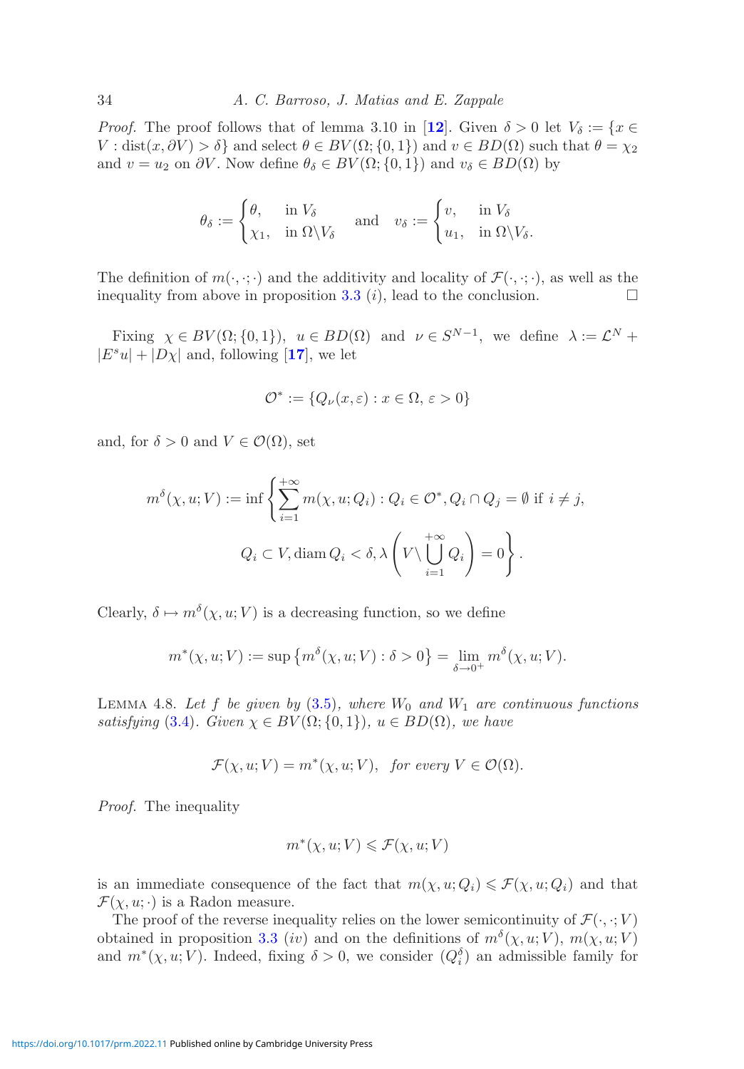*Proof.* The proof follows that of lemma 3.10 in [12]. Given $\delta > 0$ let $V_\delta := \{x \in V : \operatorname{dist}(x, \partial V) > \delta\}$ and select $\theta \in BV(\Omega;\{0,1\})$ and $v \in BD(\Omega)$ such that $\theta = \chi_2$ and $v = u_2$ on $\partial V$. Now define $\theta_\delta \in BV(\Omega;\{0,1\})$ and $v_\delta \in BD(\Omega)$ by

$$\theta_\delta := \begin{cases} \theta, & \text{in } V_\delta \\ \chi_1, & \text{in } \Omega \backslash V_\delta \end{cases} \quad \text{and} \quad v_\delta := \begin{cases} v, & \text{in } V_\delta \\ u_1, & \text{in } \Omega \backslash V_\delta. \end{cases}$$

The definition of $m(\cdot,\cdot;\cdot)$ and the additivity and locality of $\mathcal{F}(\cdot,\cdot;\cdot)$, as well as the inequality from above in proposition 3.3 $(i)$, lead to the conclusion. $\square$

Fixing $\chi \in BV(\Omega;\{0,1\})$, $u \in BD(\Omega)$ and $\nu \in S^{N-1}$, we define $\lambda := \mathcal{L}^N + |E^s u| + |D\chi|$ and, following [17], we let

$$\mathcal{O}^* := \{Q_\nu(x,\varepsilon) : x \in \Omega, \varepsilon > 0\}$$

and, for $\delta > 0$ and $V \in \mathcal{O}(\Omega)$, set

$$m^\delta(\chi, u; V) := \inf \left\{ \sum_{i=1}^{+\infty} m(\chi, u; Q_i) : Q_i \in \mathcal{O}^*, Q_i \cap Q_j = \emptyset \text{ if } i \neq j, \right.$$
$$\left. Q_i \subset V, \operatorname{diam} Q_i < \delta, \lambda\left(V \backslash \bigcup_{i=1}^{+\infty} Q_i\right) = 0 \right\}.$$

Clearly, $\delta \mapsto m^\delta(\chi, u; V)$ is a decreasing function, so we define

$$m^*(\chi, u; V) := \sup\left\{m^\delta(\chi, u; V) : \delta > 0\right\} = \lim_{\delta \to 0^+} m^\delta(\chi, u; V).$$

Lemma 4.8. *Let $f$ be given by (3.5), where $W_0$ and $W_1$ are continuous functions satisfying (3.4). Given $\chi \in BV(\Omega;\{0,1\})$, $u \in BD(\Omega)$, we have*

$$\mathcal{F}(\chi, u; V) = m^*(\chi, u; V), \quad \textit{for every } V \in \mathcal{O}(\Omega).$$

*Proof.* The inequality

$$m^*(\chi, u; V) \leqslant \mathcal{F}(\chi, u; V)$$

is an immediate consequence of the fact that $m(\chi, u; Q_i) \leqslant \mathcal{F}(\chi, u; Q_i)$ and that $\mathcal{F}(\chi, u; \cdot)$ is a Radon measure.

The proof of the reverse inequality relies on the lower semicontinuity of $\mathcal{F}(\cdot,\cdot; V)$ obtained in proposition 3.3 $(iv)$ and on the definitions of $m^\delta(\chi, u; V)$, $m(\chi, u; V)$ and $m^*(\chi, u; V)$. Indeed, fixing $\delta > 0$, we consider $(Q_i^\delta)$ an admissible family for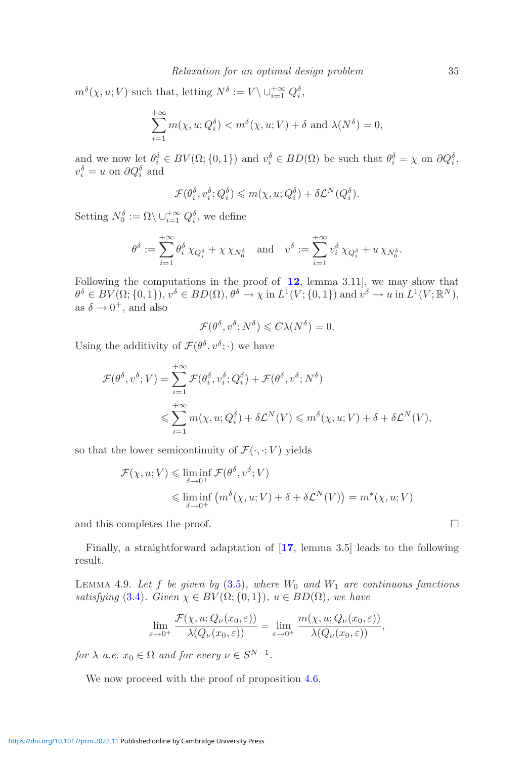$m^\delta(\chi, u; V)$ such that, letting $N^\delta := V \setminus \cup_{i=1}^{+\infty} Q_i^\delta$,

$$\sum_{i=1}^{+\infty} m(\chi, u; Q_i^\delta) < m^\delta(\chi, u; V) + \delta \text{ and } \lambda(N^\delta) = 0,$$

and we now let $\theta_i^\delta \in BV(\Omega; \{0,1\})$ and $v_i^\delta \in BD(\Omega)$ be such that $\theta_i^\delta = \chi$ on $\partial Q_i^\delta$, $v_i^\delta = u$ on $\partial Q_i^\delta$ and

$$\mathcal{F}(\theta_i^\delta, v_i^\delta; Q_i^\delta) \leqslant m(\chi, u; Q_i^\delta) + \delta \mathcal{L}^N(Q_i^\delta).$$

Setting $N_0^\delta := \Omega \setminus \cup_{i=1}^{+\infty} Q_i^\delta$, we define

$$\theta^\delta := \sum_{i=1}^{+\infty} \theta_i^\delta \, \chi_{Q_i^\delta} + \chi \, \chi_{N_0^\delta} \quad \text{and} \quad v^\delta := \sum_{i=1}^{+\infty} v_i^\delta \, \chi_{Q_i^\delta} + u \, \chi_{N_0^\delta}.$$

Following the computations in the proof of [**12**, lemma 3.11], we may show that $\theta^\delta \in BV(\Omega; \{0,1\})$, $v^\delta \in BD(\Omega)$, $\theta^\delta \to \chi$ in $L^1(V; \{0,1\})$ and $v^\delta \to u$ in $L^1(V; \mathbb{R}^N)$, as $\delta \to 0^+$, and also

$$\mathcal{F}(\theta^\delta, v^\delta; N^\delta) \leqslant C\lambda(N^\delta) = 0.$$

Using the additivity of $\mathcal{F}(\theta^\delta, v^\delta; \cdot)$ we have

$$\begin{aligned}
\mathcal{F}(\theta^\delta, v^\delta; V) &= \sum_{i=1}^{+\infty} \mathcal{F}(\theta_i^\delta, v_i^\delta; Q_i^\delta) + \mathcal{F}(\theta^\delta, v^\delta; N^\delta) \\
&\leqslant \sum_{i=1}^{+\infty} m(\chi, u; Q_i^\delta) + \delta \mathcal{L}^N(V) \leqslant m^\delta(\chi, u; V) + \delta + \delta \mathcal{L}^N(V),
\end{aligned}$$

so that the lower semicontinuity of $\mathcal{F}(\cdot, \cdot; V)$ yields

$$\begin{aligned}
\mathcal{F}(\chi, u; V) &\leqslant \liminf_{\delta \to 0^+} \mathcal{F}(\theta^\delta, v^\delta; V) \\
&\leqslant \liminf_{\delta \to 0^+} \left( m^\delta(\chi, u; V) + \delta + \delta \mathcal{L}^N(V) \right) = m^*(\chi, u; V)
\end{aligned}$$

and this completes the proof. □

Finally, a straightforward adaptation of [**17**, lemma 3.5] leads to the following result.

Lemma 4.9. *Let $f$ be given by (3.5), where $W_0$ and $W_1$ are continuous functions satisfying (3.4). Given $\chi \in BV(\Omega; \{0,1\})$, $u \in BD(\Omega)$, we have*

$$\lim_{\varepsilon \to 0^+} \frac{\mathcal{F}(\chi, u; Q_\nu(x_0, \varepsilon))}{\lambda(Q_\nu(x_0, \varepsilon))} = \lim_{\varepsilon \to 0^+} \frac{m(\chi, u; Q_\nu(x_0, \varepsilon))}{\lambda(Q_\nu(x_0, \varepsilon))},$$

*for $\lambda$ a.e. $x_0 \in \Omega$ and for every $\nu \in S^{N-1}$.*

We now proceed with the proof of proposition 4.6.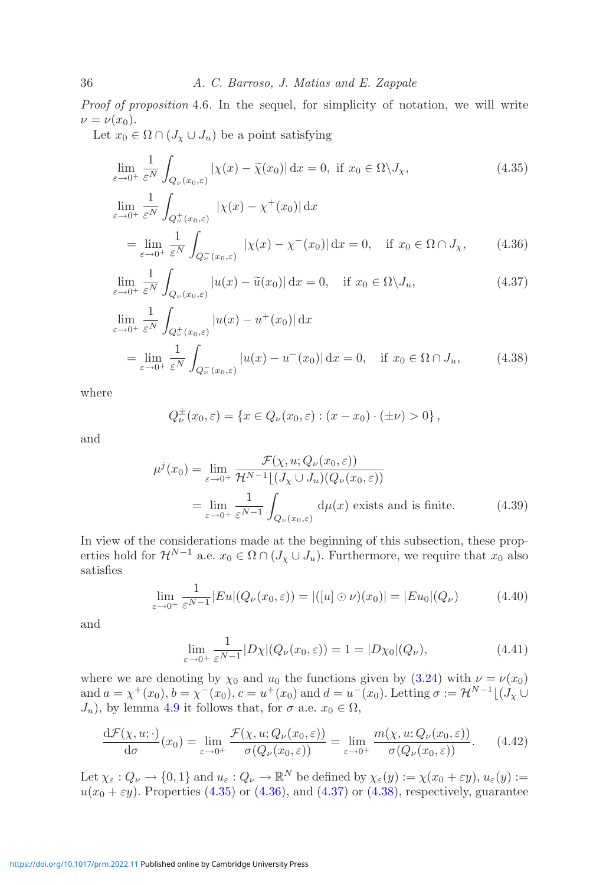*Proof of proposition* 4.6. In the sequel, for simplicity of notation, we will write $\nu = \nu(x_0)$.

Let $x_0 \in \Omega \cap (J_\chi \cup J_u)$ be a point satisfying

$$\lim_{\varepsilon\to 0^+} \frac{1}{\varepsilon^N} \int_{Q_\nu(x_0,\varepsilon)} |\chi(x) - \widetilde{\chi}(x_0)| \, \mathrm{d}x = 0, \text{ if } x_0 \in \Omega \backslash J_\chi, \tag{4.35}$$

$$\begin{aligned}
&\lim_{\varepsilon\to 0^+} \frac{1}{\varepsilon^N} \int_{Q_\nu^+(x_0,\varepsilon)} |\chi(x) - \chi^+(x_0)| \, \mathrm{d}x \\
&\quad = \lim_{\varepsilon\to 0^+} \frac{1}{\varepsilon^N} \int_{Q_\nu^-(x_0,\varepsilon)} |\chi(x) - \chi^-(x_0)| \, \mathrm{d}x = 0, \quad \text{if } x_0 \in \Omega \cap J_\chi,
\end{aligned} \tag{4.36}$$

$$\lim_{\varepsilon\to 0^+} \frac{1}{\varepsilon^N} \int_{Q_\nu(x_0,\varepsilon)} |u(x) - \widetilde{u}(x_0)| \, \mathrm{d}x = 0, \quad \text{if } x_0 \in \Omega \backslash J_u, \tag{4.37}$$

$$\begin{aligned}
&\lim_{\varepsilon\to 0^+} \frac{1}{\varepsilon^N} \int_{Q_\nu^+(x_0,\varepsilon)} |u(x) - u^+(x_0)| \, \mathrm{d}x \\
&\quad = \lim_{\varepsilon\to 0^+} \frac{1}{\varepsilon^N} \int_{Q_\nu^-(x_0,\varepsilon)} |u(x) - u^-(x_0)| \, \mathrm{d}x = 0, \quad \text{if } x_0 \in \Omega \cap J_u,
\end{aligned} \tag{4.38}$$

where

$$Q_\nu^\pm(x_0,\varepsilon) = \left\{ x \in Q_\nu(x_0,\varepsilon) : (x - x_0) \cdot (\pm\nu) > 0 \right\},$$

and

$$\begin{aligned}
\mu^j(x_0) &= \lim_{\varepsilon\to 0^+} \frac{\mathcal{F}(\chi, u; Q_\nu(x_0,\varepsilon))}{\mathcal{H}^{N-1}\lfloor(J_\chi \cup J_u)(Q_\nu(x_0,\varepsilon))} \\
&= \lim_{\varepsilon\to 0^+} \frac{1}{\varepsilon^{N-1}} \int_{Q_\nu(x_0,\varepsilon)} \mathrm{d}\mu(x) \text{ exists and is finite.}
\end{aligned} \tag{4.39}$$

In view of the considerations made at the beginning of this subsection, these properties hold for $\mathcal{H}^{N-1}$ a.e. $x_0 \in \Omega \cap (J_\chi \cup J_u)$. Furthermore, we require that $x_0$ also satisfies

$$\lim_{\varepsilon\to 0^+} \frac{1}{\varepsilon^{N-1}} |Eu|(Q_\nu(x_0,\varepsilon)) = |([u] \odot \nu)(x_0)| = |Eu_0|(Q_\nu) \tag{4.40}$$

and

$$\lim_{\varepsilon\to 0^+} \frac{1}{\varepsilon^{N-1}} |D\chi|(Q_\nu(x_0,\varepsilon)) = 1 = |D\chi_0|(Q_\nu), \tag{4.41}$$

where we are denoting by $\chi_0$ and $u_0$ the functions given by (3.24) with $\nu = \nu(x_0)$ and $a = \chi^+(x_0)$, $b = \chi^-(x_0)$, $c = u^+(x_0)$ and $d = u^-(x_0)$. Letting $\sigma := \mathcal{H}^{N-1}\lfloor(J_\chi \cup J_u)$, by lemma 4.9 it follows that, for $\sigma$ a.e. $x_0 \in \Omega$,

$$\frac{\mathrm{d}\mathcal{F}(\chi, u; \cdot)}{\mathrm{d}\sigma}(x_0) = \lim_{\varepsilon\to 0^+} \frac{\mathcal{F}(\chi, u; Q_\nu(x_0,\varepsilon))}{\sigma(Q_\nu(x_0,\varepsilon))} = \lim_{\varepsilon\to 0^+} \frac{m(\chi, u; Q_\nu(x_0,\varepsilon))}{\sigma(Q_\nu(x_0,\varepsilon))}. \tag{4.42}$$

Let $\chi_\varepsilon : Q_\nu \to \{0, 1\}$ and $u_\varepsilon : Q_\nu \to \mathbb{R}^N$ be defined by $\chi_\varepsilon(y) := \chi(x_0 + \varepsilon y)$, $u_\varepsilon(y) := u(x_0 + \varepsilon y)$. Properties (4.35) or (4.36), and (4.37) or (4.38), respectively, guarantee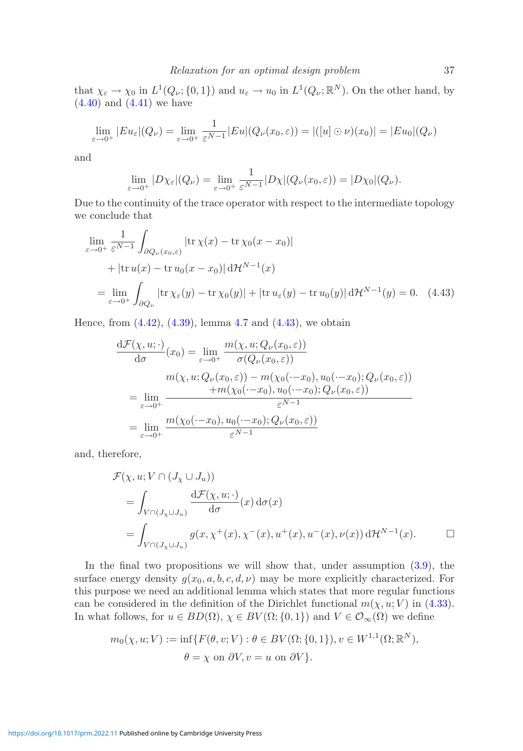that $\chi_\varepsilon \to \chi_0$ in $L^1(Q_\nu;\{0,1\})$ and $u_\varepsilon \to u_0$ in $L^1(Q_\nu;\mathbb{R}^N)$. On the other hand, by (4.40) and (4.41) we have

$$\lim_{\varepsilon\to 0^+} |Eu_\varepsilon|(Q_\nu) = \lim_{\varepsilon\to 0^+} \frac{1}{\varepsilon^{N-1}}|Eu|(Q_\nu(x_0,\varepsilon)) = |([u]\odot\nu)(x_0)| = |Eu_0|(Q_\nu)$$

and

$$\lim_{\varepsilon\to 0^+} |D\chi_\varepsilon|(Q_\nu) = \lim_{\varepsilon\to 0^+} \frac{1}{\varepsilon^{N-1}}|D\chi|(Q_\nu(x_0,\varepsilon)) = |D\chi_0|(Q_\nu).$$

Due to the continuity of the trace operator with respect to the intermediate topology we conclude that

$$\begin{aligned}
&\lim_{\varepsilon\to 0^+} \frac{1}{\varepsilon^{N-1}} \int_{\partial Q_\nu(x_0,\varepsilon)} |\mathrm{tr}\,\chi(x) - \mathrm{tr}\,\chi_0(x-x_0)| \\
&\qquad + |\mathrm{tr}\,u(x) - \mathrm{tr}\,u_0(x-x_0)| \,\mathrm{d}\mathcal{H}^{N-1}(x) \\
&= \lim_{\varepsilon\to 0^+} \int_{\partial Q_\nu} |\mathrm{tr}\,\chi_\varepsilon(y) - \mathrm{tr}\,\chi_0(y)| + |\mathrm{tr}\,u_\varepsilon(y) - \mathrm{tr}\,u_0(y)| \,\mathrm{d}\mathcal{H}^{N-1}(y) = 0. \quad (4.43)
\end{aligned}$$

Hence, from (4.42), (4.39), lemma 4.7 and (4.43), we obtain

$$\begin{aligned}
\frac{\mathrm{d}\mathcal{F}(\chi,u;\cdot)}{\mathrm{d}\sigma}(x_0) &= \lim_{\varepsilon\to 0^+} \frac{m(\chi,u;Q_\nu(x_0,\varepsilon))}{\sigma(Q_\nu(x_0,\varepsilon))} \\
&= \lim_{\varepsilon\to 0^+} \frac{\begin{array}{c} m(\chi,u;Q_\nu(x_0,\varepsilon)) - m(\chi_0(\cdot-x_0),u_0(\cdot-x_0);Q_\nu(x_0,\varepsilon)) \\ +m(\chi_0(\cdot-x_0),u_0(\cdot-x_0);Q_\nu(x_0,\varepsilon)) \end{array}}{\varepsilon^{N-1}} \\
&= \lim_{\varepsilon\to 0^+} \frac{m(\chi_0(\cdot-x_0),u_0(\cdot-x_0);Q_\nu(x_0,\varepsilon))}{\varepsilon^{N-1}}
\end{aligned}$$

and, therefore,

$$\begin{aligned}
&\mathcal{F}(\chi,u;V\cap(J_\chi\cup J_u)) \\
&\quad = \int_{V\cap(J_\chi\cup J_u)} \frac{\mathrm{d}\mathcal{F}(\chi,u;\cdot)}{\mathrm{d}\sigma}(x)\,\mathrm{d}\sigma(x) \\
&\quad = \int_{V\cap(J_\chi\cup J_u)} g(x,\chi^+(x),\chi^-(x),u^+(x),u^-(x),\nu(x))\,\mathrm{d}\mathcal{H}^{N-1}(x). \qquad \square
\end{aligned}$$

In the final two propositions we will show that, under assumption (3.9), the surface energy density $g(x_0,a,b,c,d,\nu)$ may be more explicitly characterized. For this purpose we need an additional lemma which states that more regular functions can be considered in the definition of the Dirichlet functional $m(\chi,u;V)$ in (4.33). In what follows, for $u\in BD(\Omega)$, $\chi\in BV(\Omega;\{0,1\})$ and $V\in\mathcal{O}_\infty(\Omega)$ we define

$$\begin{aligned}
m_0(\chi,u;V) := \inf\{F(\theta,v;V) : \theta\in BV(\Omega;\{0,1\}), v\in W^{1,1}(\Omega;\mathbb{R}^N),\\
\theta=\chi \text{ on } \partial V, v=u \text{ on } \partial V\}.
\end{aligned}$$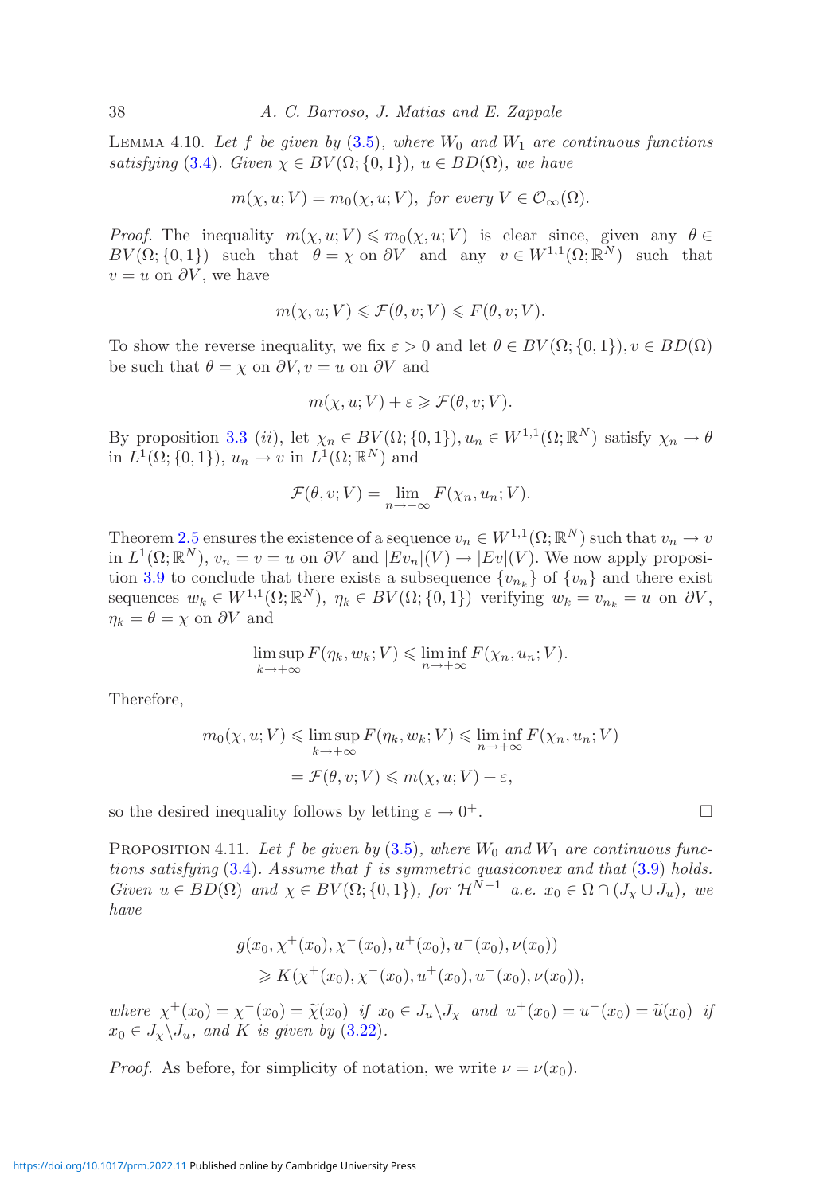Lemma 4.10. *Let $f$ be given by (3.5), where $W_0$ and $W_1$ are continuous functions satisfying (3.4). Given $\chi \in BV(\Omega;\{0,1\})$, $u \in BD(\Omega)$, we have*

$$m(\chi, u; V) = m_0(\chi, u; V), \text{ for every } V \in \mathcal{O}_\infty(\Omega).$$

*Proof.* The inequality $m(\chi, u; V) \leqslant m_0(\chi, u; V)$ is clear since, given any $\theta \in BV(\Omega;\{0,1\})$ such that $\theta = \chi$ on $\partial V$ and any $v \in W^{1,1}(\Omega;\mathbb{R}^N)$ such that $v = u$ on $\partial V$, we have

$$m(\chi, u; V) \leqslant \mathcal{F}(\theta, v; V) \leqslant F(\theta, v; V).$$

To show the reverse inequality, we fix $\varepsilon > 0$ and let $\theta \in BV(\Omega;\{0,1\}), v \in BD(\Omega)$ be such that $\theta = \chi$ on $\partial V, v = u$ on $\partial V$ and

$$m(\chi, u; V) + \varepsilon \geqslant \mathcal{F}(\theta, v; V).$$

By proposition 3.3 $(ii)$, let $\chi_n \in BV(\Omega;\{0,1\}), u_n \in W^{1,1}(\Omega;\mathbb{R}^N)$ satisfy $\chi_n \to \theta$ in $L^1(\Omega;\{0,1\})$, $u_n \to v$ in $L^1(\Omega;\mathbb{R}^N)$ and

$$\mathcal{F}(\theta, v; V) = \lim_{n\to+\infty} F(\chi_n, u_n; V).$$

Theorem 2.5 ensures the existence of a sequence $v_n \in W^{1,1}(\Omega;\mathbb{R}^N)$ such that $v_n \to v$ in $L^1(\Omega;\mathbb{R}^N)$, $v_n = v = u$ on $\partial V$ and $|Ev_n|(V) \to |Ev|(V)$. We now apply proposition 3.9 to conclude that there exists a subsequence $\{v_{n_k}\}$ of $\{v_n\}$ and there exist sequences $w_k \in W^{1,1}(\Omega;\mathbb{R}^N)$, $\eta_k \in BV(\Omega;\{0,1\})$ verifying $w_k = v_{n_k} = u$ on $\partial V$, $\eta_k = \theta = \chi$ on $\partial V$ and

$$\limsup_{k\to+\infty} F(\eta_k, w_k; V) \leqslant \liminf_{n\to+\infty} F(\chi_n, u_n; V).$$

Therefore,

$$\begin{aligned} m_0(\chi, u; V) &\leqslant \limsup_{k\to+\infty} F(\eta_k, w_k; V) \leqslant \liminf_{n\to+\infty} F(\chi_n, u_n; V) \\ &= \mathcal{F}(\theta, v; V) \leqslant m(\chi, u; V) + \varepsilon, \end{aligned}$$

so the desired inequality follows by letting $\varepsilon \to 0^+$. □

Proposition 4.11. *Let $f$ be given by (3.5), where $W_0$ and $W_1$ are continuous functions satisfying (3.4). Assume that $f$ is symmetric quasiconvex and that (3.9) holds. Given $u \in BD(\Omega)$ and $\chi \in BV(\Omega;\{0,1\})$, for $\mathcal{H}^{N-1}$ a.e. $x_0 \in \Omega \cap (J_\chi \cup J_u)$, we have*

$$\begin{aligned} &g(x_0, \chi^+(x_0), \chi^-(x_0), u^+(x_0), u^-(x_0), \nu(x_0)) \\ &\qquad \geqslant K(\chi^+(x_0), \chi^-(x_0), u^+(x_0), u^-(x_0), \nu(x_0)), \end{aligned}$$

*where $\chi^+(x_0) = \chi^-(x_0) = \widetilde{\chi}(x_0)$ if $x_0 \in J_u \backslash J_\chi$ and $u^+(x_0) = u^-(x_0) = \widetilde{u}(x_0)$ if $x_0 \in J_\chi \backslash J_u$, and $K$ is given by (3.22).*

*Proof.* As before, for simplicity of notation, we write $\nu = \nu(x_0)$.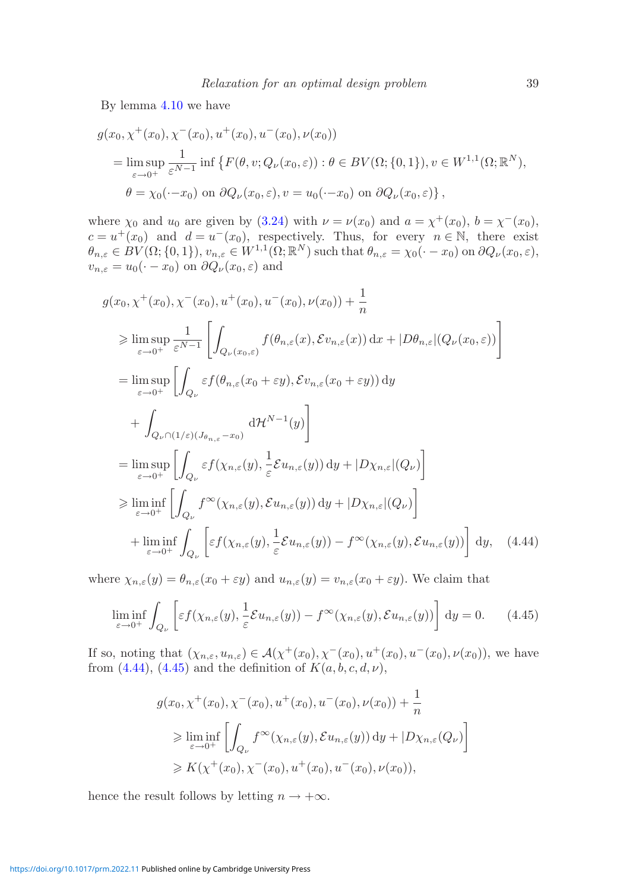By lemma 4.10 we have

$$
\begin{aligned}
&g(x_0, \chi^+(x_0), \chi^-(x_0), u^+(x_0), u^-(x_0), \nu(x_0)) \\
&= \limsup_{\varepsilon \to 0^+} \frac{1}{\varepsilon^{N-1}} \inf \left\{ F(\theta, v; Q_\nu(x_0, \varepsilon)) : \theta \in BV(\Omega; \{0,1\}), v \in W^{1,1}(\Omega; \mathbb{R}^N), \right. \\
&\qquad \left. \theta = \chi_0(\cdot - x_0) \text{ on } \partial Q_\nu(x_0, \varepsilon), v = u_0(\cdot - x_0) \text{ on } \partial Q_\nu(x_0, \varepsilon) \right\},
\end{aligned}
$$

where $\chi_0$ and $u_0$ are given by (3.24) with $\nu = \nu(x_0)$ and $a = \chi^+(x_0)$, $b = \chi^-(x_0)$, $c = u^+(x_0)$ and $d = u^-(x_0)$, respectively. Thus, for every $n \in \mathbb{N}$, there exist $\theta_{n,\varepsilon} \in BV(\Omega; \{0,1\})$, $v_{n,\varepsilon} \in W^{1,1}(\Omega; \mathbb{R}^N)$ such that $\theta_{n,\varepsilon} = \chi_0(\cdot - x_0)$ on $\partial Q_\nu(x_0, \varepsilon)$, $v_{n,\varepsilon} = u_0(\cdot - x_0)$ on $\partial Q_\nu(x_0, \varepsilon)$ and

$$
\begin{aligned}
&g(x_0, \chi^+(x_0), \chi^-(x_0), u^+(x_0), u^-(x_0), \nu(x_0)) + \frac{1}{n} \\
&\geqslant \limsup_{\varepsilon \to 0^+} \frac{1}{\varepsilon^{N-1}} \left[ \int_{Q_\nu(x_0,\varepsilon)} f(\theta_{n,\varepsilon}(x), \mathcal{E} v_{n,\varepsilon}(x)) \, \mathrm{d}x + |D\theta_{n,\varepsilon}|(Q_\nu(x_0, \varepsilon)) \right] \\
&= \limsup_{\varepsilon \to 0^+} \left[ \int_{Q_\nu} \varepsilon f(\theta_{n,\varepsilon}(x_0 + \varepsilon y), \mathcal{E} v_{n,\varepsilon}(x_0 + \varepsilon y)) \, \mathrm{d}y \right. \\
&\quad \left. + \int_{Q_\nu \cap (1/\varepsilon)(J_{\theta_{n,\varepsilon}} - x_0)} \mathrm{d}\mathcal{H}^{N-1}(y) \right] \\
&= \limsup_{\varepsilon \to 0^+} \left[ \int_{Q_\nu} \varepsilon f(\chi_{n,\varepsilon}(y), \frac{1}{\varepsilon} \mathcal{E} u_{n,\varepsilon}(y)) \, \mathrm{d}y + |D\chi_{n,\varepsilon}|(Q_\nu) \right] \\
&\geqslant \liminf_{\varepsilon \to 0^+} \left[ \int_{Q_\nu} f^\infty(\chi_{n,\varepsilon}(y), \mathcal{E} u_{n,\varepsilon}(y)) \, \mathrm{d}y + |D\chi_{n,\varepsilon}|(Q_\nu) \right] \\
&\quad + \liminf_{\varepsilon \to 0^+} \int_{Q_\nu} \left[ \varepsilon f(\chi_{n,\varepsilon}(y), \frac{1}{\varepsilon} \mathcal{E} u_{n,\varepsilon}(y)) - f^\infty(\chi_{n,\varepsilon}(y), \mathcal{E} u_{n,\varepsilon}(y)) \right] \mathrm{d}y, \qquad (4.44)
\end{aligned}
$$

where $\chi_{n,\varepsilon}(y) = \theta_{n,\varepsilon}(x_0 + \varepsilon y)$ and $u_{n,\varepsilon}(y) = v_{n,\varepsilon}(x_0 + \varepsilon y)$. We claim that

$$
\liminf_{\varepsilon \to 0^+} \int_{Q_\nu} \left[ \varepsilon f(\chi_{n,\varepsilon}(y), \frac{1}{\varepsilon} \mathcal{E} u_{n,\varepsilon}(y)) - f^\infty(\chi_{n,\varepsilon}(y), \mathcal{E} u_{n,\varepsilon}(y)) \right] \mathrm{d}y = 0. \qquad (4.45)
$$

If so, noting that $(\chi_{n,\varepsilon}, u_{n,\varepsilon}) \in \mathcal{A}(\chi^+(x_0), \chi^-(x_0), u^+(x_0), u^-(x_0), \nu(x_0))$, we have from (4.44), (4.45) and the definition of $K(a, b, c, d, \nu)$,

$$
\begin{aligned}
&g(x_0, \chi^+(x_0), \chi^-(x_0), u^+(x_0), u^-(x_0), \nu(x_0)) + \frac{1}{n} \\
&\geqslant \liminf_{\varepsilon \to 0^+} \left[ \int_{Q_\nu} f^\infty(\chi_{n,\varepsilon}(y), \mathcal{E} u_{n,\varepsilon}(y)) \, \mathrm{d}y + |D\chi_{n,\varepsilon}(Q_\nu) \right] \\
&\geqslant K(\chi^+(x_0), \chi^-(x_0), u^+(x_0), u^-(x_0), \nu(x_0)),
\end{aligned}
$$

hence the result follows by letting $n \to +\infty$.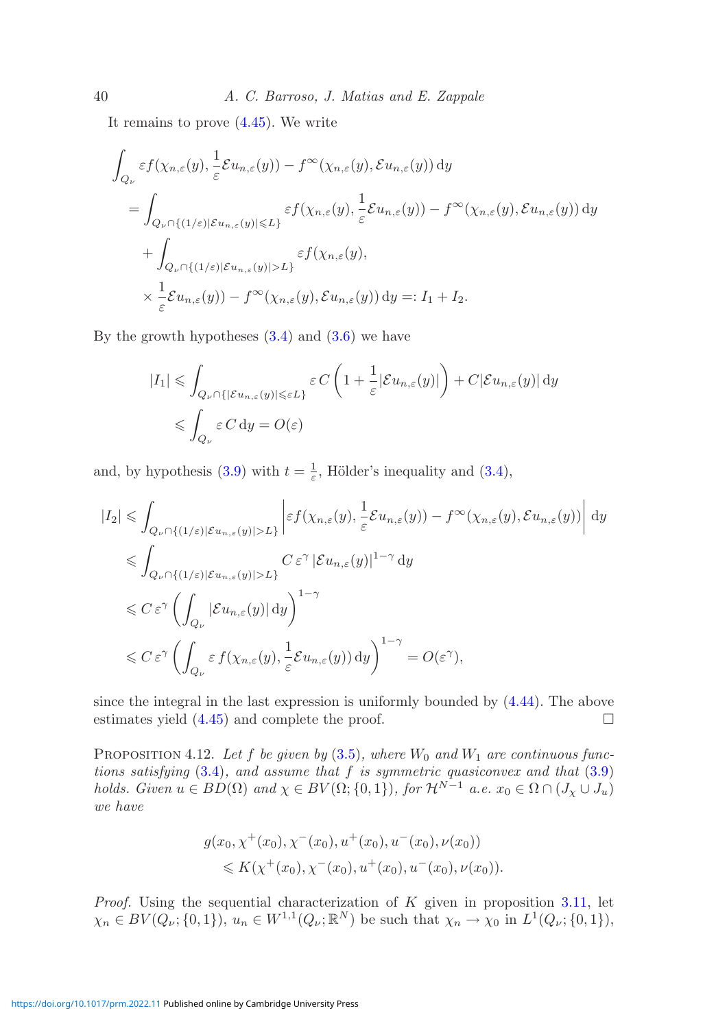It remains to prove (4.45). We write

$$
\begin{aligned}
&\int_{Q_\nu} \varepsilon f(\chi_{n,\varepsilon}(y), \frac{1}{\varepsilon}\mathcal{E}u_{n,\varepsilon}(y)) - f^\infty(\chi_{n,\varepsilon}(y), \mathcal{E}u_{n,\varepsilon}(y))\,\mathrm{d}y \\
&\quad = \int_{Q_\nu \cap \{(1/\varepsilon)|\mathcal{E}u_{n,\varepsilon}(y)| \leqslant L\}} \varepsilon f(\chi_{n,\varepsilon}(y), \frac{1}{\varepsilon}\mathcal{E}u_{n,\varepsilon}(y)) - f^\infty(\chi_{n,\varepsilon}(y), \mathcal{E}u_{n,\varepsilon}(y))\,\mathrm{d}y \\
&\qquad + \int_{Q_\nu \cap \{(1/\varepsilon)|\mathcal{E}u_{n,\varepsilon}(y)| > L\}} \varepsilon f(\chi_{n,\varepsilon}(y), \\
&\qquad \times \frac{1}{\varepsilon}\mathcal{E}u_{n,\varepsilon}(y)) - f^\infty(\chi_{n,\varepsilon}(y), \mathcal{E}u_{n,\varepsilon}(y))\,\mathrm{d}y =: I_1 + I_2.
\end{aligned}
$$

By the growth hypotheses (3.4) and (3.6) we have

$$
\begin{aligned}
|I_1| &\leqslant \int_{Q_\nu \cap \{|\mathcal{E}u_{n,\varepsilon}(y)| \leqslant \varepsilon L\}} \varepsilon\, C\left(1 + \frac{1}{\varepsilon}|\mathcal{E}u_{n,\varepsilon}(y)|\right) + C|\mathcal{E}u_{n,\varepsilon}(y)|\,\mathrm{d}y \\
&\leqslant \int_{Q_\nu} \varepsilon\, C\,\mathrm{d}y = O(\varepsilon)
\end{aligned}
$$

and, by hypothesis (3.9) with $t = \frac{1}{\varepsilon}$, Hölder's inequality and (3.4),

$$
\begin{aligned}
|I_2| &\leqslant \int_{Q_\nu \cap \{(1/\varepsilon)|\mathcal{E}u_{n,\varepsilon}(y)| > L\}} \left|\varepsilon f(\chi_{n,\varepsilon}(y), \frac{1}{\varepsilon}\mathcal{E}u_{n,\varepsilon}(y)) - f^\infty(\chi_{n,\varepsilon}(y), \mathcal{E}u_{n,\varepsilon}(y))\right|\,\mathrm{d}y \\
&\leqslant \int_{Q_\nu \cap \{(1/\varepsilon)|\mathcal{E}u_{n,\varepsilon}(y)| > L\}} C\,\varepsilon^\gamma\,|\mathcal{E}u_{n,\varepsilon}(y)|^{1-\gamma}\,\mathrm{d}y \\
&\leqslant C\,\varepsilon^\gamma \left(\int_{Q_\nu} |\mathcal{E}u_{n,\varepsilon}(y)|\,\mathrm{d}y\right)^{1-\gamma} \\
&\leqslant C\,\varepsilon^\gamma \left(\int_{Q_\nu} \varepsilon\, f(\chi_{n,\varepsilon}(y), \frac{1}{\varepsilon}\mathcal{E}u_{n,\varepsilon}(y))\,\mathrm{d}y\right)^{1-\gamma} = O(\varepsilon^\gamma),
\end{aligned}
$$

since the integral in the last expression is uniformly bounded by (4.44). The above estimates yield (4.45) and complete the proof. □

Proposition 4.12. *Let $f$ be given by (3.5), where $W_0$ and $W_1$ are continuous functions satisfying (3.4), and assume that $f$ is symmetric quasiconvex and that (3.9) holds. Given $u \in BD(\Omega)$ and $\chi \in BV(\Omega; \{0,1\})$, for $\mathcal{H}^{N-1}$ a.e. $x_0 \in \Omega \cap (J_\chi \cup J_u)$ we have*

$$
\begin{aligned}
&g(x_0, \chi^+(x_0), \chi^-(x_0), u^+(x_0), u^-(x_0), \nu(x_0)) \\
&\quad \leqslant K(\chi^+(x_0), \chi^-(x_0), u^+(x_0), u^-(x_0), \nu(x_0)).
\end{aligned}
$$

*Proof.* Using the sequential characterization of $K$ given in proposition 3.11, let $\chi_n \in BV(Q_\nu; \{0,1\})$, $u_n \in W^{1,1}(Q_\nu; \mathbb{R}^N)$ be such that $\chi_n \to \chi_0$ in $L^1(Q_\nu; \{0,1\})$,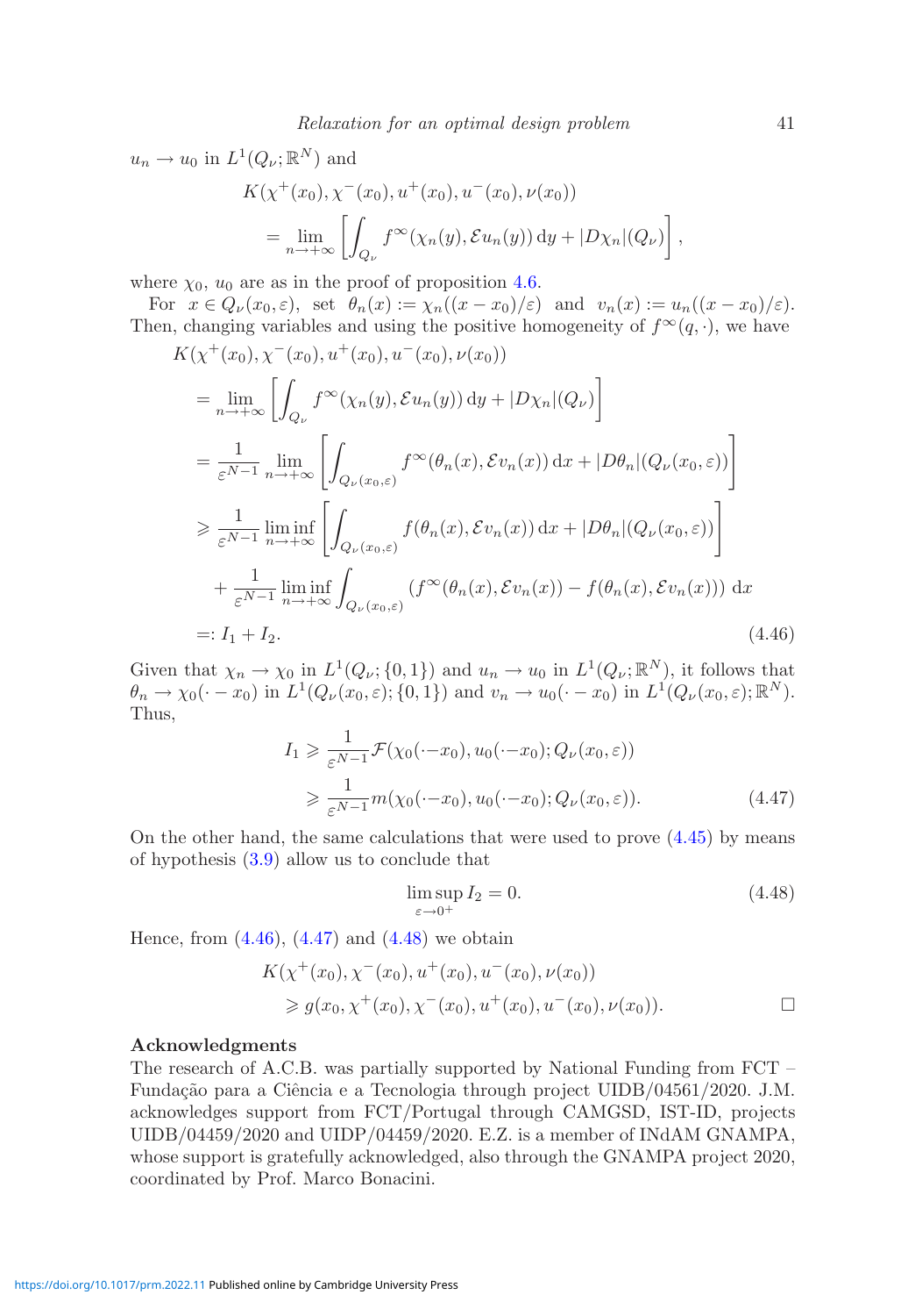$u_n \to u_0$ in $L^1(Q_\nu;\mathbb{R}^N)$ and

$$
\begin{aligned}
&K(\chi^+(x_0), \chi^-(x_0), u^+(x_0), u^-(x_0), \nu(x_0)) \\
&\quad = \lim_{n\to+\infty} \left[ \int_{Q_\nu} f^\infty(\chi_n(y), \mathcal{E}u_n(y))\,\mathrm{d}y + |D\chi_n|(Q_\nu) \right],
\end{aligned}
$$

where $\chi_0$, $u_0$ are as in the proof of proposition 4.6.

For $x \in Q_\nu(x_0,\varepsilon)$, set $\theta_n(x) := \chi_n((x-x_0)/\varepsilon)$ and $v_n(x) := u_n((x-x_0)/\varepsilon)$. Then, changing variables and using the positive homogeneity of $f^\infty(q,\cdot)$, we have

$$
\begin{aligned}
&K(\chi^+(x_0), \chi^-(x_0), u^+(x_0), u^-(x_0), \nu(x_0)) \\
&= \lim_{n\to+\infty} \left[ \int_{Q_\nu} f^\infty(\chi_n(y), \mathcal{E}u_n(y))\,\mathrm{d}y + |D\chi_n|(Q_\nu) \right] \\
&= \frac{1}{\varepsilon^{N-1}} \lim_{n\to+\infty} \left[ \int_{Q_\nu(x_0,\varepsilon)} f^\infty(\theta_n(x), \mathcal{E}v_n(x))\,\mathrm{d}x + |D\theta_n|(Q_\nu(x_0,\varepsilon)) \right] \\
&\geqslant \frac{1}{\varepsilon^{N-1}} \liminf_{n\to+\infty} \left[ \int_{Q_\nu(x_0,\varepsilon)} f(\theta_n(x), \mathcal{E}v_n(x))\,\mathrm{d}x + |D\theta_n|(Q_\nu(x_0,\varepsilon)) \right] \\
&\quad + \frac{1}{\varepsilon^{N-1}} \liminf_{n\to+\infty} \int_{Q_\nu(x_0,\varepsilon)} \left(f^\infty(\theta_n(x), \mathcal{E}v_n(x)) - f(\theta_n(x), \mathcal{E}v_n(x))\right)\mathrm{d}x \\
&=: I_1 + I_2.
\end{aligned} \tag{4.46}
$$

Given that $\chi_n \to \chi_0$ in $L^1(Q_\nu;\{0,1\})$ and $u_n \to u_0$ in $L^1(Q_\nu;\mathbb{R}^N)$, it follows that $\theta_n \to \chi_0(\cdot - x_0)$ in $L^1(Q_\nu(x_0,\varepsilon);\{0,1\})$ and $v_n \to u_0(\cdot - x_0)$ in $L^1(Q_\nu(x_0,\varepsilon);\mathbb{R}^N)$. Thus,

$$
\begin{aligned}
I_1 &\geqslant \frac{1}{\varepsilon^{N-1}} \mathcal{F}(\chi_0(\cdot - x_0), u_0(\cdot - x_0); Q_\nu(x_0,\varepsilon)) \\
&\geqslant \frac{1}{\varepsilon^{N-1}} m(\chi_0(\cdot - x_0), u_0(\cdot - x_0); Q_\nu(x_0,\varepsilon)).
\end{aligned} \tag{4.47}
$$

On the other hand, the same calculations that were used to prove (4.45) by means of hypothesis (3.9) allow us to conclude that

$$
\limsup_{\varepsilon\to0^+} I_2 = 0. \tag{4.48}
$$

Hence, from (4.46), (4.47) and (4.48) we obtain

$$
\begin{aligned}
&K(\chi^+(x_0), \chi^-(x_0), u^+(x_0), u^-(x_0), \nu(x_0)) \\
&\quad \geqslant g(x_0, \chi^+(x_0), \chi^-(x_0), u^+(x_0), u^-(x_0), \nu(x_0)).
\end{aligned}
$$

□

**Acknowledgments**

The research of A.C.B. was partially supported by National Funding from FCT – Fundação para a Ciência e a Tecnologia through project UIDB/04561/2020. J.M. acknowledges support from FCT/Portugal through CAMGSD, IST-ID, projects UIDB/04459/2020 and UIDP/04459/2020. E.Z. is a member of INdAM GNAMPA, whose support is gratefully acknowledged, also through the GNAMPA project 2020, coordinated by Prof. Marco Bonacini.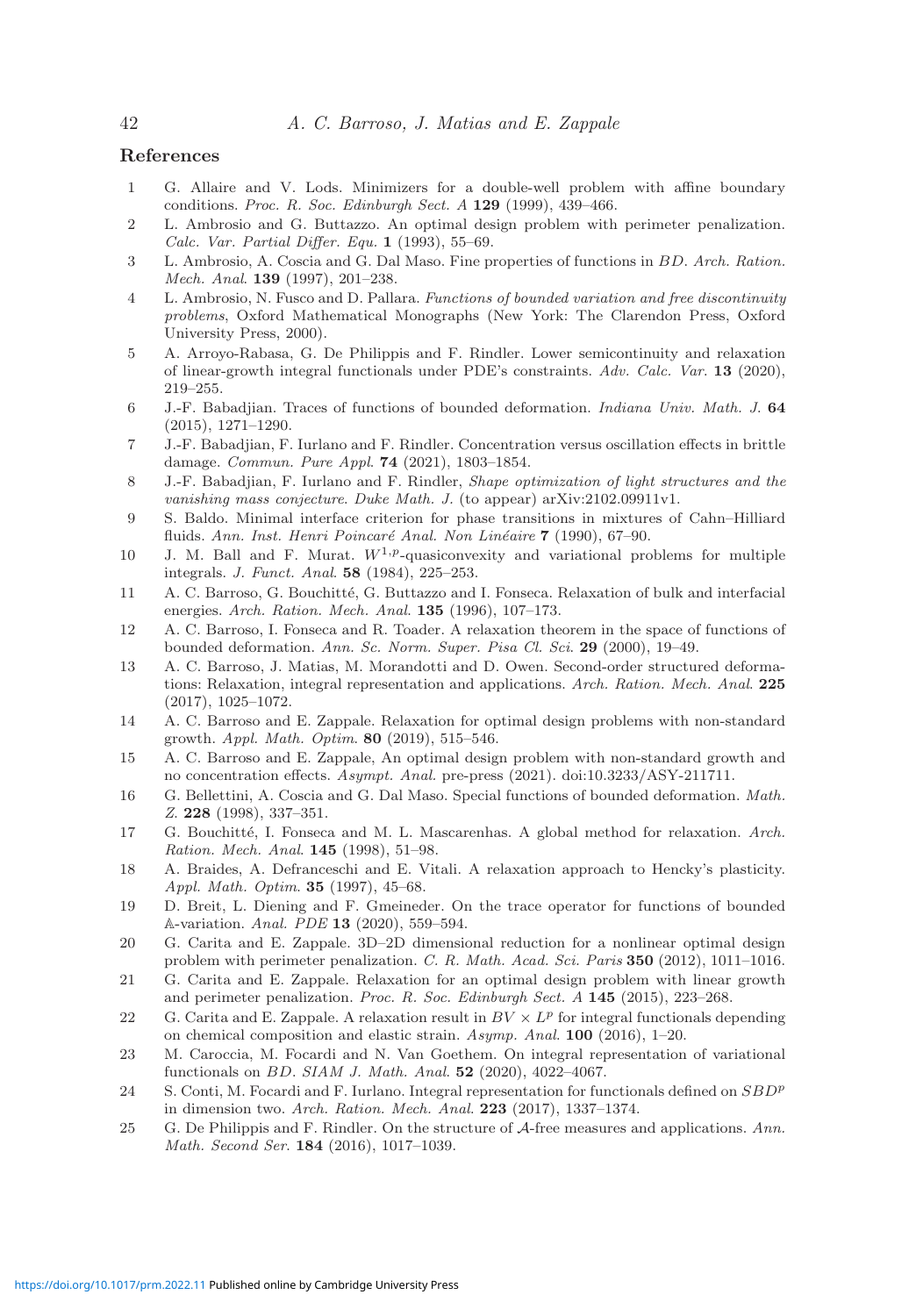## References

1. G. Allaire and V. Lods. Minimizers for a double-well problem with affine boundary conditions. *Proc. R. Soc. Edinburgh Sect. A* **129** (1999), 439–466.
2. L. Ambrosio and G. Buttazzo. An optimal design problem with perimeter penalization. *Calc. Var. Partial Differ. Equ.* **1** (1993), 55–69.
3. L. Ambrosio, A. Coscia and G. Dal Maso. Fine properties of functions in $BD$. *Arch. Ration. Mech. Anal*. **139** (1997), 201–238.
4. L. Ambrosio, N. Fusco and D. Pallara. *Functions of bounded variation and free discontinuity problems*, Oxford Mathematical Monographs (New York: The Clarendon Press, Oxford University Press, 2000).
5. A. Arroyo-Rabasa, G. De Philippis and F. Rindler. Lower semicontinuity and relaxation of linear-growth integral functionals under PDE's constraints. *Adv. Calc. Var*. **13** (2020), 219–255.
6. J.-F. Babadjian. Traces of functions of bounded deformation. *Indiana Univ. Math. J.* **64** (2015), 1271–1290.
7. J.-F. Babadjian, F. Iurlano and F. Rindler. Concentration versus oscillation effects in brittle damage. *Commun. Pure Appl*. **74** (2021), 1803–1854.
8. J.-F. Babadjian, F. Iurlano and F. Rindler, *Shape optimization of light structures and the vanishing mass conjecture. Duke Math. J.* (to appear) arXiv:2102.09911v1.
9. S. Baldo. Minimal interface criterion for phase transitions in mixtures of Cahn–Hilliard fluids. *Ann. Inst. Henri Poincaré Anal. Non Linéaire* **7** (1990), 67–90.
10. J. M. Ball and F. Murat. $W^{1,p}$-quasiconvexity and variational problems for multiple integrals. *J. Funct. Anal*. **58** (1984), 225–253.
11. A. C. Barroso, G. Bouchitté, G. Buttazzo and I. Fonseca. Relaxation of bulk and interfacial energies. *Arch. Ration. Mech. Anal*. **135** (1996), 107–173.
12. A. C. Barroso, I. Fonseca and R. Toader. A relaxation theorem in the space of functions of bounded deformation. *Ann. Sc. Norm. Super. Pisa Cl. Sci*. **29** (2000), 19–49.
13. A. C. Barroso, J. Matias, M. Morandotti and D. Owen. Second-order structured deformations: Relaxation, integral representation and applications. *Arch. Ration. Mech. Anal*. **225** (2017), 1025–1072.
14. A. C. Barroso and E. Zappale. Relaxation for optimal design problems with non-standard growth. *Appl. Math. Optim*. **80** (2019), 515–546.
15. A. C. Barroso and E. Zappale, An optimal design problem with non-standard growth and no concentration effects. *Asympt. Anal.* pre-press (2021). doi:10.3233/ASY-211711.
16. G. Bellettini, A. Coscia and G. Dal Maso. Special functions of bounded deformation. *Math. Z.* **228** (1998), 337–351.
17. G. Bouchitté, I. Fonseca and M. L. Mascarenhas. A global method for relaxation. *Arch. Ration. Mech. Anal*. **145** (1998), 51–98.
18. A. Braides, A. Defranceschi and E. Vitali. A relaxation approach to Hencky's plasticity. *Appl. Math. Optim*. **35** (1997), 45–68.
19. D. Breit, L. Diening and F. Gmeineder. On the trace operator for functions of bounded $\mathbb{A}$-variation. *Anal. PDE* **13** (2020), 559–594.
20. G. Carita and E. Zappale. 3D–2D dimensional reduction for a nonlinear optimal design problem with perimeter penalization. *C. R. Math. Acad. Sci. Paris* **350** (2012), 1011–1016.
21. G. Carita and E. Zappale. Relaxation for an optimal design problem with linear growth and perimeter penalization. *Proc. R. Soc. Edinburgh Sect. A* **145** (2015), 223–268.
22. G. Carita and E. Zappale. A relaxation result in $BV \times L^p$ for integral functionals depending on chemical composition and elastic strain. *Asymp. Anal.* **100** (2016), 1–20.
23. M. Caroccia, M. Focardi and N. Van Goethem. On integral representation of variational functionals on $BD$. *SIAM J. Math. Anal.* **52** (2020), 4022–4067.
24. S. Conti, M. Focardi and F. Iurlano. Integral representation for functionals defined on $SBD^p$ in dimension two. *Arch. Ration. Mech. Anal*. **223** (2017), 1337–1374.
25. G. De Philippis and F. Rindler. On the structure of $\mathcal{A}$-free measures and applications. *Ann. Math. Second Ser.* **184** (2016), 1017–1039.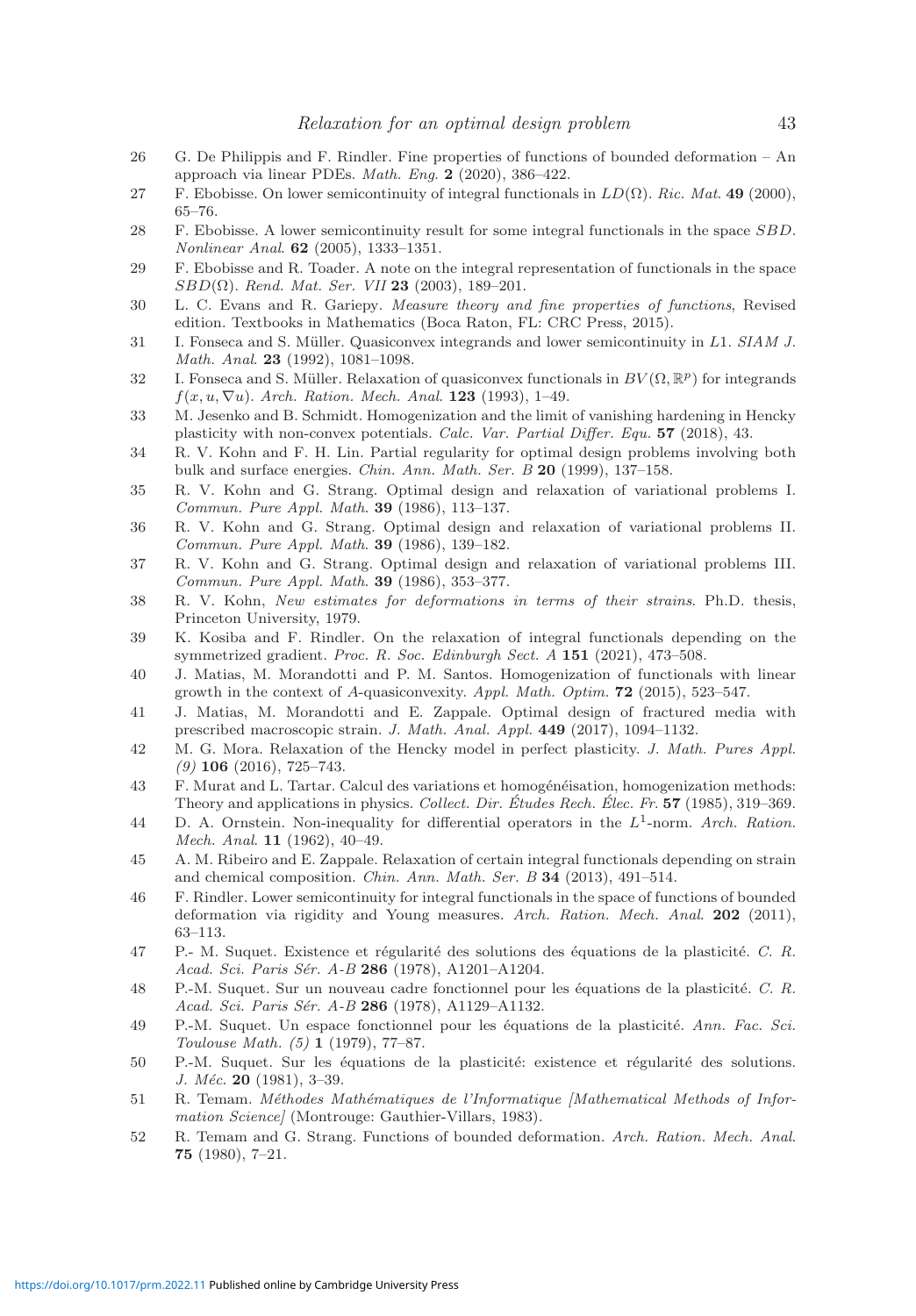26 G. De Philippis and F. Rindler. Fine properties of functions of bounded deformation – An approach via linear PDEs. *Math. Eng.* **2** (2020), 386–422.

27 F. Ebobisse. On lower semicontinuity of integral functionals in $LD(\Omega)$. *Ric. Mat.* **49** (2000), 65–76.

28 F. Ebobisse. A lower semicontinuity result for some integral functionals in the space $SBD$. *Nonlinear Anal.* **62** (2005), 1333–1351.

29 F. Ebobisse and R. Toader. A note on the integral representation of functionals in the space $SBD(\Omega)$. *Rend. Mat. Ser. VII* **23** (2003), 189–201.

30 L. C. Evans and R. Gariepy. *Measure theory and fine properties of functions*, Revised edition. Textbooks in Mathematics (Boca Raton, FL: CRC Press, 2015).

31 I. Fonseca and S. Müller. Quasiconvex integrands and lower semicontinuity in $L1$. *SIAM J. Math. Anal.* **23** (1992), 1081–1098.

32 I. Fonseca and S. Müller. Relaxation of quasiconvex functionals in $BV(\Omega, \mathbb{R}^p)$ for integrands $f(x, u, \nabla u)$. *Arch. Ration. Mech. Anal.* **123** (1993), 1–49.

33 M. Jesenko and B. Schmidt. Homogenization and the limit of vanishing hardening in Hencky plasticity with non-convex potentials. *Calc. Var. Partial Differ. Equ.* **57** (2018), 43.

34 R. V. Kohn and F. H. Lin. Partial regularity for optimal design problems involving both bulk and surface energies. *Chin. Ann. Math. Ser. B* **20** (1999), 137–158.

35 R. V. Kohn and G. Strang. Optimal design and relaxation of variational problems I. *Commun. Pure Appl. Math.* **39** (1986), 113–137.

36 R. V. Kohn and G. Strang. Optimal design and relaxation of variational problems II. *Commun. Pure Appl. Math.* **39** (1986), 139–182.

37 R. V. Kohn and G. Strang. Optimal design and relaxation of variational problems III. *Commun. Pure Appl. Math.* **39** (1986), 353–377.

38 R. V. Kohn, *New estimates for deformations in terms of their strains*. Ph.D. thesis, Princeton University, 1979.

39 K. Kosiba and F. Rindler. On the relaxation of integral functionals depending on the symmetrized gradient. *Proc. R. Soc. Edinburgh Sect. A* **151** (2021), 473–508.

40 J. Matias, M. Morandotti and P. M. Santos. Homogenization of functionals with linear growth in the context of $A$-quasiconvexity. *Appl. Math. Optim.* **72** (2015), 523–547.

41 J. Matias, M. Morandotti and E. Zappale. Optimal design of fractured media with prescribed macroscopic strain. *J. Math. Anal. Appl.* **449** (2017), 1094–1132.

42 M. G. Mora. Relaxation of the Hencky model in perfect plasticity. *J. Math. Pures Appl. (9)* **106** (2016), 725–743.

43 F. Murat and L. Tartar. Calcul des variations et homogénéisation, homogenization methods: Theory and applications in physics. *Collect. Dir. Études Rech. Élec. Fr.* **57** (1985), 319–369.

44 D. A. Ornstein. Non-inequality for differential operators in the $L^1$-norm. *Arch. Ration. Mech. Anal.* **11** (1962), 40–49.

45 A. M. Ribeiro and E. Zappale. Relaxation of certain integral functionals depending on strain and chemical composition. *Chin. Ann. Math. Ser. B* **34** (2013), 491–514.

46 F. Rindler. Lower semicontinuity for integral functionals in the space of functions of bounded deformation via rigidity and Young measures. *Arch. Ration. Mech. Anal.* **202** (2011), 63–113.

47 P.- M. Suquet. Existence et régularité des solutions des équations de la plasticité. *C. R. Acad. Sci. Paris Sér. A-B* **286** (1978), A1201–A1204.

48 P.-M. Suquet. Sur un nouveau cadre fonctionnel pour les équations de la plasticité. *C. R. Acad. Sci. Paris Sér. A-B* **286** (1978), A1129–A1132.

49 P.-M. Suquet. Un espace fonctionnel pour les équations de la plasticité. *Ann. Fac. Sci. Toulouse Math. (5)* **1** (1979), 77–87.

50 P.-M. Suquet. Sur les équations de la plasticité: existence et régularité des solutions. *J. Méc.* **20** (1981), 3–39.

51 R. Temam. *Méthodes Mathématiques de l'Informatique [Mathematical Methods of Information Science]* (Montrouge: Gauthier-Villars, 1983).

52 R. Temam and G. Strang. Functions of bounded deformation. *Arch. Ration. Mech. Anal.* **75** (1980), 7–21.